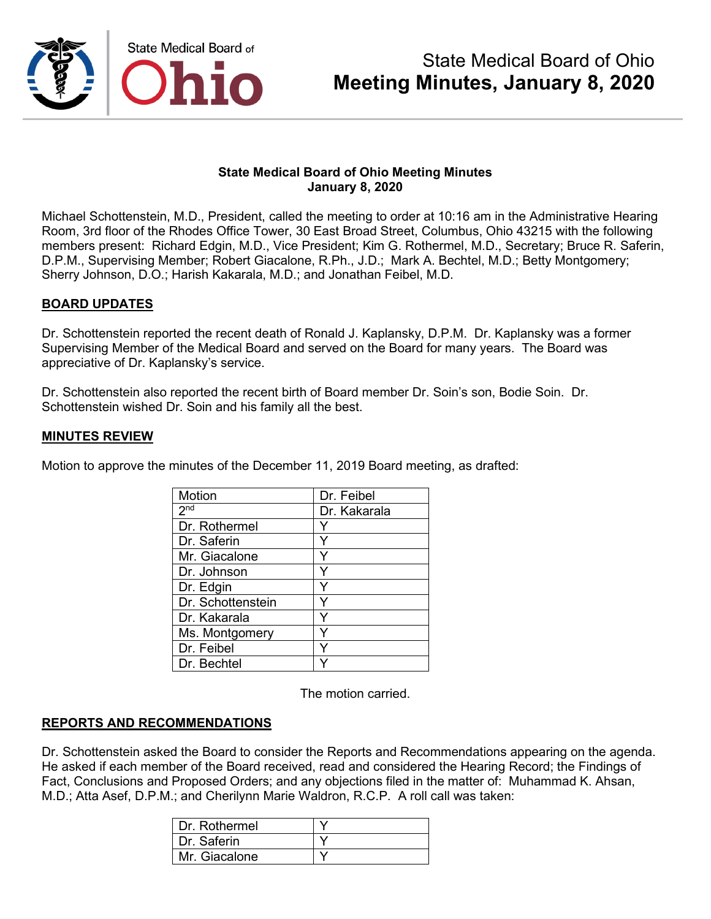# State Medical Board of Ohio
# Meeting Minutes, January 8, 2020

**State Medical Board of Ohio Meeting Minutes**
**January 8, 2020**

Michael Schottenstein, M.D., President, called the meeting to order at 10:16 am in the Administrative Hearing Room, 3rd floor of the Rhodes Office Tower, 30 East Broad Street, Columbus, Ohio 43215 with the following members present: Richard Edgin, M.D., Vice President; Kim G. Rothermel, M.D., Secretary; Bruce R. Saferin, D.P.M., Supervising Member; Robert Giacalone, R.Ph., J.D.; Mark A. Bechtel, M.D.; Betty Montgomery; Sherry Johnson, D.O.; Harish Kakarala, M.D.; and Jonathan Feibel, M.D.

## BOARD UPDATES

Dr. Schottenstein reported the recent death of Ronald J. Kaplansky, D.P.M. Dr. Kaplansky was a former Supervising Member of the Medical Board and served on the Board for many years. The Board was appreciative of Dr. Kaplansky's service.

Dr. Schottenstein also reported the recent birth of Board member Dr. Soin's son, Bodie Soin. Dr. Schottenstein wished Dr. Soin and his family all the best.

## MINUTES REVIEW

Motion to approve the minutes of the December 11, 2019 Board meeting, as drafted:

| Motion | Dr. Feibel |
|---|---|
| 2nd | Dr. Kakarala |
| Dr. Rothermel | Y |
| Dr. Saferin | Y |
| Mr. Giacalone | Y |
| Dr. Johnson | Y |
| Dr. Edgin | Y |
| Dr. Schottenstein | Y |
| Dr. Kakarala | Y |
| Ms. Montgomery | Y |
| Dr. Feibel | Y |
| Dr. Bechtel | Y |

The motion carried.

## REPORTS AND RECOMMENDATIONS

Dr. Schottenstein asked the Board to consider the Reports and Recommendations appearing on the agenda. He asked if each member of the Board received, read and considered the Hearing Record; the Findings of Fact, Conclusions and Proposed Orders; and any objections filed in the matter of: Muhammad K. Ahsan, M.D.; Atta Asef, D.P.M.; and Cherilynn Marie Waldron, R.C.P. A roll call was taken:

| | |
|---|---|
| Dr. Rothermel | Y |
| Dr. Saferin | Y |
| Mr. Giacalone | Y |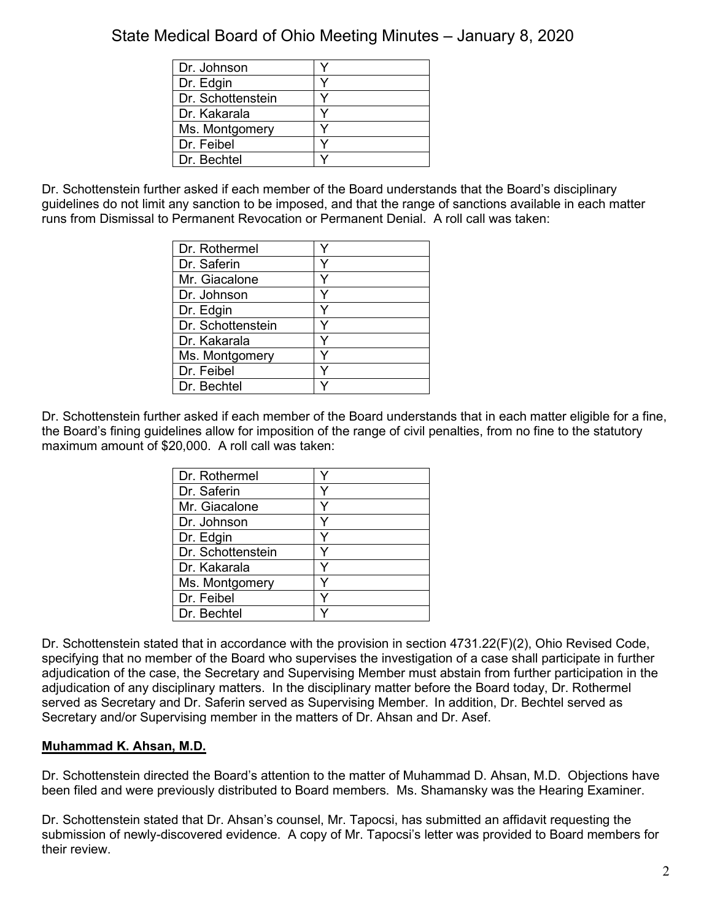| | |
|---|---|
| Dr. Johnson | Y |
| Dr. Edgin | Y |
| Dr. Schottenstein | Y |
| Dr. Kakarala | Y |
| Ms. Montgomery | Y |
| Dr. Feibel | Y |
| Dr. Bechtel | Y |

Dr. Schottenstein further asked if each member of the Board understands that the Board's disciplinary guidelines do not limit any sanction to be imposed, and that the range of sanctions available in each matter runs from Dismissal to Permanent Revocation or Permanent Denial. A roll call was taken:

| | |
|---|---|
| Dr. Rothermel | Y |
| Dr. Saferin | Y |
| Mr. Giacalone | Y |
| Dr. Johnson | Y |
| Dr. Edgin | Y |
| Dr. Schottenstein | Y |
| Dr. Kakarala | Y |
| Ms. Montgomery | Y |
| Dr. Feibel | Y |
| Dr. Bechtel | Y |

Dr. Schottenstein further asked if each member of the Board understands that in each matter eligible for a fine, the Board's fining guidelines allow for imposition of the range of civil penalties, from no fine to the statutory maximum amount of $20,000. A roll call was taken:

| | |
|---|---|
| Dr. Rothermel | Y |
| Dr. Saferin | Y |
| Mr. Giacalone | Y |
| Dr. Johnson | Y |
| Dr. Edgin | Y |
| Dr. Schottenstein | Y |
| Dr. Kakarala | Y |
| Ms. Montgomery | Y |
| Dr. Feibel | Y |
| Dr. Bechtel | Y |

Dr. Schottenstein stated that in accordance with the provision in section 4731.22(F)(2), Ohio Revised Code, specifying that no member of the Board who supervises the investigation of a case shall participate in further adjudication of the case, the Secretary and Supervising Member must abstain from further participation in the adjudication of any disciplinary matters. In the disciplinary matter before the Board today, Dr. Rothermel served as Secretary and Dr. Saferin served as Supervising Member. In addition, Dr. Bechtel served as Secretary and/or Supervising member in the matters of Dr. Ahsan and Dr. Asef.

**Muhammad K. Ahsan, M.D.**

Dr. Schottenstein directed the Board's attention to the matter of Muhammad D. Ahsan, M.D. Objections have been filed and were previously distributed to Board members. Ms. Shamansky was the Hearing Examiner.

Dr. Schottenstein stated that Dr. Ahsan's counsel, Mr. Tapocsi, has submitted an affidavit requesting the submission of newly-discovered evidence. A copy of Mr. Tapocsi's letter was provided to Board members for their review.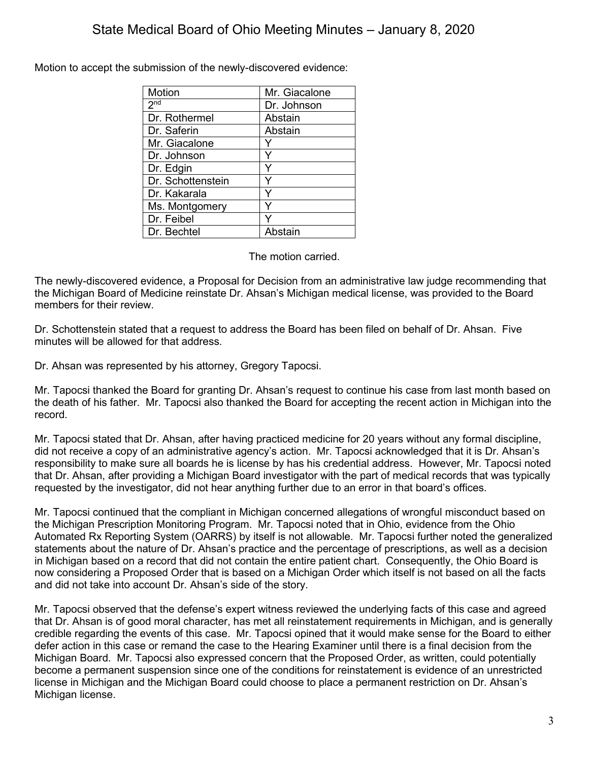Motion to accept the submission of the newly-discovered evidence:

| Motion | Mr. Giacalone |
|---|---|
| 2nd | Dr. Johnson |
| Dr. Rothermel | Abstain |
| Dr. Saferin | Abstain |
| Mr. Giacalone | Y |
| Dr. Johnson | Y |
| Dr. Edgin | Y |
| Dr. Schottenstein | Y |
| Dr. Kakarala | Y |
| Ms. Montgomery | Y |
| Dr. Feibel | Y |
| Dr. Bechtel | Abstain |

The motion carried.

The newly-discovered evidence, a Proposal for Decision from an administrative law judge recommending that the Michigan Board of Medicine reinstate Dr. Ahsan's Michigan medical license, was provided to the Board members for their review.

Dr. Schottenstein stated that a request to address the Board has been filed on behalf of Dr. Ahsan. Five minutes will be allowed for that address.

Dr. Ahsan was represented by his attorney, Gregory Tapocsi.

Mr. Tapocsi thanked the Board for granting Dr. Ahsan's request to continue his case from last month based on the death of his father. Mr. Tapocsi also thanked the Board for accepting the recent action in Michigan into the record.

Mr. Tapocsi stated that Dr. Ahsan, after having practiced medicine for 20 years without any formal discipline, did not receive a copy of an administrative agency's action. Mr. Tapocsi acknowledged that it is Dr. Ahsan's responsibility to make sure all boards he is license by has his credential address. However, Mr. Tapocsi noted that Dr. Ahsan, after providing a Michigan Board investigator with the part of medical records that was typically requested by the investigator, did not hear anything further due to an error in that board's offices.

Mr. Tapocsi continued that the compliant in Michigan concerned allegations of wrongful misconduct based on the Michigan Prescription Monitoring Program. Mr. Tapocsi noted that in Ohio, evidence from the Ohio Automated Rx Reporting System (OARRS) by itself is not allowable. Mr. Tapocsi further noted the generalized statements about the nature of Dr. Ahsan's practice and the percentage of prescriptions, as well as a decision in Michigan based on a record that did not contain the entire patient chart. Consequently, the Ohio Board is now considering a Proposed Order that is based on a Michigan Order which itself is not based on all the facts and did not take into account Dr. Ahsan's side of the story.

Mr. Tapocsi observed that the defense's expert witness reviewed the underlying facts of this case and agreed that Dr. Ahsan is of good moral character, has met all reinstatement requirements in Michigan, and is generally credible regarding the events of this case. Mr. Tapocsi opined that it would make sense for the Board to either defer action in this case or remand the case to the Hearing Examiner until there is a final decision from the Michigan Board. Mr. Tapocsi also expressed concern that the Proposed Order, as written, could potentially become a permanent suspension since one of the conditions for reinstatement is evidence of an unrestricted license in Michigan and the Michigan Board could choose to place a permanent restriction on Dr. Ahsan's Michigan license.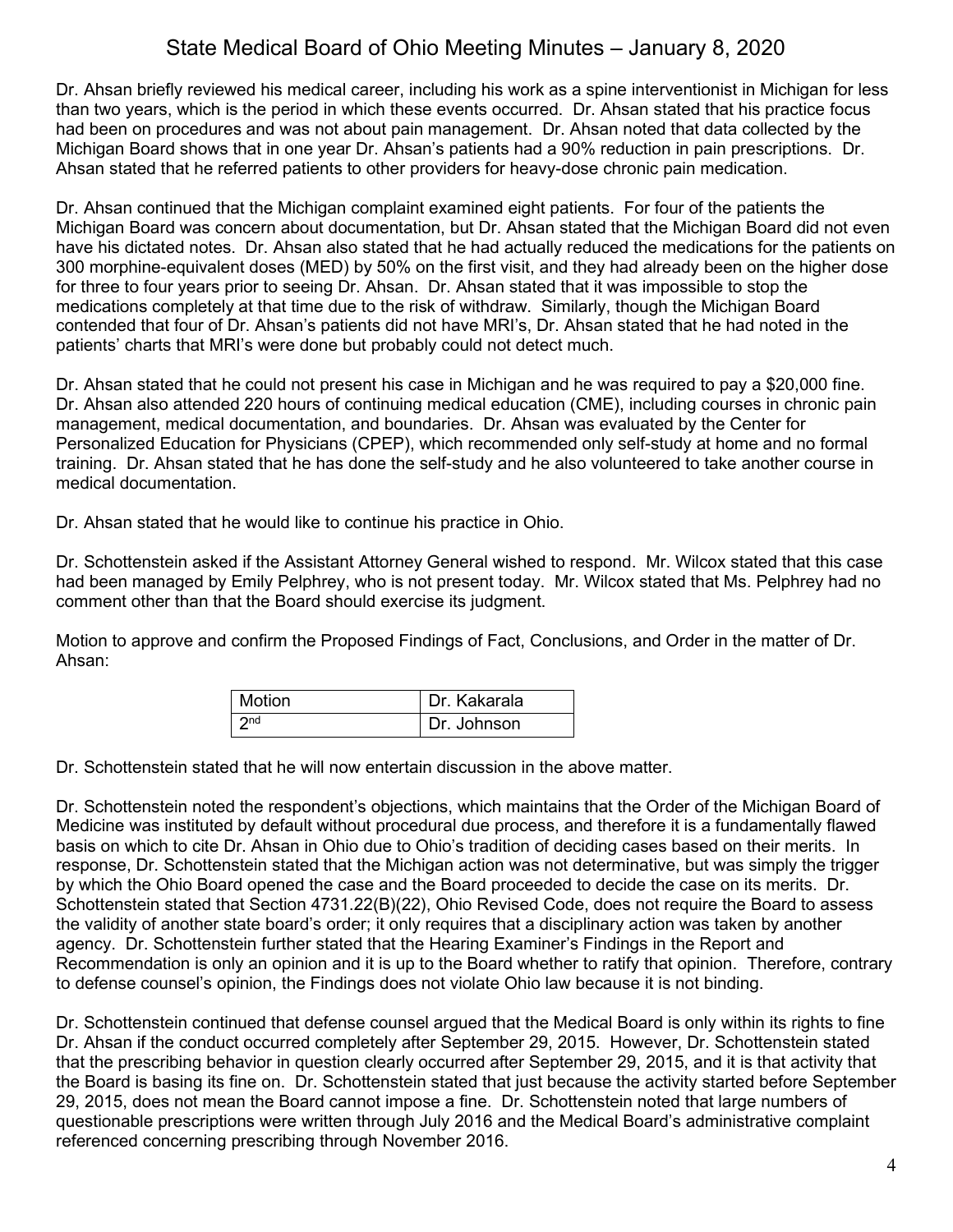Dr. Ahsan briefly reviewed his medical career, including his work as a spine interventionist in Michigan for less than two years, which is the period in which these events occurred. Dr. Ahsan stated that his practice focus had been on procedures and was not about pain management. Dr. Ahsan noted that data collected by the Michigan Board shows that in one year Dr. Ahsan's patients had a 90% reduction in pain prescriptions. Dr. Ahsan stated that he referred patients to other providers for heavy-dose chronic pain medication.

Dr. Ahsan continued that the Michigan complaint examined eight patients. For four of the patients the Michigan Board was concern about documentation, but Dr. Ahsan stated that the Michigan Board did not even have his dictated notes. Dr. Ahsan also stated that he had actually reduced the medications for the patients on 300 morphine-equivalent doses (MED) by 50% on the first visit, and they had already been on the higher dose for three to four years prior to seeing Dr. Ahsan. Dr. Ahsan stated that it was impossible to stop the medications completely at that time due to the risk of withdraw. Similarly, though the Michigan Board contended that four of Dr. Ahsan's patients did not have MRI's, Dr. Ahsan stated that he had noted in the patients' charts that MRI's were done but probably could not detect much.

Dr. Ahsan stated that he could not present his case in Michigan and he was required to pay a $20,000 fine. Dr. Ahsan also attended 220 hours of continuing medical education (CME), including courses in chronic pain management, medical documentation, and boundaries. Dr. Ahsan was evaluated by the Center for Personalized Education for Physicians (CPEP), which recommended only self-study at home and no formal training. Dr. Ahsan stated that he has done the self-study and he also volunteered to take another course in medical documentation.

Dr. Ahsan stated that he would like to continue his practice in Ohio.

Dr. Schottenstein asked if the Assistant Attorney General wished to respond. Mr. Wilcox stated that this case had been managed by Emily Pelphrey, who is not present today. Mr. Wilcox stated that Ms. Pelphrey had no comment other than that the Board should exercise its judgment.

Motion to approve and confirm the Proposed Findings of Fact, Conclusions, and Order in the matter of Dr. Ahsan:

| Motion | Dr. Kakarala |
|---|---|
| 2nd | Dr. Johnson |

Dr. Schottenstein stated that he will now entertain discussion in the above matter.

Dr. Schottenstein noted the respondent's objections, which maintains that the Order of the Michigan Board of Medicine was instituted by default without procedural due process, and therefore it is a fundamentally flawed basis on which to cite Dr. Ahsan in Ohio due to Ohio's tradition of deciding cases based on their merits. In response, Dr. Schottenstein stated that the Michigan action was not determinative, but was simply the trigger by which the Ohio Board opened the case and the Board proceeded to decide the case on its merits. Dr. Schottenstein stated that Section 4731.22(B)(22), Ohio Revised Code, does not require the Board to assess the validity of another state board's order; it only requires that a disciplinary action was taken by another agency. Dr. Schottenstein further stated that the Hearing Examiner's Findings in the Report and Recommendation is only an opinion and it is up to the Board whether to ratify that opinion. Therefore, contrary to defense counsel's opinion, the Findings does not violate Ohio law because it is not binding.

Dr. Schottenstein continued that defense counsel argued that the Medical Board is only within its rights to fine Dr. Ahsan if the conduct occurred completely after September 29, 2015. However, Dr. Schottenstein stated that the prescribing behavior in question clearly occurred after September 29, 2015, and it is that activity that the Board is basing its fine on. Dr. Schottenstein stated that just because the activity started before September 29, 2015, does not mean the Board cannot impose a fine. Dr. Schottenstein noted that large numbers of questionable prescriptions were written through July 2016 and the Medical Board's administrative complaint referenced concerning prescribing through November 2016.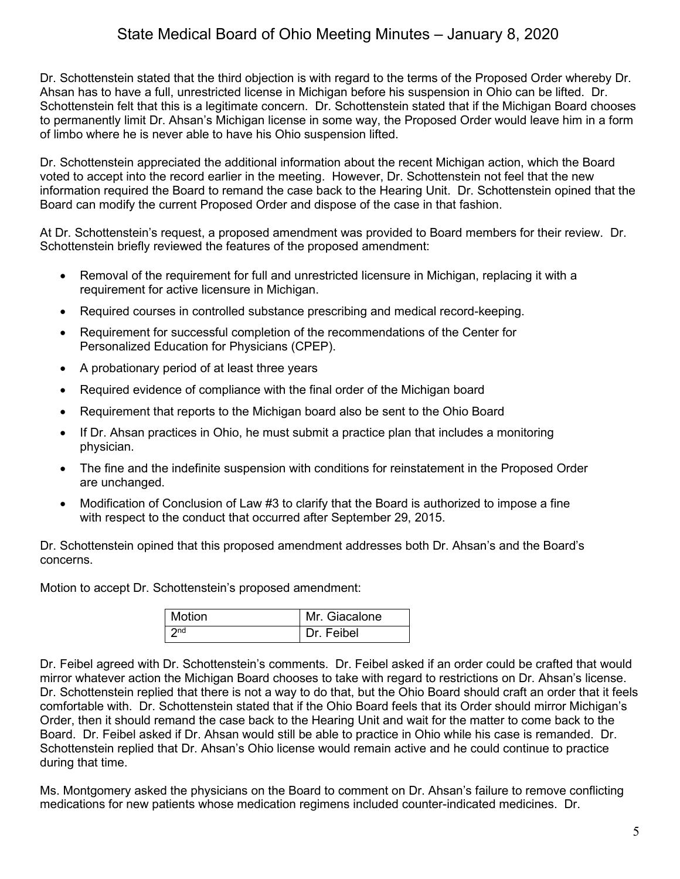Dr. Schottenstein stated that the third objection is with regard to the terms of the Proposed Order whereby Dr. Ahsan has to have a full, unrestricted license in Michigan before his suspension in Ohio can be lifted. Dr. Schottenstein felt that this is a legitimate concern. Dr. Schottenstein stated that if the Michigan Board chooses to permanently limit Dr. Ahsan's Michigan license in some way, the Proposed Order would leave him in a form of limbo where he is never able to have his Ohio suspension lifted.

Dr. Schottenstein appreciated the additional information about the recent Michigan action, which the Board voted to accept into the record earlier in the meeting. However, Dr. Schottenstein not feel that the new information required the Board to remand the case back to the Hearing Unit. Dr. Schottenstein opined that the Board can modify the current Proposed Order and dispose of the case in that fashion.

At Dr. Schottenstein's request, a proposed amendment was provided to Board members for their review. Dr. Schottenstein briefly reviewed the features of the proposed amendment:

- Removal of the requirement for full and unrestricted licensure in Michigan, replacing it with a requirement for active licensure in Michigan.
- Required courses in controlled substance prescribing and medical record-keeping.
- Requirement for successful completion of the recommendations of the Center for Personalized Education for Physicians (CPEP).
- A probationary period of at least three years
- Required evidence of compliance with the final order of the Michigan board
- Requirement that reports to the Michigan board also be sent to the Ohio Board
- If Dr. Ahsan practices in Ohio, he must submit a practice plan that includes a monitoring physician.
- The fine and the indefinite suspension with conditions for reinstatement in the Proposed Order are unchanged.
- Modification of Conclusion of Law #3 to clarify that the Board is authorized to impose a fine with respect to the conduct that occurred after September 29, 2015.

Dr. Schottenstein opined that this proposed amendment addresses both Dr. Ahsan's and the Board's concerns.

Motion to accept Dr. Schottenstein's proposed amendment:

| Motion | Mr. Giacalone |
|---|---|
| 2nd | Dr. Feibel |

Dr. Feibel agreed with Dr. Schottenstein's comments. Dr. Feibel asked if an order could be crafted that would mirror whatever action the Michigan Board chooses to take with regard to restrictions on Dr. Ahsan's license. Dr. Schottenstein replied that there is not a way to do that, but the Ohio Board should craft an order that it feels comfortable with. Dr. Schottenstein stated that if the Ohio Board feels that its Order should mirror Michigan's Order, then it should remand the case back to the Hearing Unit and wait for the matter to come back to the Board. Dr. Feibel asked if Dr. Ahsan would still be able to practice in Ohio while his case is remanded. Dr. Schottenstein replied that Dr. Ahsan's Ohio license would remain active and he could continue to practice during that time.

Ms. Montgomery asked the physicians on the Board to comment on Dr. Ahsan's failure to remove conflicting medications for new patients whose medication regimens included counter-indicated medicines. Dr.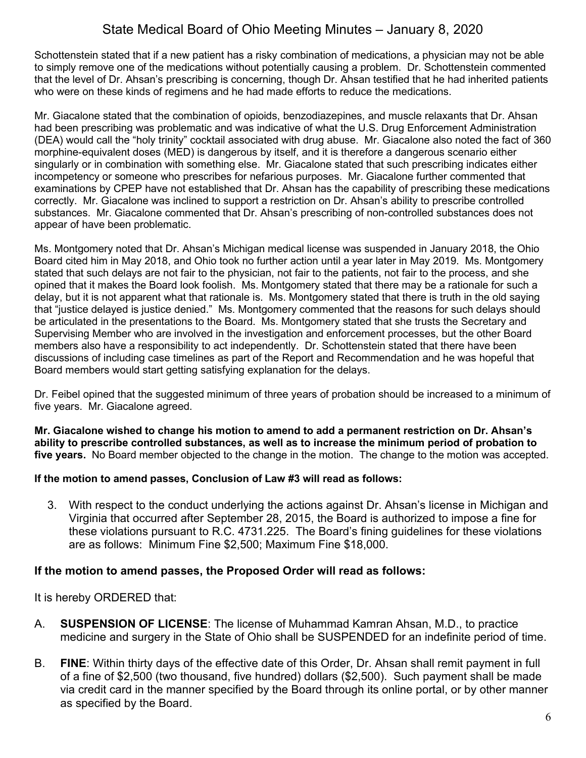Schottenstein stated that if a new patient has a risky combination of medications, a physician may not be able to simply remove one of the medications without potentially causing a problem. Dr. Schottenstein commented that the level of Dr. Ahsan's prescribing is concerning, though Dr. Ahsan testified that he had inherited patients who were on these kinds of regimens and he had made efforts to reduce the medications.

Mr. Giacalone stated that the combination of opioids, benzodiazepines, and muscle relaxants that Dr. Ahsan had been prescribing was problematic and was indicative of what the U.S. Drug Enforcement Administration (DEA) would call the "holy trinity" cocktail associated with drug abuse. Mr. Giacalone also noted the fact of 360 morphine-equivalent doses (MED) is dangerous by itself, and it is therefore a dangerous scenario either singularly or in combination with something else. Mr. Giacalone stated that such prescribing indicates either incompetency or someone who prescribes for nefarious purposes. Mr. Giacalone further commented that examinations by CPEP have not established that Dr. Ahsan has the capability of prescribing these medications correctly. Mr. Giacalone was inclined to support a restriction on Dr. Ahsan's ability to prescribe controlled substances. Mr. Giacalone commented that Dr. Ahsan's prescribing of non-controlled substances does not appear of have been problematic.

Ms. Montgomery noted that Dr. Ahsan's Michigan medical license was suspended in January 2018, the Ohio Board cited him in May 2018, and Ohio took no further action until a year later in May 2019. Ms. Montgomery stated that such delays are not fair to the physician, not fair to the patients, not fair to the process, and she opined that it makes the Board look foolish. Ms. Montgomery stated that there may be a rationale for such a delay, but it is not apparent what that rationale is. Ms. Montgomery stated that there is truth in the old saying that "justice delayed is justice denied." Ms. Montgomery commented that the reasons for such delays should be articulated in the presentations to the Board. Ms. Montgomery stated that she trusts the Secretary and Supervising Member who are involved in the investigation and enforcement processes, but the other Board members also have a responsibility to act independently. Dr. Schottenstein stated that there have been discussions of including case timelines as part of the Report and Recommendation and he was hopeful that Board members would start getting satisfying explanation for the delays.

Dr. Feibel opined that the suggested minimum of three years of probation should be increased to a minimum of five years. Mr. Giacalone agreed.

**Mr. Giacalone wished to change his motion to amend to add a permanent restriction on Dr. Ahsan's ability to prescribe controlled substances, as well as to increase the minimum period of probation to five years.** No Board member objected to the change in the motion. The change to the motion was accepted.

**If the motion to amend passes, Conclusion of Law #3 will read as follows:**

3. With respect to the conduct underlying the actions against Dr. Ahsan's license in Michigan and Virginia that occurred after September 28, 2015, the Board is authorized to impose a fine for these violations pursuant to R.C. 4731.225. The Board's fining guidelines for these violations are as follows: Minimum Fine $2,500; Maximum Fine $18,000.

**If the motion to amend passes, the Proposed Order will read as follows:**

It is hereby ORDERED that:

A. **SUSPENSION OF LICENSE**: The license of Muhammad Kamran Ahsan, M.D., to practice medicine and surgery in the State of Ohio shall be SUSPENDED for an indefinite period of time.

B. **FINE**: Within thirty days of the effective date of this Order, Dr. Ahsan shall remit payment in full of a fine of $2,500 (two thousand, five hundred) dollars ($2,500). Such payment shall be made via credit card in the manner specified by the Board through its online portal, or by other manner as specified by the Board.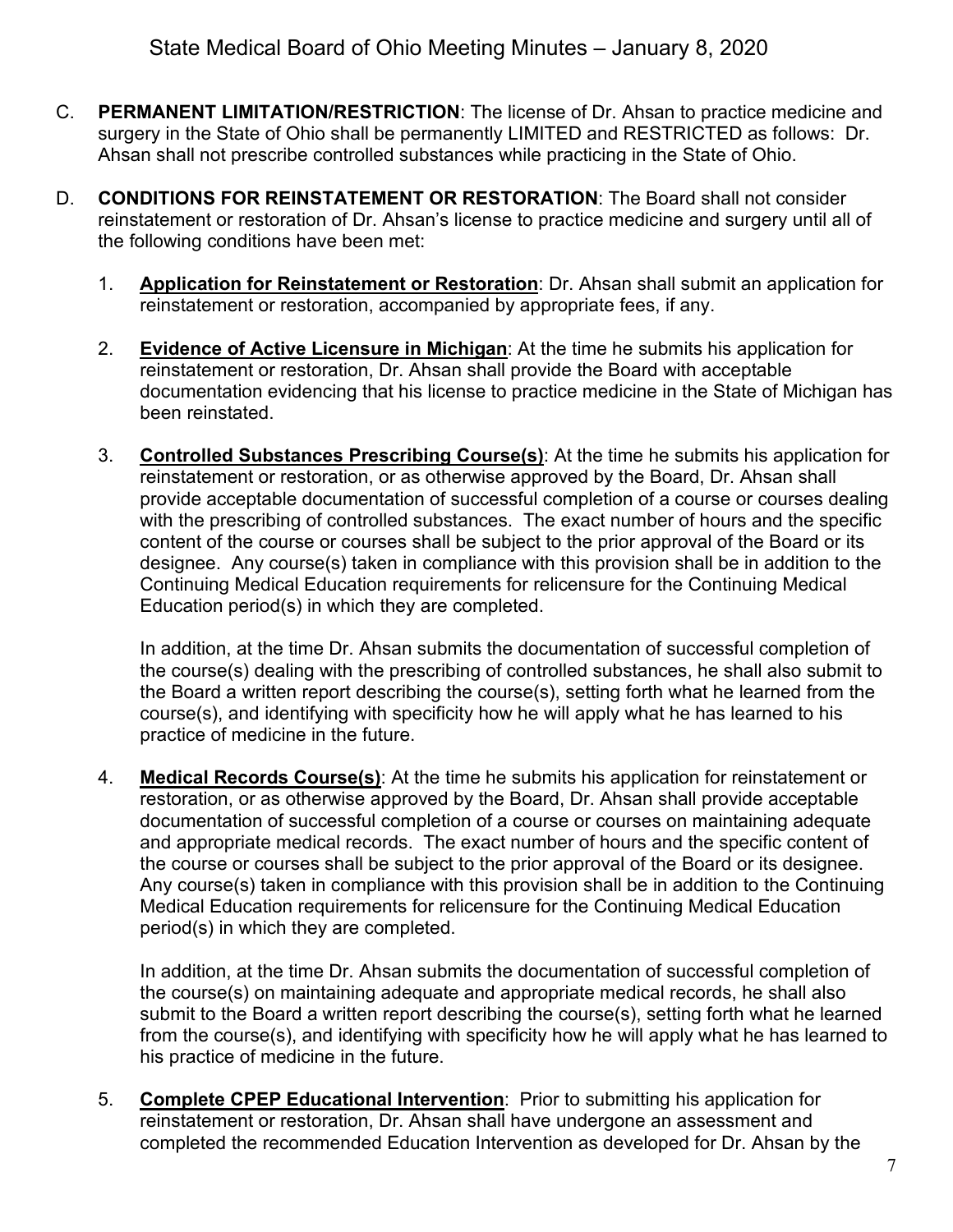C. **PERMANENT LIMITATION/RESTRICTION**: The license of Dr. Ahsan to practice medicine and surgery in the State of Ohio shall be permanently LIMITED and RESTRICTED as follows: Dr. Ahsan shall not prescribe controlled substances while practicing in the State of Ohio.

D. **CONDITIONS FOR REINSTATEMENT OR RESTORATION**: The Board shall not consider reinstatement or restoration of Dr. Ahsan's license to practice medicine and surgery until all of the following conditions have been met:

   1. **Application for Reinstatement or Restoration**: Dr. Ahsan shall submit an application for reinstatement or restoration, accompanied by appropriate fees, if any.

   2. **Evidence of Active Licensure in Michigan**: At the time he submits his application for reinstatement or restoration, Dr. Ahsan shall provide the Board with acceptable documentation evidencing that his license to practice medicine in the State of Michigan has been reinstated.

   3. **Controlled Substances Prescribing Course(s)**: At the time he submits his application for reinstatement or restoration, or as otherwise approved by the Board, Dr. Ahsan shall provide acceptable documentation of successful completion of a course or courses dealing with the prescribing of controlled substances. The exact number of hours and the specific content of the course or courses shall be subject to the prior approval of the Board or its designee. Any course(s) taken in compliance with this provision shall be in addition to the Continuing Medical Education requirements for relicensure for the Continuing Medical Education period(s) in which they are completed.

      In addition, at the time Dr. Ahsan submits the documentation of successful completion of the course(s) dealing with the prescribing of controlled substances, he shall also submit to the Board a written report describing the course(s), setting forth what he learned from the course(s), and identifying with specificity how he will apply what he has learned to his practice of medicine in the future.

   4. **Medical Records Course(s)**: At the time he submits his application for reinstatement or restoration, or as otherwise approved by the Board, Dr. Ahsan shall provide acceptable documentation of successful completion of a course or courses on maintaining adequate and appropriate medical records. The exact number of hours and the specific content of the course or courses shall be subject to the prior approval of the Board or its designee. Any course(s) taken in compliance with this provision shall be in addition to the Continuing Medical Education requirements for relicensure for the Continuing Medical Education period(s) in which they are completed.

      In addition, at the time Dr. Ahsan submits the documentation of successful completion of the course(s) on maintaining adequate and appropriate medical records, he shall also submit to the Board a written report describing the course(s), setting forth what he learned from the course(s), and identifying with specificity how he will apply what he has learned to his practice of medicine in the future.

   5. **Complete CPEP Educational Intervention**: Prior to submitting his application for reinstatement or restoration, Dr. Ahsan shall have undergone an assessment and completed the recommended Education Intervention as developed for Dr. Ahsan by the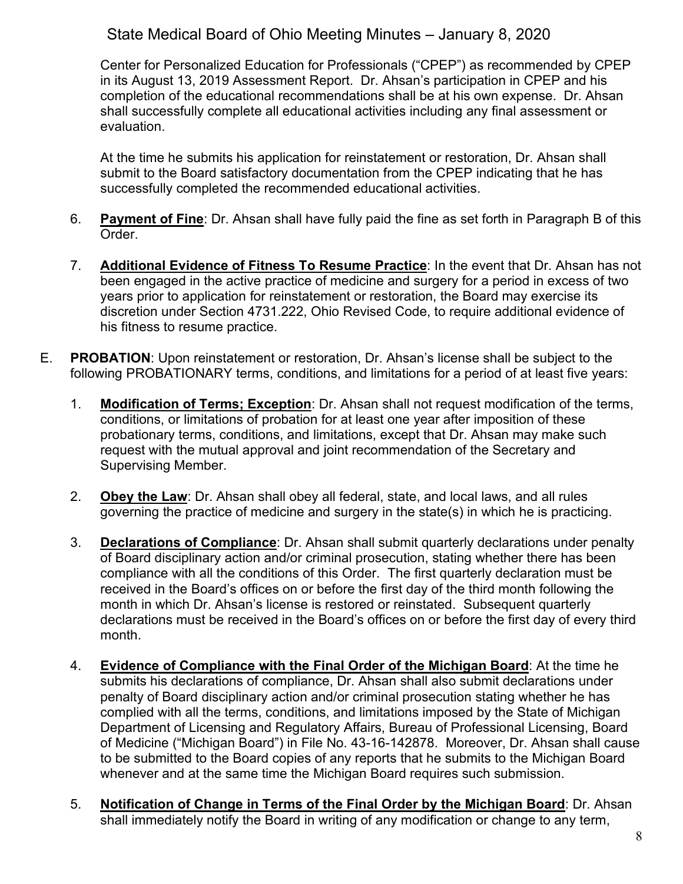Center for Personalized Education for Professionals ("CPEP") as recommended by CPEP in its August 13, 2019 Assessment Report. Dr. Ahsan's participation in CPEP and his completion of the educational recommendations shall be at his own expense. Dr. Ahsan shall successfully complete all educational activities including any final assessment or evaluation.

At the time he submits his application for reinstatement or restoration, Dr. Ahsan shall submit to the Board satisfactory documentation from the CPEP indicating that he has successfully completed the recommended educational activities.

6. **Payment of Fine**: Dr. Ahsan shall have fully paid the fine as set forth in Paragraph B of this Order.

7. **Additional Evidence of Fitness To Resume Practice**: In the event that Dr. Ahsan has not been engaged in the active practice of medicine and surgery for a period in excess of two years prior to application for reinstatement or restoration, the Board may exercise its discretion under Section 4731.222, Ohio Revised Code, to require additional evidence of his fitness to resume practice.

E. **PROBATION**: Upon reinstatement or restoration, Dr. Ahsan's license shall be subject to the following PROBATIONARY terms, conditions, and limitations for a period of at least five years:

1. **Modification of Terms; Exception**: Dr. Ahsan shall not request modification of the terms, conditions, or limitations of probation for at least one year after imposition of these probationary terms, conditions, and limitations, except that Dr. Ahsan may make such request with the mutual approval and joint recommendation of the Secretary and Supervising Member.

2. **Obey the Law**: Dr. Ahsan shall obey all federal, state, and local laws, and all rules governing the practice of medicine and surgery in the state(s) in which he is practicing.

3. **Declarations of Compliance**: Dr. Ahsan shall submit quarterly declarations under penalty of Board disciplinary action and/or criminal prosecution, stating whether there has been compliance with all the conditions of this Order. The first quarterly declaration must be received in the Board's offices on or before the first day of the third month following the month in which Dr. Ahsan's license is restored or reinstated. Subsequent quarterly declarations must be received in the Board's offices on or before the first day of every third month.

4. **Evidence of Compliance with the Final Order of the Michigan Board**: At the time he submits his declarations of compliance, Dr. Ahsan shall also submit declarations under penalty of Board disciplinary action and/or criminal prosecution stating whether he has complied with all the terms, conditions, and limitations imposed by the State of Michigan Department of Licensing and Regulatory Affairs, Bureau of Professional Licensing, Board of Medicine ("Michigan Board") in File No. 43-16-142878. Moreover, Dr. Ahsan shall cause to be submitted to the Board copies of any reports that he submits to the Michigan Board whenever and at the same time the Michigan Board requires such submission.

5. **Notification of Change in Terms of the Final Order by the Michigan Board**: Dr. Ahsan shall immediately notify the Board in writing of any modification or change to any term,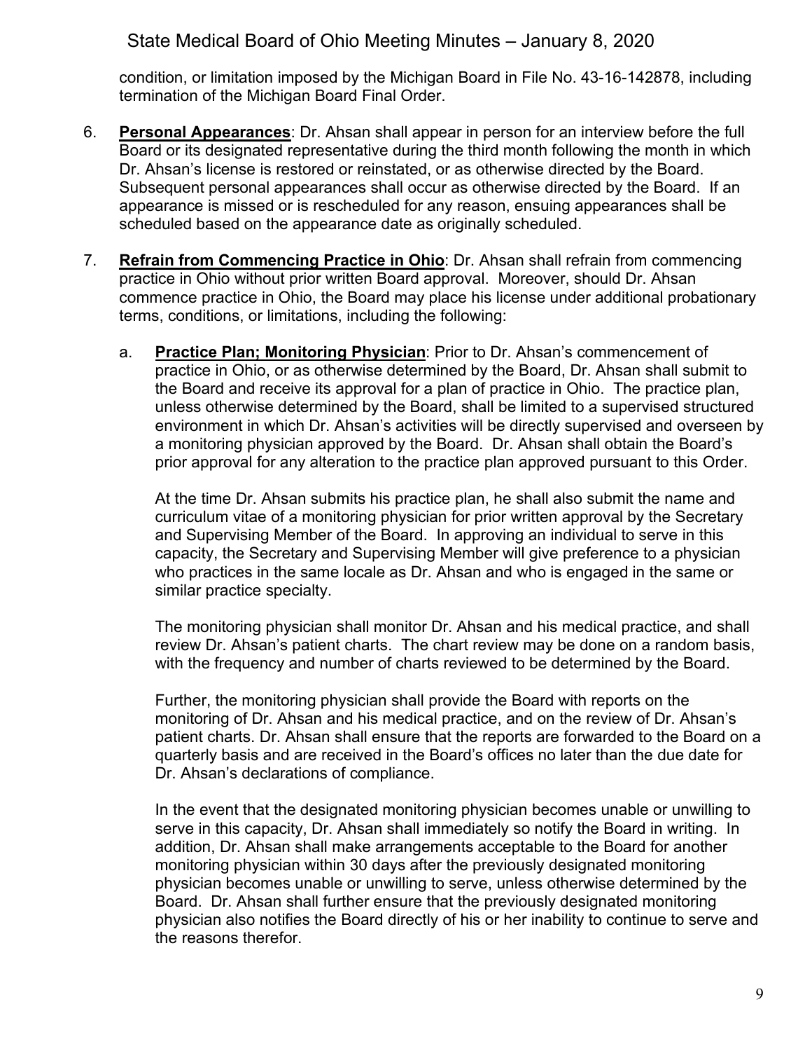condition, or limitation imposed by the Michigan Board in File No. 43-16-142878, including termination of the Michigan Board Final Order.

6. **Personal Appearances**: Dr. Ahsan shall appear in person for an interview before the full Board or its designated representative during the third month following the month in which Dr. Ahsan's license is restored or reinstated, or as otherwise directed by the Board. Subsequent personal appearances shall occur as otherwise directed by the Board. If an appearance is missed or is rescheduled for any reason, ensuing appearances shall be scheduled based on the appearance date as originally scheduled.

7. **Refrain from Commencing Practice in Ohio**: Dr. Ahsan shall refrain from commencing practice in Ohio without prior written Board approval. Moreover, should Dr. Ahsan commence practice in Ohio, the Board may place his license under additional probationary terms, conditions, or limitations, including the following:

   a. **Practice Plan; Monitoring Physician**: Prior to Dr. Ahsan's commencement of practice in Ohio, or as otherwise determined by the Board, Dr. Ahsan shall submit to the Board and receive its approval for a plan of practice in Ohio. The practice plan, unless otherwise determined by the Board, shall be limited to a supervised structured environment in which Dr. Ahsan's activities will be directly supervised and overseen by a monitoring physician approved by the Board. Dr. Ahsan shall obtain the Board's prior approval for any alteration to the practice plan approved pursuant to this Order.

      At the time Dr. Ahsan submits his practice plan, he shall also submit the name and curriculum vitae of a monitoring physician for prior written approval by the Secretary and Supervising Member of the Board. In approving an individual to serve in this capacity, the Secretary and Supervising Member will give preference to a physician who practices in the same locale as Dr. Ahsan and who is engaged in the same or similar practice specialty.

      The monitoring physician shall monitor Dr. Ahsan and his medical practice, and shall review Dr. Ahsan's patient charts. The chart review may be done on a random basis, with the frequency and number of charts reviewed to be determined by the Board.

      Further, the monitoring physician shall provide the Board with reports on the monitoring of Dr. Ahsan and his medical practice, and on the review of Dr. Ahsan's patient charts. Dr. Ahsan shall ensure that the reports are forwarded to the Board on a quarterly basis and are received in the Board's offices no later than the due date for Dr. Ahsan's declarations of compliance.

      In the event that the designated monitoring physician becomes unable or unwilling to serve in this capacity, Dr. Ahsan shall immediately so notify the Board in writing. In addition, Dr. Ahsan shall make arrangements acceptable to the Board for another monitoring physician within 30 days after the previously designated monitoring physician becomes unable or unwilling to serve, unless otherwise determined by the Board. Dr. Ahsan shall further ensure that the previously designated monitoring physician also notifies the Board directly of his or her inability to continue to serve and the reasons therefor.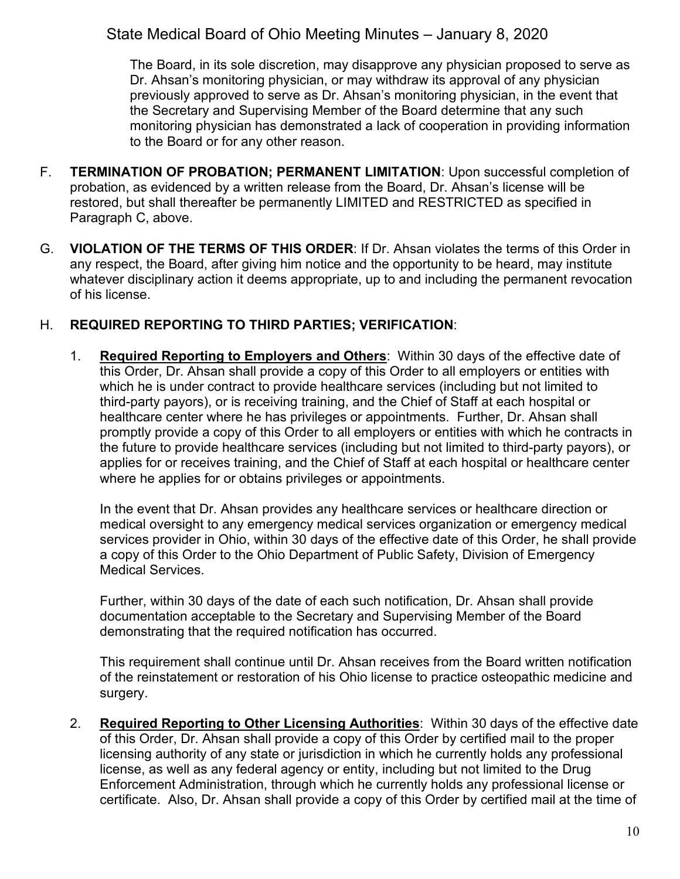The Board, in its sole discretion, may disapprove any physician proposed to serve as Dr. Ahsan's monitoring physician, or may withdraw its approval of any physician previously approved to serve as Dr. Ahsan's monitoring physician, in the event that the Secretary and Supervising Member of the Board determine that any such monitoring physician has demonstrated a lack of cooperation in providing information to the Board or for any other reason.

F. **TERMINATION OF PROBATION; PERMANENT LIMITATION**: Upon successful completion of probation, as evidenced by a written release from the Board, Dr. Ahsan's license will be restored, but shall thereafter be permanently LIMITED and RESTRICTED as specified in Paragraph C, above.

G. **VIOLATION OF THE TERMS OF THIS ORDER**: If Dr. Ahsan violates the terms of this Order in any respect, the Board, after giving him notice and the opportunity to be heard, may institute whatever disciplinary action it deems appropriate, up to and including the permanent revocation of his license.

H. **REQUIRED REPORTING TO THIRD PARTIES; VERIFICATION**:

1. **Required Reporting to Employers and Others**: Within 30 days of the effective date of this Order, Dr. Ahsan shall provide a copy of this Order to all employers or entities with which he is under contract to provide healthcare services (including but not limited to third-party payors), or is receiving training, and the Chief of Staff at each hospital or healthcare center where he has privileges or appointments. Further, Dr. Ahsan shall promptly provide a copy of this Order to all employers or entities with which he contracts in the future to provide healthcare services (including but not limited to third-party payors), or applies for or receives training, and the Chief of Staff at each hospital or healthcare center where he applies for or obtains privileges or appointments.

   In the event that Dr. Ahsan provides any healthcare services or healthcare direction or medical oversight to any emergency medical services organization or emergency medical services provider in Ohio, within 30 days of the effective date of this Order, he shall provide a copy of this Order to the Ohio Department of Public Safety, Division of Emergency Medical Services.

   Further, within 30 days of the date of each such notification, Dr. Ahsan shall provide documentation acceptable to the Secretary and Supervising Member of the Board demonstrating that the required notification has occurred.

   This requirement shall continue until Dr. Ahsan receives from the Board written notification of the reinstatement or restoration of his Ohio license to practice osteopathic medicine and surgery.

2. **Required Reporting to Other Licensing Authorities**: Within 30 days of the effective date of this Order, Dr. Ahsan shall provide a copy of this Order by certified mail to the proper licensing authority of any state or jurisdiction in which he currently holds any professional license, as well as any federal agency or entity, including but not limited to the Drug Enforcement Administration, through which he currently holds any professional license or certificate. Also, Dr. Ahsan shall provide a copy of this Order by certified mail at the time of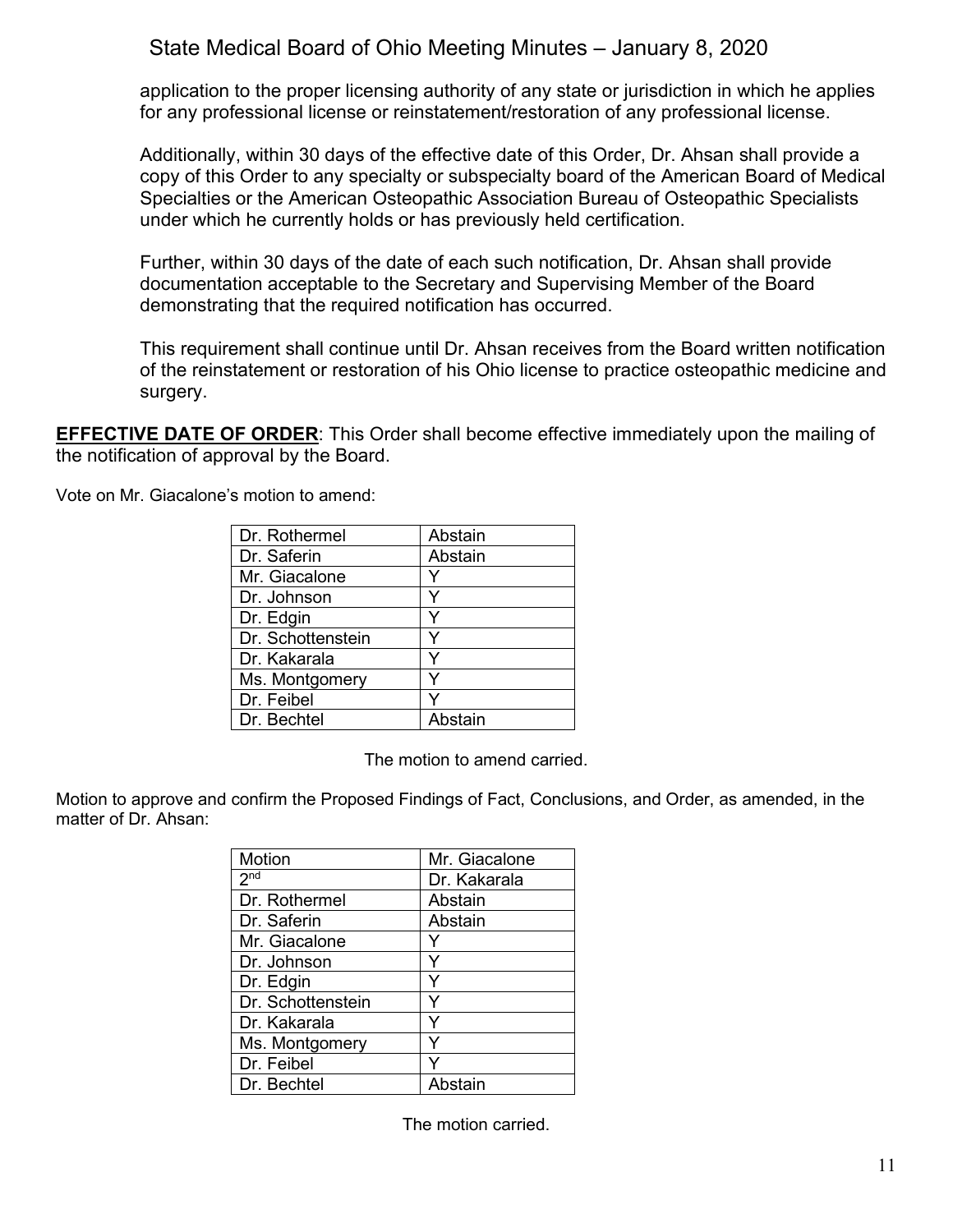application to the proper licensing authority of any state or jurisdiction in which he applies for any professional license or reinstatement/restoration of any professional license.

Additionally, within 30 days of the effective date of this Order, Dr. Ahsan shall provide a copy of this Order to any specialty or subspecialty board of the American Board of Medical Specialties or the American Osteopathic Association Bureau of Osteopathic Specialists under which he currently holds or has previously held certification.

Further, within 30 days of the date of each such notification, Dr. Ahsan shall provide documentation acceptable to the Secretary and Supervising Member of the Board demonstrating that the required notification has occurred.

This requirement shall continue until Dr. Ahsan receives from the Board written notification of the reinstatement or restoration of his Ohio license to practice osteopathic medicine and surgery.

**EFFECTIVE DATE OF ORDER**: This Order shall become effective immediately upon the mailing of the notification of approval by the Board.

Vote on Mr. Giacalone's motion to amend:

| | |
|---|---|
| Dr. Rothermel | Abstain |
| Dr. Saferin | Abstain |
| Mr. Giacalone | Y |
| Dr. Johnson | Y |
| Dr. Edgin | Y |
| Dr. Schottenstein | Y |
| Dr. Kakarala | Y |
| Ms. Montgomery | Y |
| Dr. Feibel | Y |
| Dr. Bechtel | Abstain |

The motion to amend carried.

Motion to approve and confirm the Proposed Findings of Fact, Conclusions, and Order, as amended, in the matter of Dr. Ahsan:

| Motion | Mr. Giacalone |
|---|---|
| 2nd | Dr. Kakarala |
| Dr. Rothermel | Abstain |
| Dr. Saferin | Abstain |
| Mr. Giacalone | Y |
| Dr. Johnson | Y |
| Dr. Edgin | Y |
| Dr. Schottenstein | Y |
| Dr. Kakarala | Y |
| Ms. Montgomery | Y |
| Dr. Feibel | Y |
| Dr. Bechtel | Abstain |

The motion carried.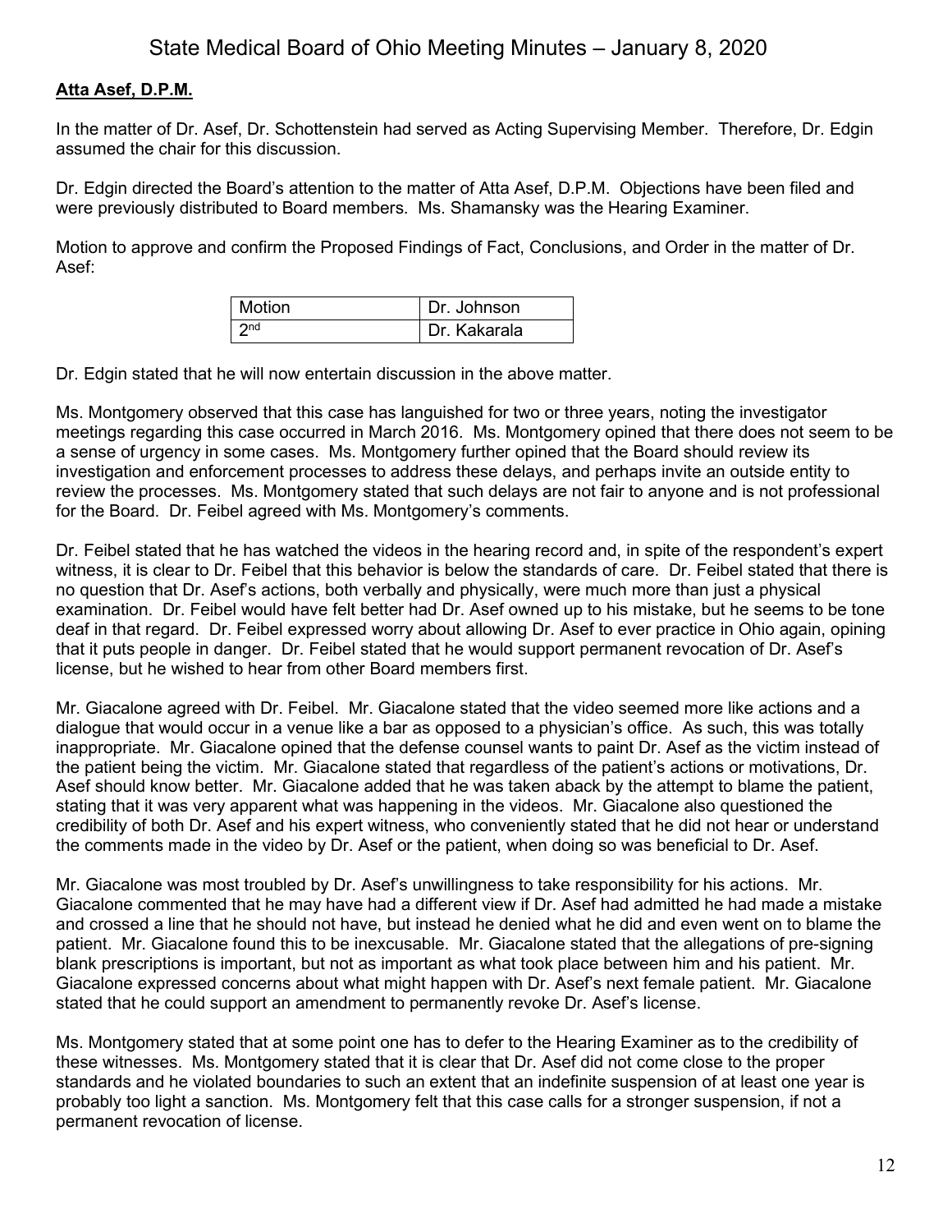**Atta Asef, D.P.M.**

In the matter of Dr. Asef, Dr. Schottenstein had served as Acting Supervising Member. Therefore, Dr. Edgin assumed the chair for this discussion.

Dr. Edgin directed the Board's attention to the matter of Atta Asef, D.P.M. Objections have been filed and were previously distributed to Board members. Ms. Shamansky was the Hearing Examiner.

Motion to approve and confirm the Proposed Findings of Fact, Conclusions, and Order in the matter of Dr. Asef:

| Motion | Dr. Johnson |
|---|---|
| 2nd | Dr. Kakarala |

Dr. Edgin stated that he will now entertain discussion in the above matter.

Ms. Montgomery observed that this case has languished for two or three years, noting the investigator meetings regarding this case occurred in March 2016. Ms. Montgomery opined that there does not seem to be a sense of urgency in some cases. Ms. Montgomery further opined that the Board should review its investigation and enforcement processes to address these delays, and perhaps invite an outside entity to review the processes. Ms. Montgomery stated that such delays are not fair to anyone and is not professional for the Board. Dr. Feibel agreed with Ms. Montgomery's comments.

Dr. Feibel stated that he has watched the videos in the hearing record and, in spite of the respondent's expert witness, it is clear to Dr. Feibel that this behavior is below the standards of care. Dr. Feibel stated that there is no question that Dr. Asef's actions, both verbally and physically, were much more than just a physical examination. Dr. Feibel would have felt better had Dr. Asef owned up to his mistake, but he seems to be tone deaf in that regard. Dr. Feibel expressed worry about allowing Dr. Asef to ever practice in Ohio again, opining that it puts people in danger. Dr. Feibel stated that he would support permanent revocation of Dr. Asef's license, but he wished to hear from other Board members first.

Mr. Giacalone agreed with Dr. Feibel. Mr. Giacalone stated that the video seemed more like actions and a dialogue that would occur in a venue like a bar as opposed to a physician's office. As such, this was totally inappropriate. Mr. Giacalone opined that the defense counsel wants to paint Dr. Asef as the victim instead of the patient being the victim. Mr. Giacalone stated that regardless of the patient's actions or motivations, Dr. Asef should know better. Mr. Giacalone added that he was taken aback by the attempt to blame the patient, stating that it was very apparent what was happening in the videos. Mr. Giacalone also questioned the credibility of both Dr. Asef and his expert witness, who conveniently stated that he did not hear or understand the comments made in the video by Dr. Asef or the patient, when doing so was beneficial to Dr. Asef.

Mr. Giacalone was most troubled by Dr. Asef's unwillingness to take responsibility for his actions. Mr. Giacalone commented that he may have had a different view if Dr. Asef had admitted he had made a mistake and crossed a line that he should not have, but instead he denied what he did and even went on to blame the patient. Mr. Giacalone found this to be inexcusable. Mr. Giacalone stated that the allegations of pre-signing blank prescriptions is important, but not as important as what took place between him and his patient. Mr. Giacalone expressed concerns about what might happen with Dr. Asef's next female patient. Mr. Giacalone stated that he could support an amendment to permanently revoke Dr. Asef's license.

Ms. Montgomery stated that at some point one has to defer to the Hearing Examiner as to the credibility of these witnesses. Ms. Montgomery stated that it is clear that Dr. Asef did not come close to the proper standards and he violated boundaries to such an extent that an indefinite suspension of at least one year is probably too light a sanction. Ms. Montgomery felt that this case calls for a stronger suspension, if not a permanent revocation of license.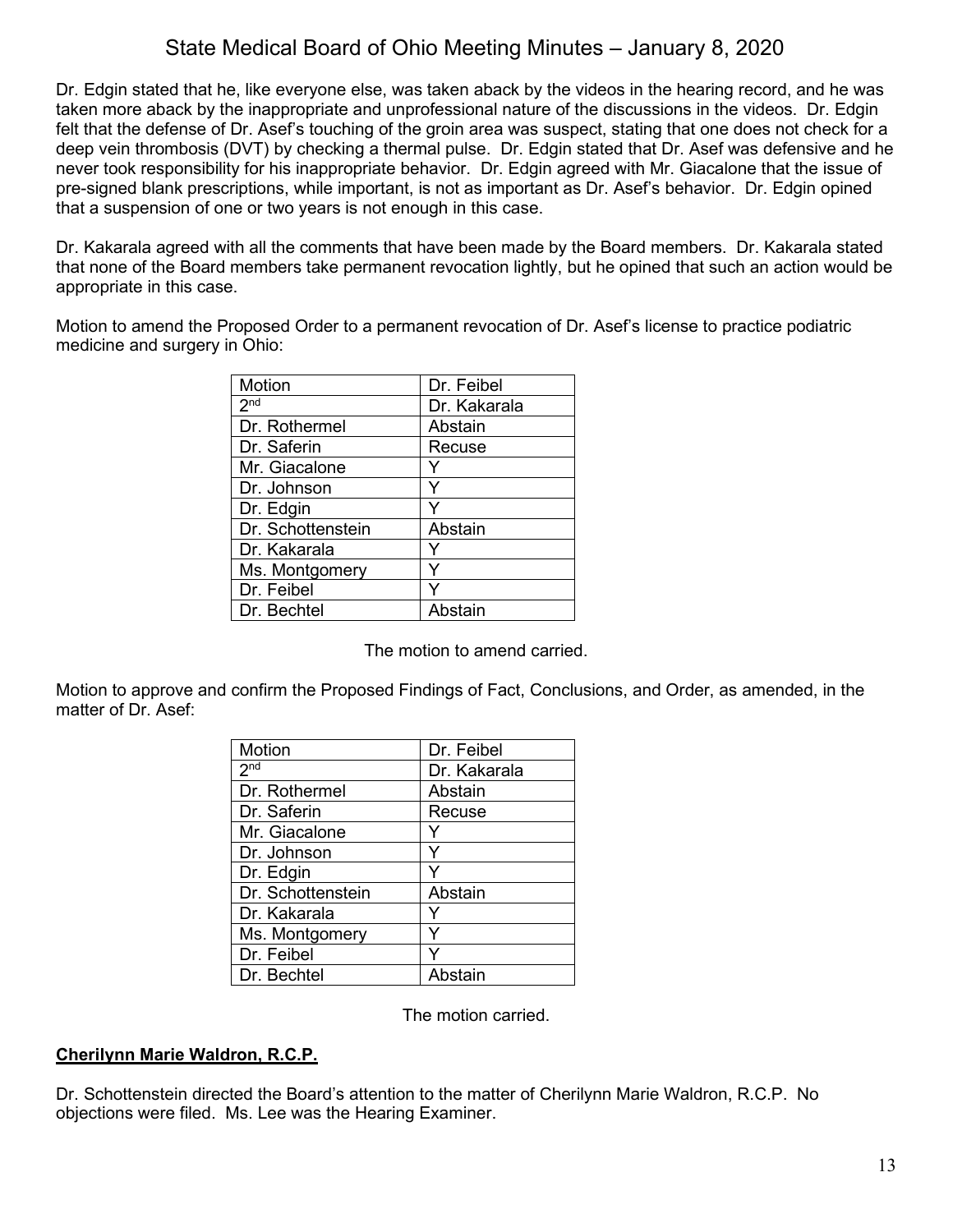Dr. Edgin stated that he, like everyone else, was taken aback by the videos in the hearing record, and he was taken more aback by the inappropriate and unprofessional nature of the discussions in the videos. Dr. Edgin felt that the defense of Dr. Asef's touching of the groin area was suspect, stating that one does not check for a deep vein thrombosis (DVT) by checking a thermal pulse. Dr. Edgin stated that Dr. Asef was defensive and he never took responsibility for his inappropriate behavior. Dr. Edgin agreed with Mr. Giacalone that the issue of pre-signed blank prescriptions, while important, is not as important as Dr. Asef's behavior. Dr. Edgin opined that a suspension of one or two years is not enough in this case.

Dr. Kakarala agreed with all the comments that have been made by the Board members. Dr. Kakarala stated that none of the Board members take permanent revocation lightly, but he opined that such an action would be appropriate in this case.

Motion to amend the Proposed Order to a permanent revocation of Dr. Asef's license to practice podiatric medicine and surgery in Ohio:

| Motion | Dr. Feibel |
|---|---|
| 2nd | Dr. Kakarala |
| Dr. Rothermel | Abstain |
| Dr. Saferin | Recuse |
| Mr. Giacalone | Y |
| Dr. Johnson | Y |
| Dr. Edgin | Y |
| Dr. Schottenstein | Abstain |
| Dr. Kakarala | Y |
| Ms. Montgomery | Y |
| Dr. Feibel | Y |
| Dr. Bechtel | Abstain |

The motion to amend carried.

Motion to approve and confirm the Proposed Findings of Fact, Conclusions, and Order, as amended, in the matter of Dr. Asef:

| Motion | Dr. Feibel |
|---|---|
| 2nd | Dr. Kakarala |
| Dr. Rothermel | Abstain |
| Dr. Saferin | Recuse |
| Mr. Giacalone | Y |
| Dr. Johnson | Y |
| Dr. Edgin | Y |
| Dr. Schottenstein | Abstain |
| Dr. Kakarala | Y |
| Ms. Montgomery | Y |
| Dr. Feibel | Y |
| Dr. Bechtel | Abstain |

The motion carried.

**Cherilynn Marie Waldron, R.C.P.**

Dr. Schottenstein directed the Board's attention to the matter of Cherilynn Marie Waldron, R.C.P. No objections were filed. Ms. Lee was the Hearing Examiner.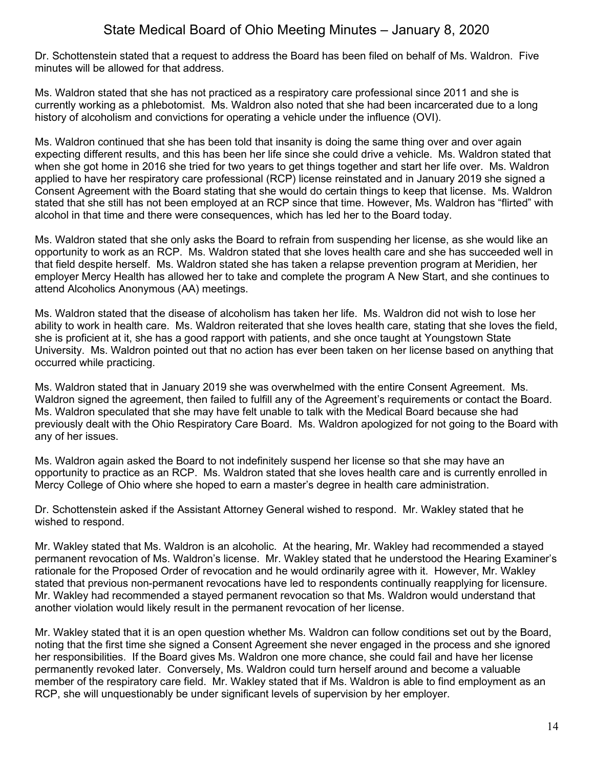Dr. Schottenstein stated that a request to address the Board has been filed on behalf of Ms. Waldron. Five minutes will be allowed for that address.

Ms. Waldron stated that she has not practiced as a respiratory care professional since 2011 and she is currently working as a phlebotomist. Ms. Waldron also noted that she had been incarcerated due to a long history of alcoholism and convictions for operating a vehicle under the influence (OVI).

Ms. Waldron continued that she has been told that insanity is doing the same thing over and over again expecting different results, and this has been her life since she could drive a vehicle. Ms. Waldron stated that when she got home in 2016 she tried for two years to get things together and start her life over. Ms. Waldron applied to have her respiratory care professional (RCP) license reinstated and in January 2019 she signed a Consent Agreement with the Board stating that she would do certain things to keep that license. Ms. Waldron stated that she still has not been employed at an RCP since that time. However, Ms. Waldron has "flirted" with alcohol in that time and there were consequences, which has led her to the Board today.

Ms. Waldron stated that she only asks the Board to refrain from suspending her license, as she would like an opportunity to work as an RCP. Ms. Waldron stated that she loves health care and she has succeeded well in that field despite herself. Ms. Waldron stated she has taken a relapse prevention program at Meridien, her employer Mercy Health has allowed her to take and complete the program A New Start, and she continues to attend Alcoholics Anonymous (AA) meetings.

Ms. Waldron stated that the disease of alcoholism has taken her life. Ms. Waldron did not wish to lose her ability to work in health care. Ms. Waldron reiterated that she loves health care, stating that she loves the field, she is proficient at it, she has a good rapport with patients, and she once taught at Youngstown State University. Ms. Waldron pointed out that no action has ever been taken on her license based on anything that occurred while practicing.

Ms. Waldron stated that in January 2019 she was overwhelmed with the entire Consent Agreement. Ms. Waldron signed the agreement, then failed to fulfill any of the Agreement's requirements or contact the Board. Ms. Waldron speculated that she may have felt unable to talk with the Medical Board because she had previously dealt with the Ohio Respiratory Care Board. Ms. Waldron apologized for not going to the Board with any of her issues.

Ms. Waldron again asked the Board to not indefinitely suspend her license so that she may have an opportunity to practice as an RCP. Ms. Waldron stated that she loves health care and is currently enrolled in Mercy College of Ohio where she hoped to earn a master's degree in health care administration.

Dr. Schottenstein asked if the Assistant Attorney General wished to respond. Mr. Wakley stated that he wished to respond.

Mr. Wakley stated that Ms. Waldron is an alcoholic. At the hearing, Mr. Wakley had recommended a stayed permanent revocation of Ms. Waldron's license. Mr. Wakley stated that he understood the Hearing Examiner's rationale for the Proposed Order of revocation and he would ordinarily agree with it. However, Mr. Wakley stated that previous non-permanent revocations have led to respondents continually reapplying for licensure. Mr. Wakley had recommended a stayed permanent revocation so that Ms. Waldron would understand that another violation would likely result in the permanent revocation of her license.

Mr. Wakley stated that it is an open question whether Ms. Waldron can follow conditions set out by the Board, noting that the first time she signed a Consent Agreement she never engaged in the process and she ignored her responsibilities. If the Board gives Ms. Waldron one more chance, she could fail and have her license permanently revoked later. Conversely, Ms. Waldron could turn herself around and become a valuable member of the respiratory care field. Mr. Wakley stated that if Ms. Waldron is able to find employment as an RCP, she will unquestionably be under significant levels of supervision by her employer.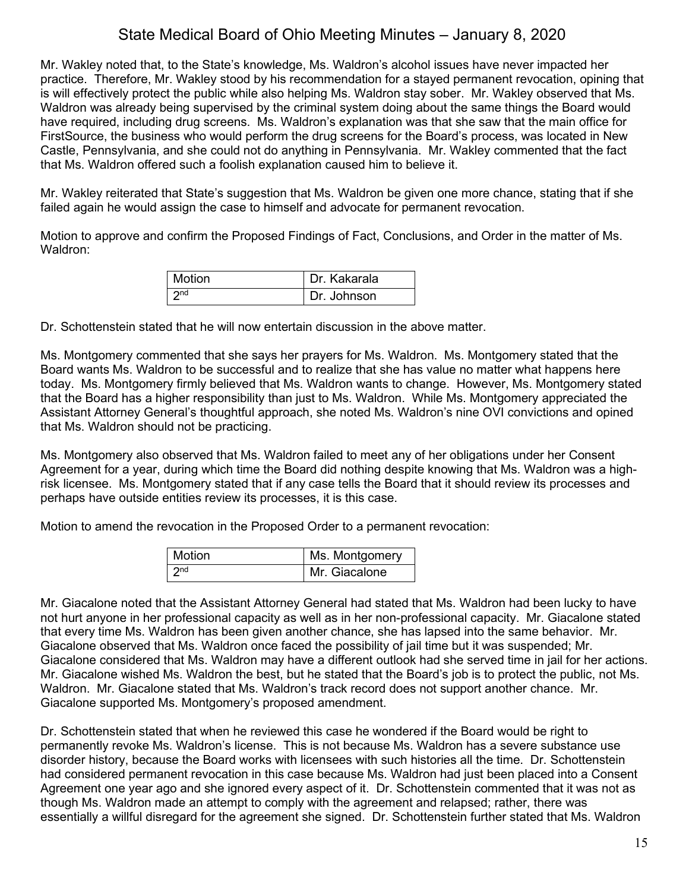Mr. Wakley noted that, to the State's knowledge, Ms. Waldron's alcohol issues have never impacted her practice. Therefore, Mr. Wakley stood by his recommendation for a stayed permanent revocation, opining that is will effectively protect the public while also helping Ms. Waldron stay sober. Mr. Wakley observed that Ms. Waldron was already being supervised by the criminal system doing about the same things the Board would have required, including drug screens. Ms. Waldron's explanation was that she saw that the main office for FirstSource, the business who would perform the drug screens for the Board's process, was located in New Castle, Pennsylvania, and she could not do anything in Pennsylvania. Mr. Wakley commented that the fact that Ms. Waldron offered such a foolish explanation caused him to believe it.

Mr. Wakley reiterated that State's suggestion that Ms. Waldron be given one more chance, stating that if she failed again he would assign the case to himself and advocate for permanent revocation.

Motion to approve and confirm the Proposed Findings of Fact, Conclusions, and Order in the matter of Ms. Waldron:

| Motion | Dr. Kakarala |
|---|---|
| 2nd | Dr. Johnson |

Dr. Schottenstein stated that he will now entertain discussion in the above matter.

Ms. Montgomery commented that she says her prayers for Ms. Waldron. Ms. Montgomery stated that the Board wants Ms. Waldron to be successful and to realize that she has value no matter what happens here today. Ms. Montgomery firmly believed that Ms. Waldron wants to change. However, Ms. Montgomery stated that the Board has a higher responsibility than just to Ms. Waldron. While Ms. Montgomery appreciated the Assistant Attorney General's thoughtful approach, she noted Ms. Waldron's nine OVI convictions and opined that Ms. Waldron should not be practicing.

Ms. Montgomery also observed that Ms. Waldron failed to meet any of her obligations under her Consent Agreement for a year, during which time the Board did nothing despite knowing that Ms. Waldron was a high-risk licensee. Ms. Montgomery stated that if any case tells the Board that it should review its processes and perhaps have outside entities review its processes, it is this case.

Motion to amend the revocation in the Proposed Order to a permanent revocation:

| Motion | Ms. Montgomery |
|---|---|
| 2nd | Mr. Giacalone |

Mr. Giacalone noted that the Assistant Attorney General had stated that Ms. Waldron had been lucky to have not hurt anyone in her professional capacity as well as in her non-professional capacity. Mr. Giacalone stated that every time Ms. Waldron has been given another chance, she has lapsed into the same behavior. Mr. Giacalone observed that Ms. Waldron once faced the possibility of jail time but it was suspended; Mr. Giacalone considered that Ms. Waldron may have a different outlook had she served time in jail for her actions. Mr. Giacalone wished Ms. Waldron the best, but he stated that the Board's job is to protect the public, not Ms. Waldron. Mr. Giacalone stated that Ms. Waldron's track record does not support another chance. Mr. Giacalone supported Ms. Montgomery's proposed amendment.

Dr. Schottenstein stated that when he reviewed this case he wondered if the Board would be right to permanently revoke Ms. Waldron's license. This is not because Ms. Waldron has a severe substance use disorder history, because the Board works with licensees with such histories all the time. Dr. Schottenstein had considered permanent revocation in this case because Ms. Waldron had just been placed into a Consent Agreement one year ago and she ignored every aspect of it. Dr. Schottenstein commented that it was not as though Ms. Waldron made an attempt to comply with the agreement and relapsed; rather, there was essentially a willful disregard for the agreement she signed. Dr. Schottenstein further stated that Ms. Waldron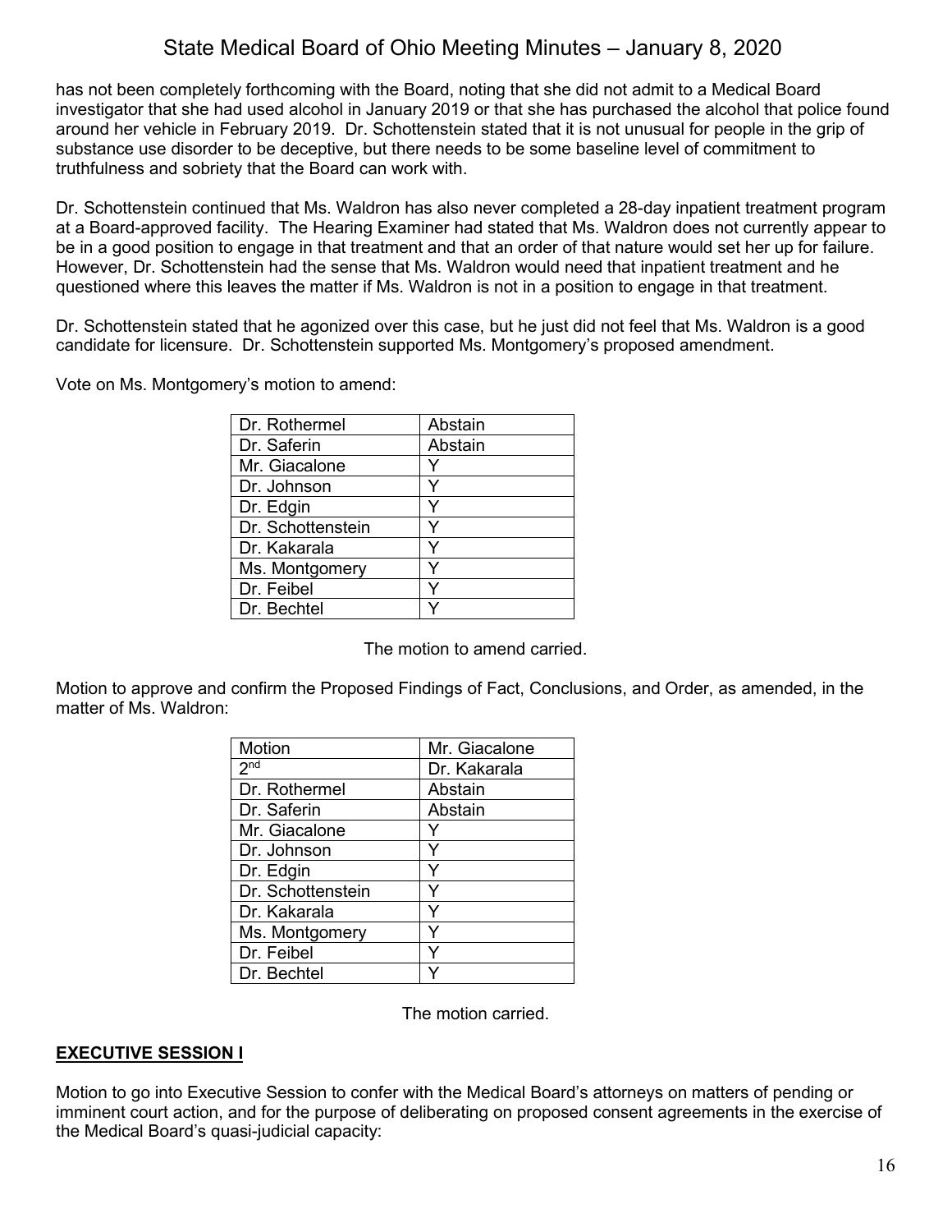has not been completely forthcoming with the Board, noting that she did not admit to a Medical Board investigator that she had used alcohol in January 2019 or that she has purchased the alcohol that police found around her vehicle in February 2019. Dr. Schottenstein stated that it is not unusual for people in the grip of substance use disorder to be deceptive, but there needs to be some baseline level of commitment to truthfulness and sobriety that the Board can work with.

Dr. Schottenstein continued that Ms. Waldron has also never completed a 28-day inpatient treatment program at a Board-approved facility. The Hearing Examiner had stated that Ms. Waldron does not currently appear to be in a good position to engage in that treatment and that an order of that nature would set her up for failure. However, Dr. Schottenstein had the sense that Ms. Waldron would need that inpatient treatment and he questioned where this leaves the matter if Ms. Waldron is not in a position to engage in that treatment.

Dr. Schottenstein stated that he agonized over this case, but he just did not feel that Ms. Waldron is a good candidate for licensure. Dr. Schottenstein supported Ms. Montgomery's proposed amendment.

Vote on Ms. Montgomery's motion to amend:

| | |
|---|---|
| Dr. Rothermel | Abstain |
| Dr. Saferin | Abstain |
| Mr. Giacalone | Y |
| Dr. Johnson | Y |
| Dr. Edgin | Y |
| Dr. Schottenstein | Y |
| Dr. Kakarala | Y |
| Ms. Montgomery | Y |
| Dr. Feibel | Y |
| Dr. Bechtel | Y |

The motion to amend carried.

Motion to approve and confirm the Proposed Findings of Fact, Conclusions, and Order, as amended, in the matter of Ms. Waldron:

| | |
|---|---|
| Motion | Mr. Giacalone |
| 2nd | Dr. Kakarala |
| Dr. Rothermel | Abstain |
| Dr. Saferin | Abstain |
| Mr. Giacalone | Y |
| Dr. Johnson | Y |
| Dr. Edgin | Y |
| Dr. Schottenstein | Y |
| Dr. Kakarala | Y |
| Ms. Montgomery | Y |
| Dr. Feibel | Y |
| Dr. Bechtel | Y |

The motion carried.

## EXECUTIVE SESSION I

Motion to go into Executive Session to confer with the Medical Board's attorneys on matters of pending or imminent court action, and for the purpose of deliberating on proposed consent agreements in the exercise of the Medical Board's quasi-judicial capacity: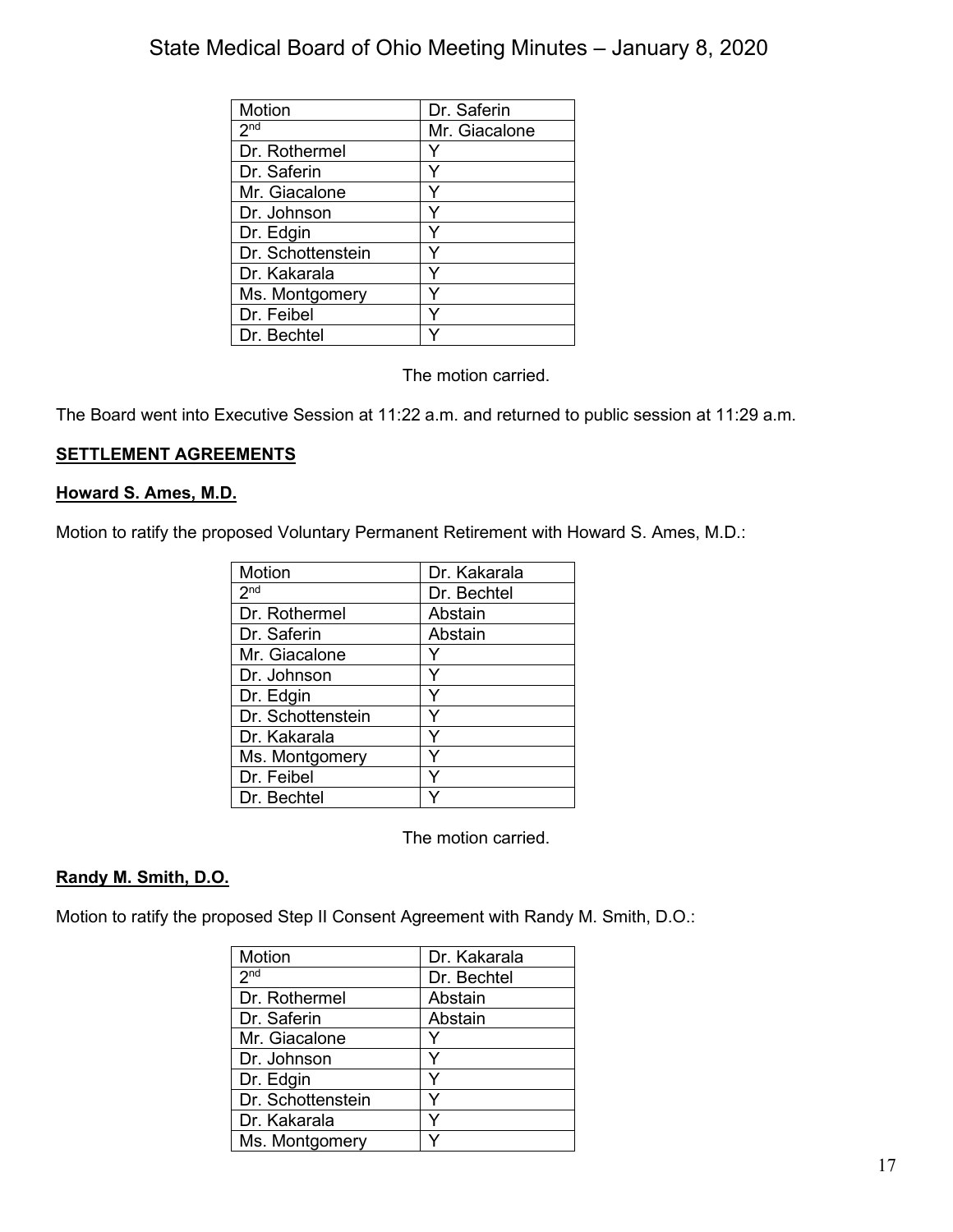| Motion | Dr. Saferin |
| --- | --- |
| 2nd | Mr. Giacalone |
| Dr. Rothermel | Y |
| Dr. Saferin | Y |
| Mr. Giacalone | Y |
| Dr. Johnson | Y |
| Dr. Edgin | Y |
| Dr. Schottenstein | Y |
| Dr. Kakarala | Y |
| Ms. Montgomery | Y |
| Dr. Feibel | Y |
| Dr. Bechtel | Y |

The motion carried.

The Board went into Executive Session at 11:22 a.m. and returned to public session at 11:29 a.m.

## SETTLEMENT AGREEMENTS

### Howard S. Ames, M.D.

Motion to ratify the proposed Voluntary Permanent Retirement with Howard S. Ames, M.D.:

| Motion | Dr. Kakarala |
| --- | --- |
| 2nd | Dr. Bechtel |
| Dr. Rothermel | Abstain |
| Dr. Saferin | Abstain |
| Mr. Giacalone | Y |
| Dr. Johnson | Y |
| Dr. Edgin | Y |
| Dr. Schottenstein | Y |
| Dr. Kakarala | Y |
| Ms. Montgomery | Y |
| Dr. Feibel | Y |
| Dr. Bechtel | Y |

The motion carried.

### Randy M. Smith, D.O.

Motion to ratify the proposed Step II Consent Agreement with Randy M. Smith, D.O.:

| Motion | Dr. Kakarala |
| --- | --- |
| 2nd | Dr. Bechtel |
| Dr. Rothermel | Abstain |
| Dr. Saferin | Abstain |
| Mr. Giacalone | Y |
| Dr. Johnson | Y |
| Dr. Edgin | Y |
| Dr. Schottenstein | Y |
| Dr. Kakarala | Y |
| Ms. Montgomery | Y |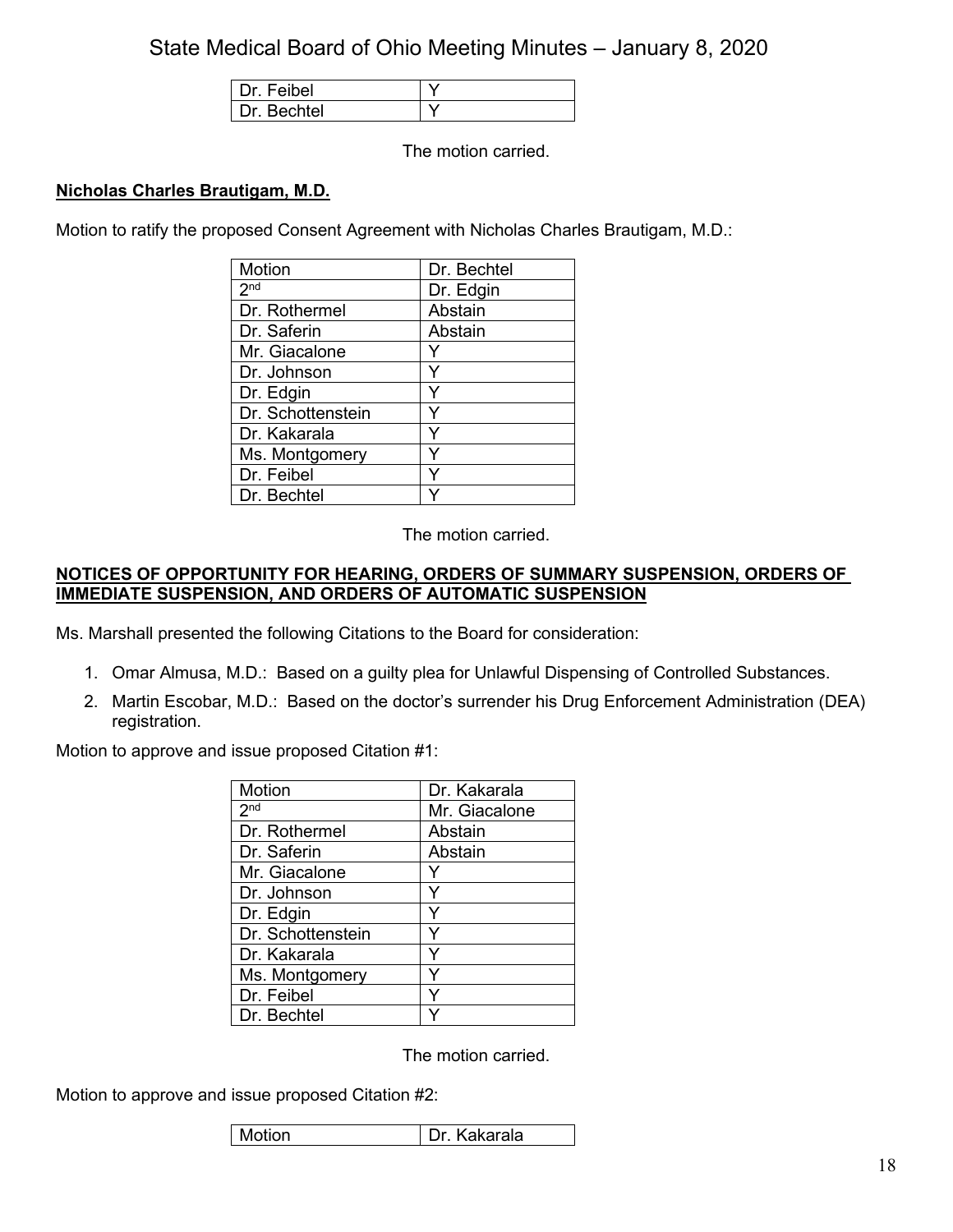| | |
|---|---|
| Dr. Feibel | Y |
| Dr. Bechtel | Y |

The motion carried.

**Nicholas Charles Brautigam, M.D.**

Motion to ratify the proposed Consent Agreement with Nicholas Charles Brautigam, M.D.:

| | |
|---|---|
| Motion | Dr. Bechtel |
| 2nd | Dr. Edgin |
| Dr. Rothermel | Abstain |
| Dr. Saferin | Abstain |
| Mr. Giacalone | Y |
| Dr. Johnson | Y |
| Dr. Edgin | Y |
| Dr. Schottenstein | Y |
| Dr. Kakarala | Y |
| Ms. Montgomery | Y |
| Dr. Feibel | Y |
| Dr. Bechtel | Y |

The motion carried.

**NOTICES OF OPPORTUNITY FOR HEARING, ORDERS OF SUMMARY SUSPENSION, ORDERS OF IMMEDIATE SUSPENSION, AND ORDERS OF AUTOMATIC SUSPENSION**

Ms. Marshall presented the following Citations to the Board for consideration:

1. Omar Almusa, M.D.: Based on a guilty plea for Unlawful Dispensing of Controlled Substances.
2. Martin Escobar, M.D.: Based on the doctor's surrender his Drug Enforcement Administration (DEA) registration.

Motion to approve and issue proposed Citation #1:

| | |
|---|---|
| Motion | Dr. Kakarala |
| 2nd | Mr. Giacalone |
| Dr. Rothermel | Abstain |
| Dr. Saferin | Abstain |
| Mr. Giacalone | Y |
| Dr. Johnson | Y |
| Dr. Edgin | Y |
| Dr. Schottenstein | Y |
| Dr. Kakarala | Y |
| Ms. Montgomery | Y |
| Dr. Feibel | Y |
| Dr. Bechtel | Y |

The motion carried.

Motion to approve and issue proposed Citation #2:

| | |
|---|---|
| Motion | Dr. Kakarala |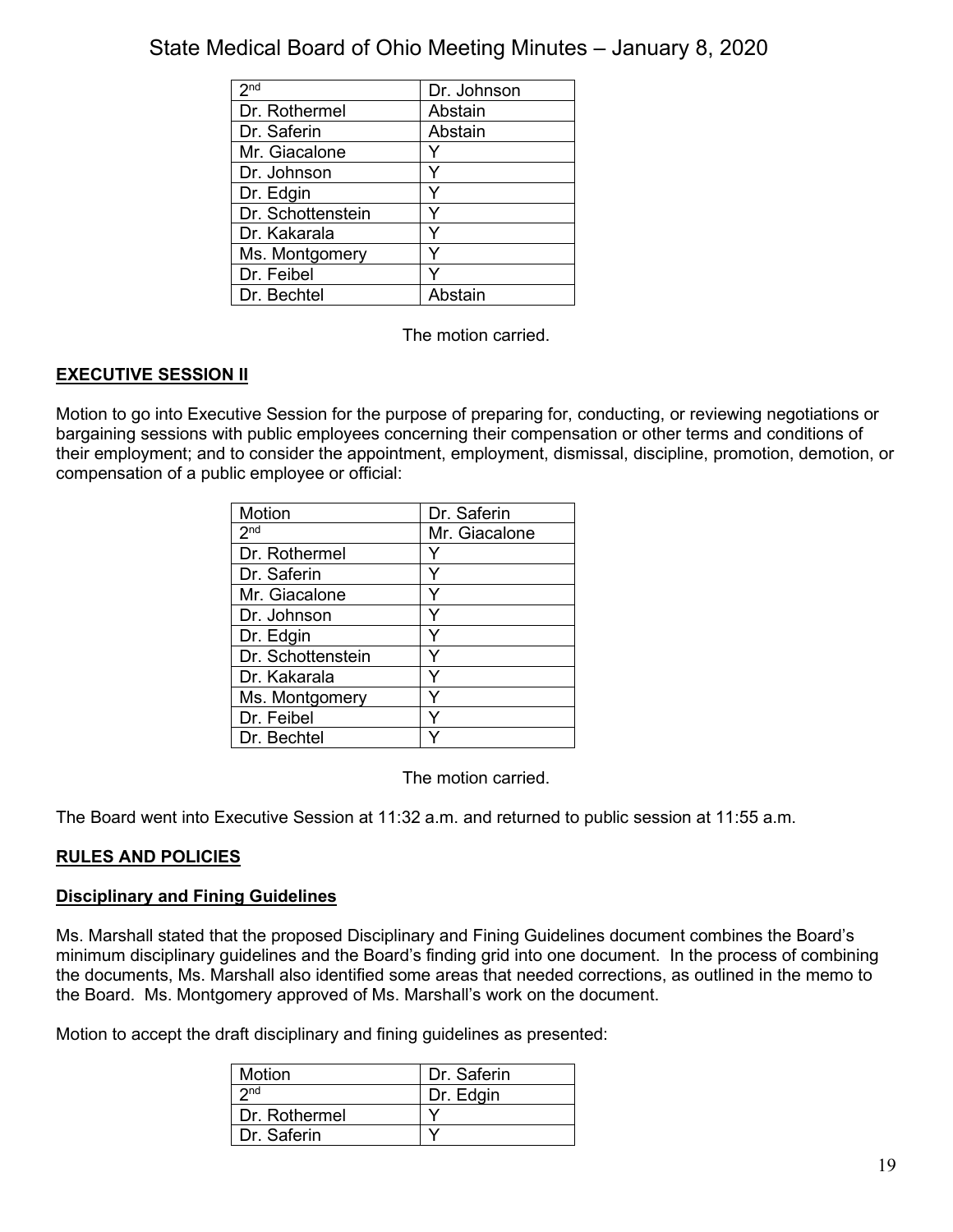| 2nd | Dr. Johnson |
|---|---|
| Dr. Rothermel | Abstain |
| Dr. Saferin | Abstain |
| Mr. Giacalone | Y |
| Dr. Johnson | Y |
| Dr. Edgin | Y |
| Dr. Schottenstein | Y |
| Dr. Kakarala | Y |
| Ms. Montgomery | Y |
| Dr. Feibel | Y |
| Dr. Bechtel | Abstain |

The motion carried.

## EXECUTIVE SESSION II

Motion to go into Executive Session for the purpose of preparing for, conducting, or reviewing negotiations or bargaining sessions with public employees concerning their compensation or other terms and conditions of their employment; and to consider the appointment, employment, dismissal, discipline, promotion, demotion, or compensation of a public employee or official:

| Motion | Dr. Saferin |
|---|---|
| 2nd | Mr. Giacalone |
| Dr. Rothermel | Y |
| Dr. Saferin | Y |
| Mr. Giacalone | Y |
| Dr. Johnson | Y |
| Dr. Edgin | Y |
| Dr. Schottenstein | Y |
| Dr. Kakarala | Y |
| Ms. Montgomery | Y |
| Dr. Feibel | Y |
| Dr. Bechtel | Y |

The motion carried.

The Board went into Executive Session at 11:32 a.m. and returned to public session at 11:55 a.m.

## RULES AND POLICIES

### Disciplinary and Fining Guidelines

Ms. Marshall stated that the proposed Disciplinary and Fining Guidelines document combines the Board's minimum disciplinary guidelines and the Board's finding grid into one document. In the process of combining the documents, Ms. Marshall also identified some areas that needed corrections, as outlined in the memo to the Board. Ms. Montgomery approved of Ms. Marshall's work on the document.

Motion to accept the draft disciplinary and fining guidelines as presented:

| Motion | Dr. Saferin |
|---|---|
| 2nd | Dr. Edgin |
| Dr. Rothermel | Y |
| Dr. Saferin | Y |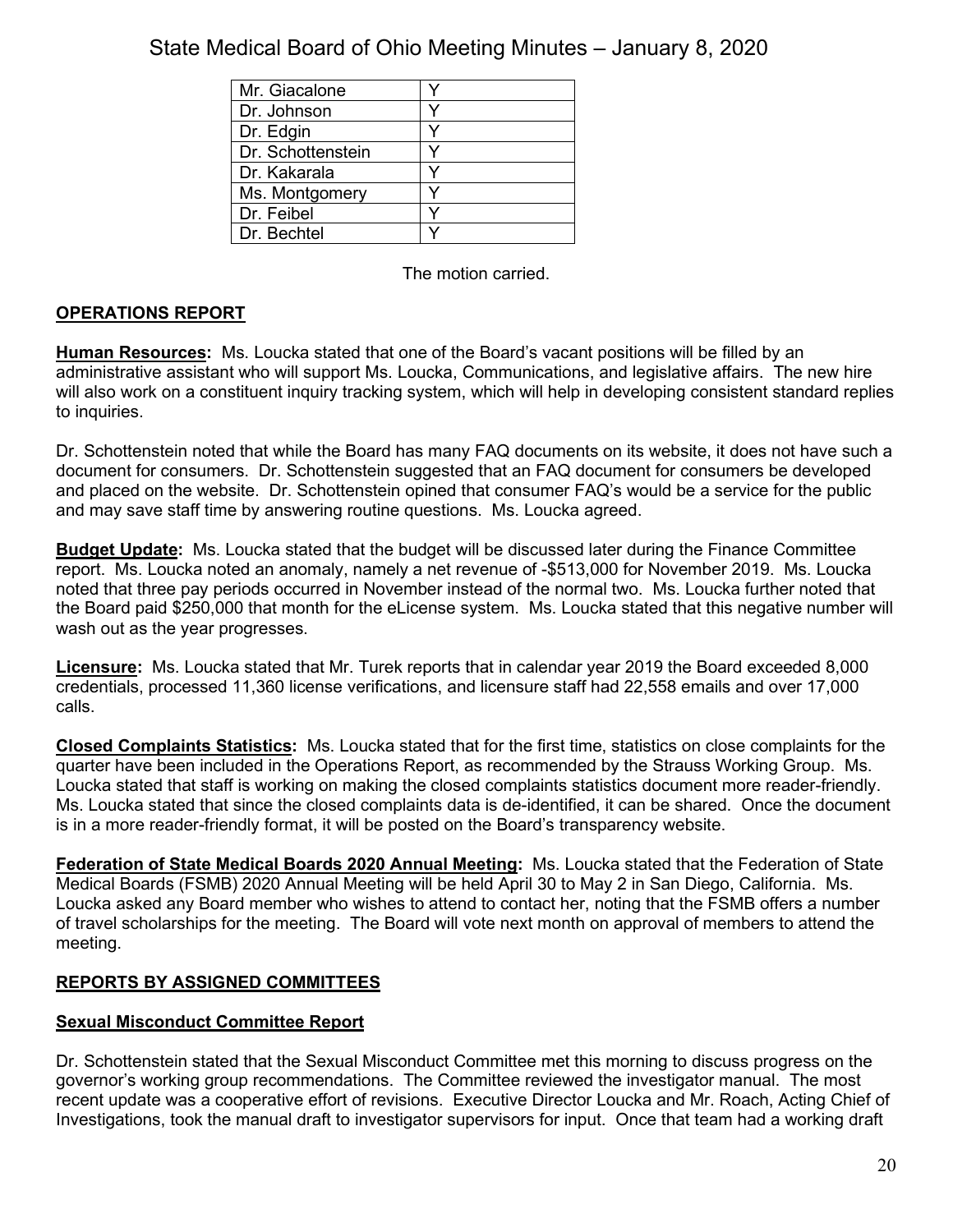| | |
|---|---|
| Mr. Giacalone | Y |
| Dr. Johnson | Y |
| Dr. Edgin | Y |
| Dr. Schottenstein | Y |
| Dr. Kakarala | Y |
| Ms. Montgomery | Y |
| Dr. Feibel | Y |
| Dr. Bechtel | Y |

The motion carried.

## OPERATIONS REPORT

**Human Resources:** Ms. Loucka stated that one of the Board's vacant positions will be filled by an administrative assistant who will support Ms. Loucka, Communications, and legislative affairs. The new hire will also work on a constituent inquiry tracking system, which will help in developing consistent standard replies to inquiries.

Dr. Schottenstein noted that while the Board has many FAQ documents on its website, it does not have such a document for consumers. Dr. Schottenstein suggested that an FAQ document for consumers be developed and placed on the website. Dr. Schottenstein opined that consumer FAQ's would be a service for the public and may save staff time by answering routine questions. Ms. Loucka agreed.

**Budget Update:** Ms. Loucka stated that the budget will be discussed later during the Finance Committee report. Ms. Loucka noted an anomaly, namely a net revenue of -$513,000 for November 2019. Ms. Loucka noted that three pay periods occurred in November instead of the normal two. Ms. Loucka further noted that the Board paid $250,000 that month for the eLicense system. Ms. Loucka stated that this negative number will wash out as the year progresses.

**Licensure:** Ms. Loucka stated that Mr. Turek reports that in calendar year 2019 the Board exceeded 8,000 credentials, processed 11,360 license verifications, and licensure staff had 22,558 emails and over 17,000 calls.

**Closed Complaints Statistics:** Ms. Loucka stated that for the first time, statistics on close complaints for the quarter have been included in the Operations Report, as recommended by the Strauss Working Group. Ms. Loucka stated that staff is working on making the closed complaints statistics document more reader-friendly. Ms. Loucka stated that since the closed complaints data is de-identified, it can be shared. Once the document is in a more reader-friendly format, it will be posted on the Board's transparency website.

**Federation of State Medical Boards 2020 Annual Meeting:** Ms. Loucka stated that the Federation of State Medical Boards (FSMB) 2020 Annual Meeting will be held April 30 to May 2 in San Diego, California. Ms. Loucka asked any Board member who wishes to attend to contact her, noting that the FSMB offers a number of travel scholarships for the meeting. The Board will vote next month on approval of members to attend the meeting.

## REPORTS BY ASSIGNED COMMITTEES

### Sexual Misconduct Committee Report

Dr. Schottenstein stated that the Sexual Misconduct Committee met this morning to discuss progress on the governor's working group recommendations. The Committee reviewed the investigator manual. The most recent update was a cooperative effort of revisions. Executive Director Loucka and Mr. Roach, Acting Chief of Investigations, took the manual draft to investigator supervisors for input. Once that team had a working draft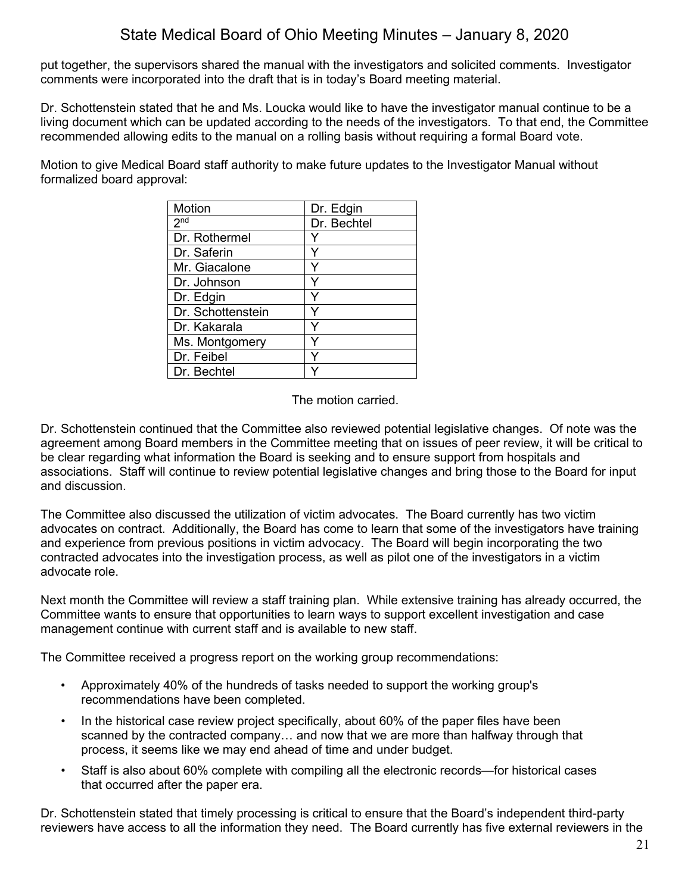put together, the supervisors shared the manual with the investigators and solicited comments. Investigator comments were incorporated into the draft that is in today's Board meeting material.

Dr. Schottenstein stated that he and Ms. Loucka would like to have the investigator manual continue to be a living document which can be updated according to the needs of the investigators. To that end, the Committee recommended allowing edits to the manual on a rolling basis without requiring a formal Board vote.

Motion to give Medical Board staff authority to make future updates to the Investigator Manual without formalized board approval:

| Motion | Dr. Edgin |
|---|---|
| 2nd | Dr. Bechtel |
| Dr. Rothermel | Y |
| Dr. Saferin | Y |
| Mr. Giacalone | Y |
| Dr. Johnson | Y |
| Dr. Edgin | Y |
| Dr. Schottenstein | Y |
| Dr. Kakarala | Y |
| Ms. Montgomery | Y |
| Dr. Feibel | Y |
| Dr. Bechtel | Y |

The motion carried.

Dr. Schottenstein continued that the Committee also reviewed potential legislative changes. Of note was the agreement among Board members in the Committee meeting that on issues of peer review, it will be critical to be clear regarding what information the Board is seeking and to ensure support from hospitals and associations. Staff will continue to review potential legislative changes and bring those to the Board for input and discussion.

The Committee also discussed the utilization of victim advocates. The Board currently has two victim advocates on contract. Additionally, the Board has come to learn that some of the investigators have training and experience from previous positions in victim advocacy. The Board will begin incorporating the two contracted advocates into the investigation process, as well as pilot one of the investigators in a victim advocate role.

Next month the Committee will review a staff training plan. While extensive training has already occurred, the Committee wants to ensure that opportunities to learn ways to support excellent investigation and case management continue with current staff and is available to new staff.

The Committee received a progress report on the working group recommendations:

- Approximately 40% of the hundreds of tasks needed to support the working group's recommendations have been completed.
- In the historical case review project specifically, about 60% of the paper files have been scanned by the contracted company… and now that we are more than halfway through that process, it seems like we may end ahead of time and under budget.
- Staff is also about 60% complete with compiling all the electronic records—for historical cases that occurred after the paper era.

Dr. Schottenstein stated that timely processing is critical to ensure that the Board's independent third-party reviewers have access to all the information they need. The Board currently has five external reviewers in the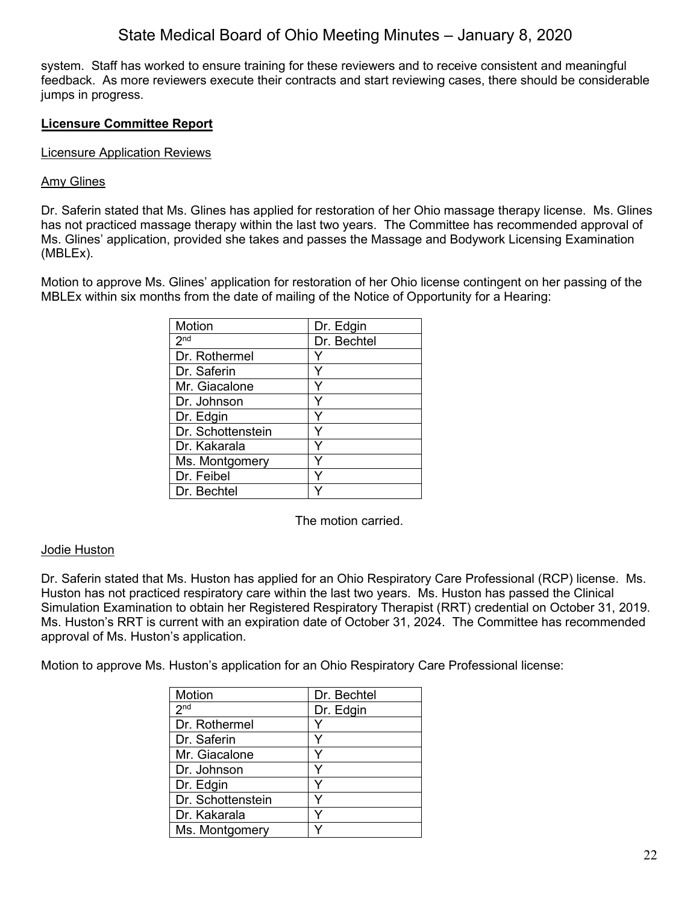system. Staff has worked to ensure training for these reviewers and to receive consistent and meaningful feedback. As more reviewers execute their contracts and start reviewing cases, there should be considerable jumps in progress.

**Licensure Committee Report**

Licensure Application Reviews

Amy Glines

Dr. Saferin stated that Ms. Glines has applied for restoration of her Ohio massage therapy license. Ms. Glines has not practiced massage therapy within the last two years. The Committee has recommended approval of Ms. Glines' application, provided she takes and passes the Massage and Bodywork Licensing Examination (MBLEx).

Motion to approve Ms. Glines' application for restoration of her Ohio license contingent on her passing of the MBLEx within six months from the date of mailing of the Notice of Opportunity for a Hearing:

| Motion | Dr. Edgin |
|---|---|
| 2nd | Dr. Bechtel |
| Dr. Rothermel | Y |
| Dr. Saferin | Y |
| Mr. Giacalone | Y |
| Dr. Johnson | Y |
| Dr. Edgin | Y |
| Dr. Schottenstein | Y |
| Dr. Kakarala | Y |
| Ms. Montgomery | Y |
| Dr. Feibel | Y |
| Dr. Bechtel | Y |

The motion carried.

Jodie Huston

Dr. Saferin stated that Ms. Huston has applied for an Ohio Respiratory Care Professional (RCP) license. Ms. Huston has not practiced respiratory care within the last two years. Ms. Huston has passed the Clinical Simulation Examination to obtain her Registered Respiratory Therapist (RRT) credential on October 31, 2019. Ms. Huston's RRT is current with an expiration date of October 31, 2024. The Committee has recommended approval of Ms. Huston's application.

Motion to approve Ms. Huston's application for an Ohio Respiratory Care Professional license:

| Motion | Dr. Bechtel |
|---|---|
| 2nd | Dr. Edgin |
| Dr. Rothermel | Y |
| Dr. Saferin | Y |
| Mr. Giacalone | Y |
| Dr. Johnson | Y |
| Dr. Edgin | Y |
| Dr. Schottenstein | Y |
| Dr. Kakarala | Y |
| Ms. Montgomery | Y |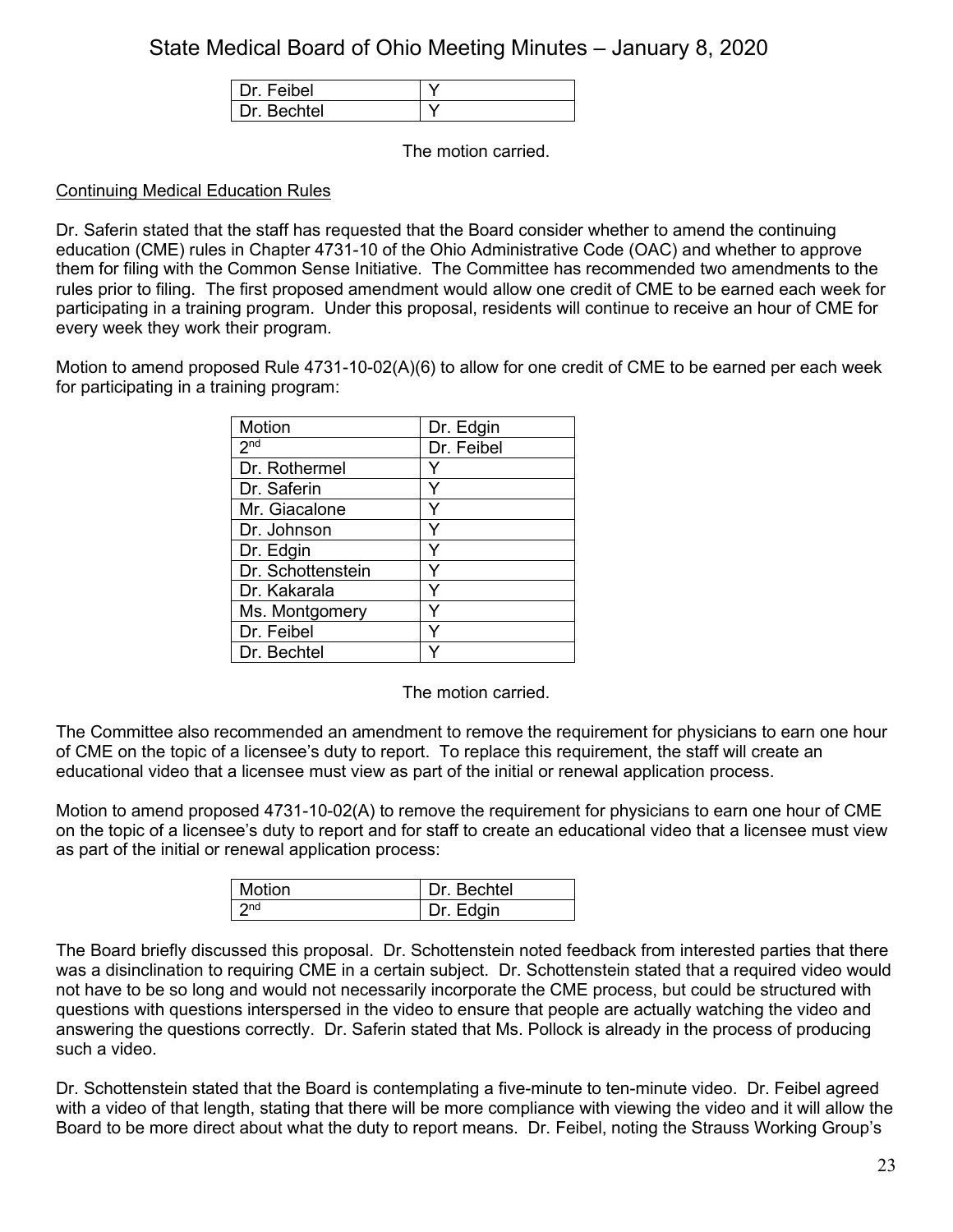| | |
|---|---|
| Dr. Feibel | Y |
| Dr. Bechtel | Y |

The motion carried.

<u>Continuing Medical Education Rules</u>

Dr. Saferin stated that the staff has requested that the Board consider whether to amend the continuing education (CME) rules in Chapter 4731-10 of the Ohio Administrative Code (OAC) and whether to approve them for filing with the Common Sense Initiative. The Committee has recommended two amendments to the rules prior to filing. The first proposed amendment would allow one credit of CME to be earned each week for participating in a training program. Under this proposal, residents will continue to receive an hour of CME for every week they work their program.

Motion to amend proposed Rule 4731-10-02(A)(6) to allow for one credit of CME to be earned per each week for participating in a training program:

| Motion | Dr. Edgin |
|---|---|
| 2nd | Dr. Feibel |
| Dr. Rothermel | Y |
| Dr. Saferin | Y |
| Mr. Giacalone | Y |
| Dr. Johnson | Y |
| Dr. Edgin | Y |
| Dr. Schottenstein | Y |
| Dr. Kakarala | Y |
| Ms. Montgomery | Y |
| Dr. Feibel | Y |
| Dr. Bechtel | Y |

The motion carried.

The Committee also recommended an amendment to remove the requirement for physicians to earn one hour of CME on the topic of a licensee's duty to report. To replace this requirement, the staff will create an educational video that a licensee must view as part of the initial or renewal application process.

Motion to amend proposed 4731-10-02(A) to remove the requirement for physicians to earn one hour of CME on the topic of a licensee's duty to report and for staff to create an educational video that a licensee must view as part of the initial or renewal application process:

| Motion | Dr. Bechtel |
|---|---|
| 2nd | Dr. Edgin |

The Board briefly discussed this proposal. Dr. Schottenstein noted feedback from interested parties that there was a disinclination to requiring CME in a certain subject. Dr. Schottenstein stated that a required video would not have to be so long and would not necessarily incorporate the CME process, but could be structured with questions with questions interspersed in the video to ensure that people are actually watching the video and answering the questions correctly. Dr. Saferin stated that Ms. Pollock is already in the process of producing such a video.

Dr. Schottenstein stated that the Board is contemplating a five-minute to ten-minute video. Dr. Feibel agreed with a video of that length, stating that there will be more compliance with viewing the video and it will allow the Board to be more direct about what the duty to report means. Dr. Feibel, noting the Strauss Working Group's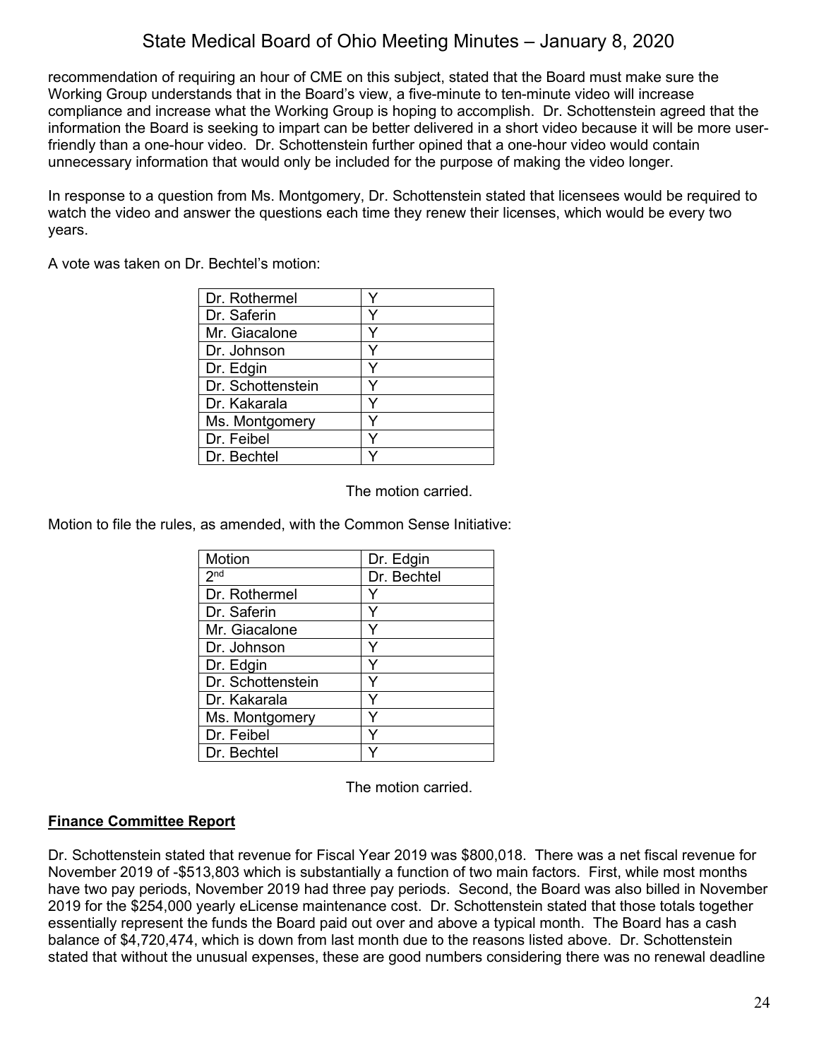recommendation of requiring an hour of CME on this subject, stated that the Board must make sure the Working Group understands that in the Board's view, a five-minute to ten-minute video will increase compliance and increase what the Working Group is hoping to accomplish. Dr. Schottenstein agreed that the information the Board is seeking to impart can be better delivered in a short video because it will be more user-friendly than a one-hour video. Dr. Schottenstein further opined that a one-hour video would contain unnecessary information that would only be included for the purpose of making the video longer.

In response to a question from Ms. Montgomery, Dr. Schottenstein stated that licensees would be required to watch the video and answer the questions each time they renew their licenses, which would be every two years.

A vote was taken on Dr. Bechtel's motion:

| | |
|---|---|
| Dr. Rothermel | Y |
| Dr. Saferin | Y |
| Mr. Giacalone | Y |
| Dr. Johnson | Y |
| Dr. Edgin | Y |
| Dr. Schottenstein | Y |
| Dr. Kakarala | Y |
| Ms. Montgomery | Y |
| Dr. Feibel | Y |
| Dr. Bechtel | Y |

The motion carried.

Motion to file the rules, as amended, with the Common Sense Initiative:

| Motion | Dr. Edgin |
|---|---|
| 2nd | Dr. Bechtel |
| Dr. Rothermel | Y |
| Dr. Saferin | Y |
| Mr. Giacalone | Y |
| Dr. Johnson | Y |
| Dr. Edgin | Y |
| Dr. Schottenstein | Y |
| Dr. Kakarala | Y |
| Ms. Montgomery | Y |
| Dr. Feibel | Y |
| Dr. Bechtel | Y |

The motion carried.

**Finance Committee Report**

Dr. Schottenstein stated that revenue for Fiscal Year 2019 was $800,018. There was a net fiscal revenue for November 2019 of -$513,803 which is substantially a function of two main factors. First, while most months have two pay periods, November 2019 had three pay periods. Second, the Board was also billed in November 2019 for the $254,000 yearly eLicense maintenance cost. Dr. Schottenstein stated that those totals together essentially represent the funds the Board paid out over and above a typical month. The Board has a cash balance of $4,720,474, which is down from last month due to the reasons listed above. Dr. Schottenstein stated that without the unusual expenses, these are good numbers considering there was no renewal deadline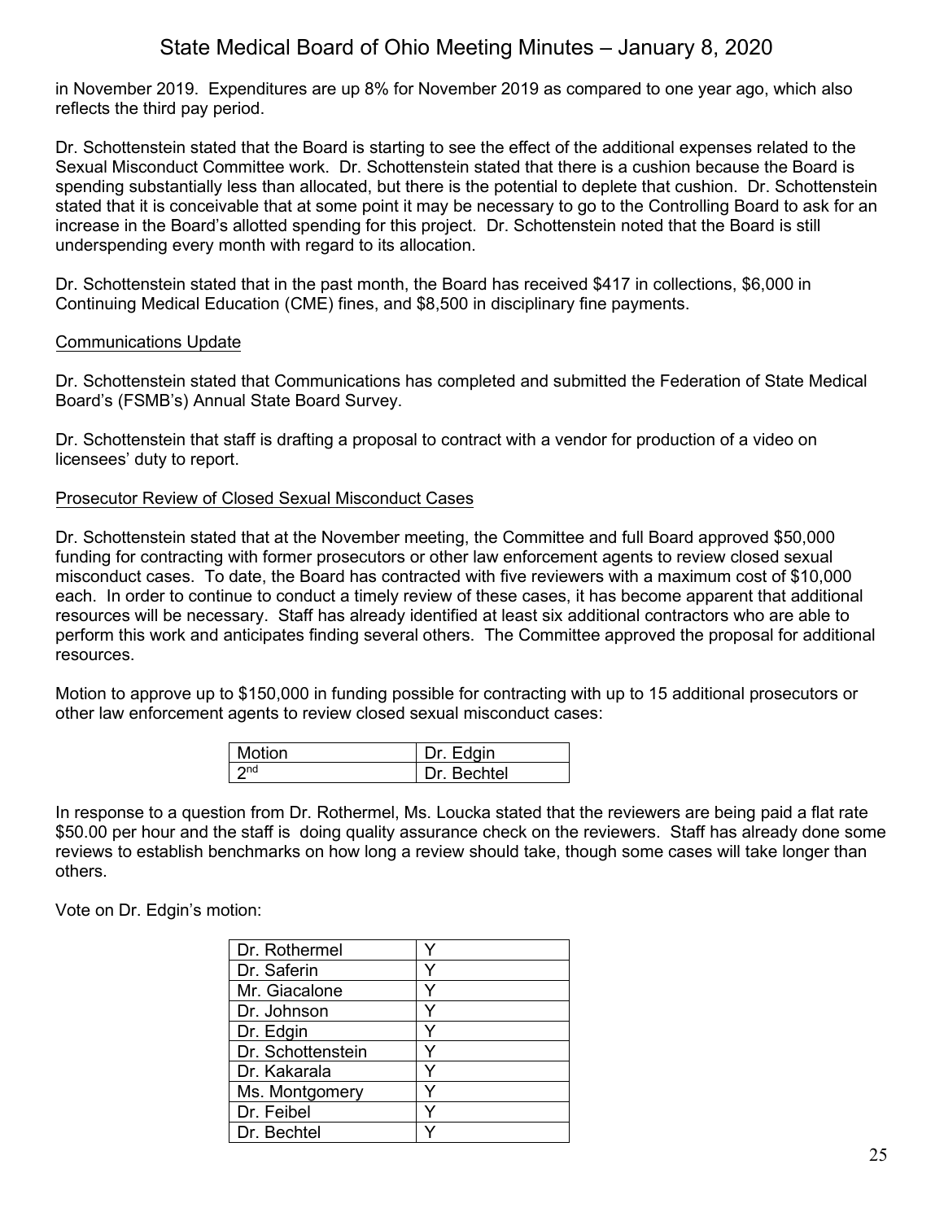in November 2019. Expenditures are up 8% for November 2019 as compared to one year ago, which also reflects the third pay period.

Dr. Schottenstein stated that the Board is starting to see the effect of the additional expenses related to the Sexual Misconduct Committee work. Dr. Schottenstein stated that there is a cushion because the Board is spending substantially less than allocated, but there is the potential to deplete that cushion. Dr. Schottenstein stated that it is conceivable that at some point it may be necessary to go to the Controlling Board to ask for an increase in the Board's allotted spending for this project. Dr. Schottenstein noted that the Board is still underspending every month with regard to its allocation.

Dr. Schottenstein stated that in the past month, the Board has received $417 in collections, $6,000 in Continuing Medical Education (CME) fines, and $8,500 in disciplinary fine payments.

Communications Update

Dr. Schottenstein stated that Communications has completed and submitted the Federation of State Medical Board's (FSMB's) Annual State Board Survey.

Dr. Schottenstein that staff is drafting a proposal to contract with a vendor for production of a video on licensees' duty to report.

Prosecutor Review of Closed Sexual Misconduct Cases

Dr. Schottenstein stated that at the November meeting, the Committee and full Board approved $50,000 funding for contracting with former prosecutors or other law enforcement agents to review closed sexual misconduct cases. To date, the Board has contracted with five reviewers with a maximum cost of $10,000 each. In order to continue to conduct a timely review of these cases, it has become apparent that additional resources will be necessary. Staff has already identified at least six additional contractors who are able to perform this work and anticipates finding several others. The Committee approved the proposal for additional resources.

Motion to approve up to $150,000 in funding possible for contracting with up to 15 additional prosecutors or other law enforcement agents to review closed sexual misconduct cases:

| Motion | Dr. Edgin |
|---|---|
| 2nd | Dr. Bechtel |

In response to a question from Dr. Rothermel, Ms. Loucka stated that the reviewers are being paid a flat rate $50.00 per hour and the staff is doing quality assurance check on the reviewers. Staff has already done some reviews to establish benchmarks on how long a review should take, though some cases will take longer than others.

Vote on Dr. Edgin's motion:

| Dr. Rothermel | Y |
|---|---|
| Dr. Saferin | Y |
| Mr. Giacalone | Y |
| Dr. Johnson | Y |
| Dr. Edgin | Y |
| Dr. Schottenstein | Y |
| Dr. Kakarala | Y |
| Ms. Montgomery | Y |
| Dr. Feibel | Y |
| Dr. Bechtel | Y |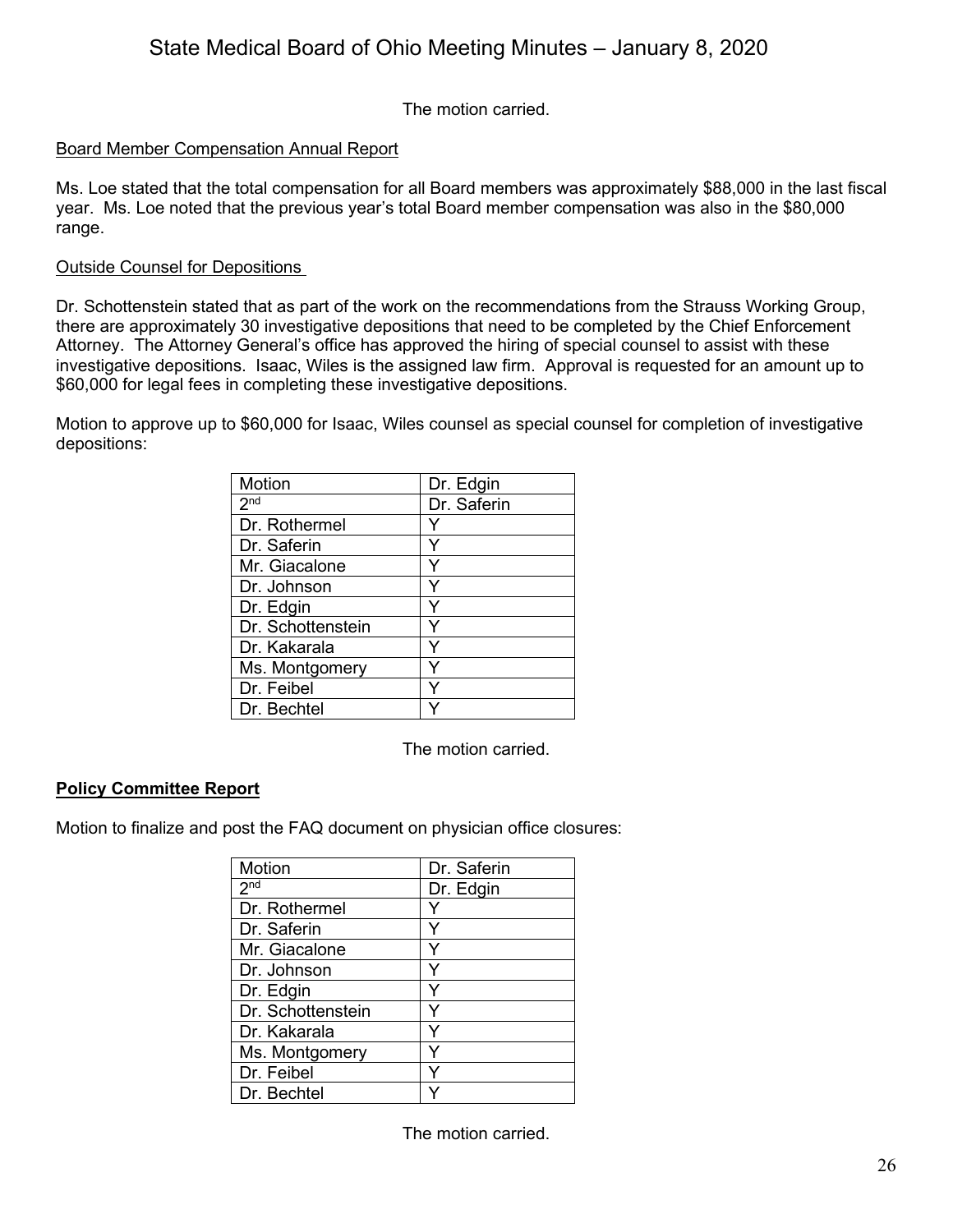The motion carried.

Board Member Compensation Annual Report

Ms. Loe stated that the total compensation for all Board members was approximately $88,000 in the last fiscal year. Ms. Loe noted that the previous year's total Board member compensation was also in the $80,000 range.

Outside Counsel for Depositions

Dr. Schottenstein stated that as part of the work on the recommendations from the Strauss Working Group, there are approximately 30 investigative depositions that need to be completed by the Chief Enforcement Attorney. The Attorney General's office has approved the hiring of special counsel to assist with these investigative depositions. Isaac, Wiles is the assigned law firm. Approval is requested for an amount up to $60,000 for legal fees in completing these investigative depositions.

Motion to approve up to $60,000 for Isaac, Wiles counsel as special counsel for completion of investigative depositions:

| Motion | Dr. Edgin |
|---|---|
| 2nd | Dr. Saferin |
| Dr. Rothermel | Y |
| Dr. Saferin | Y |
| Mr. Giacalone | Y |
| Dr. Johnson | Y |
| Dr. Edgin | Y |
| Dr. Schottenstein | Y |
| Dr. Kakarala | Y |
| Ms. Montgomery | Y |
| Dr. Feibel | Y |
| Dr. Bechtel | Y |

The motion carried.

**Policy Committee Report**

Motion to finalize and post the FAQ document on physician office closures:

| Motion | Dr. Saferin |
|---|---|
| 2nd | Dr. Edgin |
| Dr. Rothermel | Y |
| Dr. Saferin | Y |
| Mr. Giacalone | Y |
| Dr. Johnson | Y |
| Dr. Edgin | Y |
| Dr. Schottenstein | Y |
| Dr. Kakarala | Y |
| Ms. Montgomery | Y |
| Dr. Feibel | Y |
| Dr. Bechtel | Y |

The motion carried.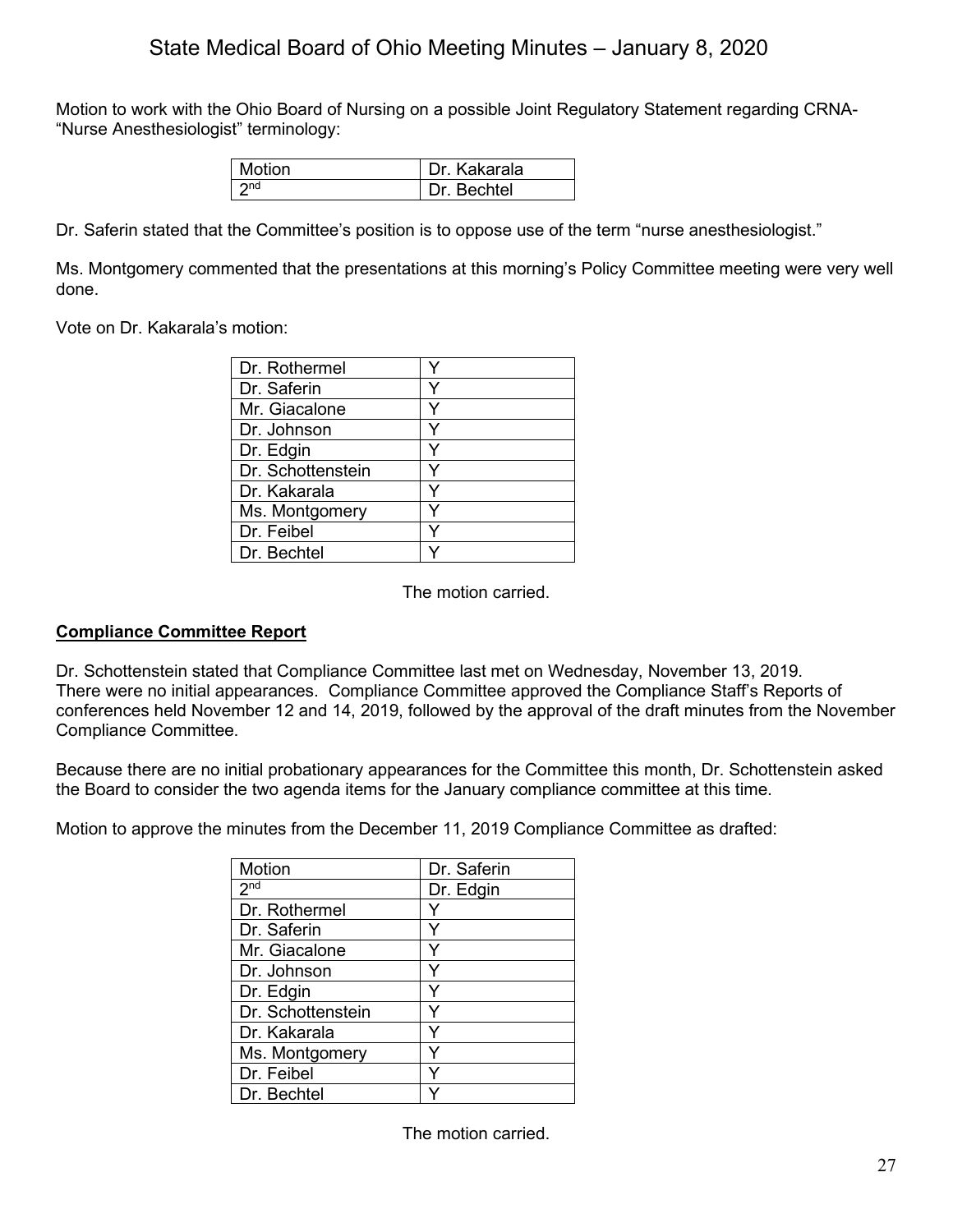Motion to work with the Ohio Board of Nursing on a possible Joint Regulatory Statement regarding CRNA-“Nurse Anesthesiologist” terminology:

| Motion | Dr. Kakarala |
|---|---|
| 2nd | Dr. Bechtel |

Dr. Saferin stated that the Committee’s position is to oppose use of the term “nurse anesthesiologist.”

Ms. Montgomery commented that the presentations at this morning’s Policy Committee meeting were very well done.

Vote on Dr. Kakarala’s motion:

| | |
|---|---|
| Dr. Rothermel | Y |
| Dr. Saferin | Y |
| Mr. Giacalone | Y |
| Dr. Johnson | Y |
| Dr. Edgin | Y |
| Dr. Schottenstein | Y |
| Dr. Kakarala | Y |
| Ms. Montgomery | Y |
| Dr. Feibel | Y |
| Dr. Bechtel | Y |

The motion carried.

**Compliance Committee Report**

Dr. Schottenstein stated that Compliance Committee last met on Wednesday, November 13, 2019. There were no initial appearances. Compliance Committee approved the Compliance Staff’s Reports of conferences held November 12 and 14, 2019, followed by the approval of the draft minutes from the November Compliance Committee.

Because there are no initial probationary appearances for the Committee this month, Dr. Schottenstein asked the Board to consider the two agenda items for the January compliance committee at this time.

Motion to approve the minutes from the December 11, 2019 Compliance Committee as drafted:

| Motion | Dr. Saferin |
|---|---|
| 2nd | Dr. Edgin |
| Dr. Rothermel | Y |
| Dr. Saferin | Y |
| Mr. Giacalone | Y |
| Dr. Johnson | Y |
| Dr. Edgin | Y |
| Dr. Schottenstein | Y |
| Dr. Kakarala | Y |
| Ms. Montgomery | Y |
| Dr. Feibel | Y |
| Dr. Bechtel | Y |

The motion carried.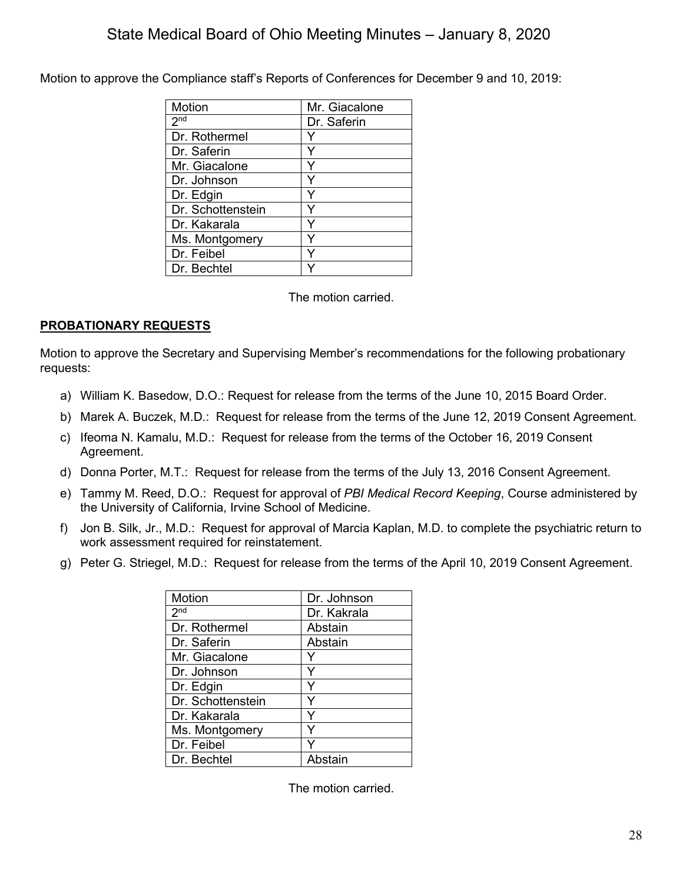Motion to approve the Compliance staff's Reports of Conferences for December 9 and 10, 2019:

| Motion | Mr. Giacalone |
|---|---|
| 2nd | Dr. Saferin |
| Dr. Rothermel | Y |
| Dr. Saferin | Y |
| Mr. Giacalone | Y |
| Dr. Johnson | Y |
| Dr. Edgin | Y |
| Dr. Schottenstein | Y |
| Dr. Kakarala | Y |
| Ms. Montgomery | Y |
| Dr. Feibel | Y |
| Dr. Bechtel | Y |

The motion carried.

**PROBATIONARY REQUESTS**

Motion to approve the Secretary and Supervising Member's recommendations for the following probationary requests:

a) William K. Basedow, D.O.: Request for release from the terms of the June 10, 2015 Board Order.

b) Marek A. Buczek, M.D.: Request for release from the terms of the June 12, 2019 Consent Agreement.

c) Ifeoma N. Kamalu, M.D.: Request for release from the terms of the October 16, 2019 Consent Agreement.

d) Donna Porter, M.T.: Request for release from the terms of the July 13, 2016 Consent Agreement.

e) Tammy M. Reed, D.O.: Request for approval of *PBI Medical Record Keeping*, Course administered by the University of California, Irvine School of Medicine.

f) Jon B. Silk, Jr., M.D.: Request for approval of Marcia Kaplan, M.D. to complete the psychiatric return to work assessment required for reinstatement.

g) Peter G. Striegel, M.D.: Request for release from the terms of the April 10, 2019 Consent Agreement.

| Motion | Dr. Johnson |
|---|---|
| 2nd | Dr. Kakrala |
| Dr. Rothermel | Abstain |
| Dr. Saferin | Abstain |
| Mr. Giacalone | Y |
| Dr. Johnson | Y |
| Dr. Edgin | Y |
| Dr. Schottenstein | Y |
| Dr. Kakarala | Y |
| Ms. Montgomery | Y |
| Dr. Feibel | Y |
| Dr. Bechtel | Abstain |

The motion carried.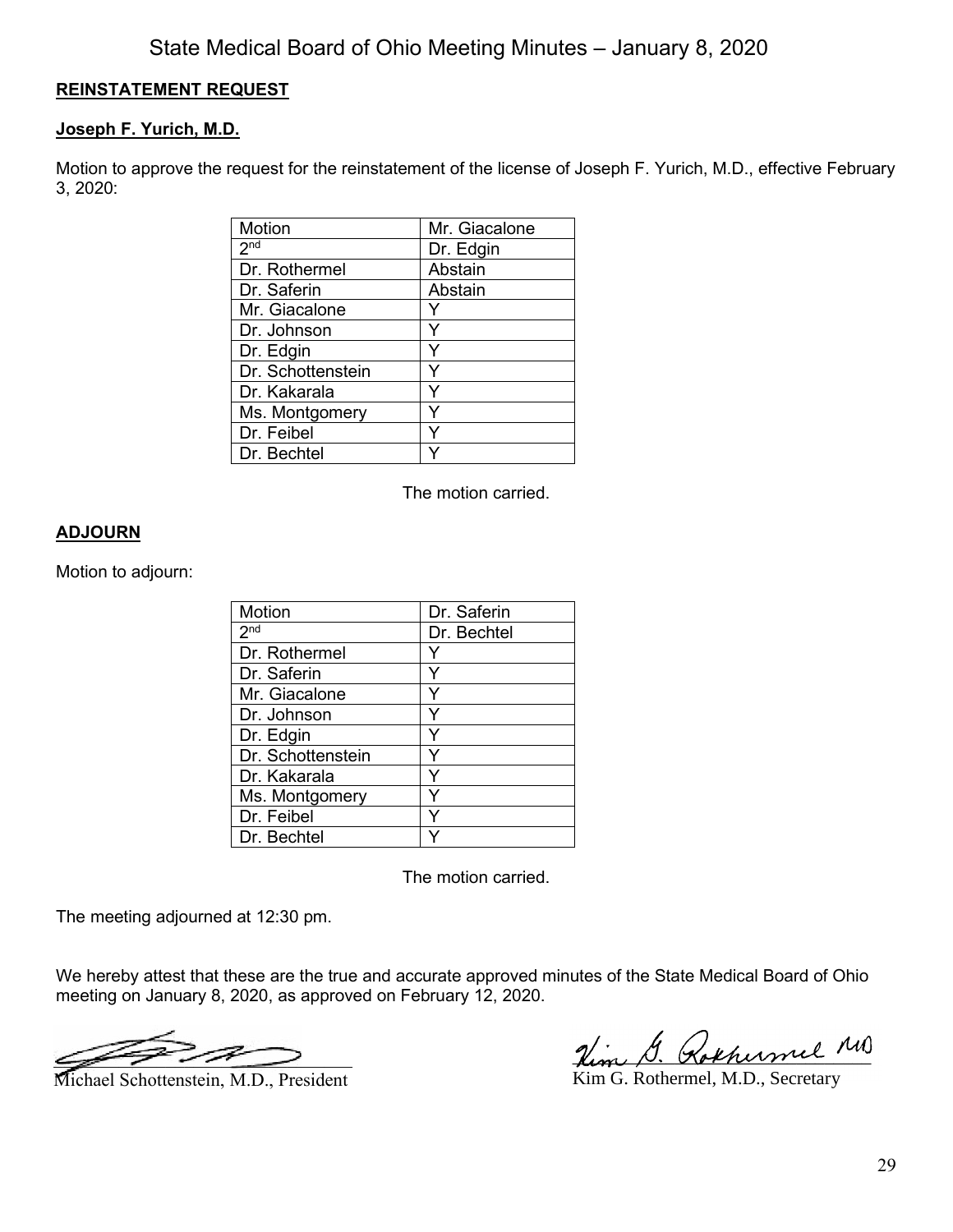**REINSTATEMENT REQUEST**

**Joseph F. Yurich, M.D.**

Motion to approve the request for the reinstatement of the license of Joseph F. Yurich, M.D., effective February 3, 2020:

| Motion | Mr. Giacalone |
|---|---|
| 2nd | Dr. Edgin |
| Dr. Rothermel | Abstain |
| Dr. Saferin | Abstain |
| Mr. Giacalone | Y |
| Dr. Johnson | Y |
| Dr. Edgin | Y |
| Dr. Schottenstein | Y |
| Dr. Kakarala | Y |
| Ms. Montgomery | Y |
| Dr. Feibel | Y |
| Dr. Bechtel | Y |

The motion carried.

**ADJOURN**

Motion to adjourn:

| Motion | Dr. Saferin |
|---|---|
| 2nd | Dr. Bechtel |
| Dr. Rothermel | Y |
| Dr. Saferin | Y |
| Mr. Giacalone | Y |
| Dr. Johnson | Y |
| Dr. Edgin | Y |
| Dr. Schottenstein | Y |
| Dr. Kakarala | Y |
| Ms. Montgomery | Y |
| Dr. Feibel | Y |
| Dr. Bechtel | Y |

The motion carried.

The meeting adjourned at 12:30 pm.

We hereby attest that these are the true and accurate approved minutes of the State Medical Board of Ohio meeting on January 8, 2020, as approved on February 12, 2020.

Michael Schottenstein, M.D., President

Kim G. Rothermel, M.D., Secretary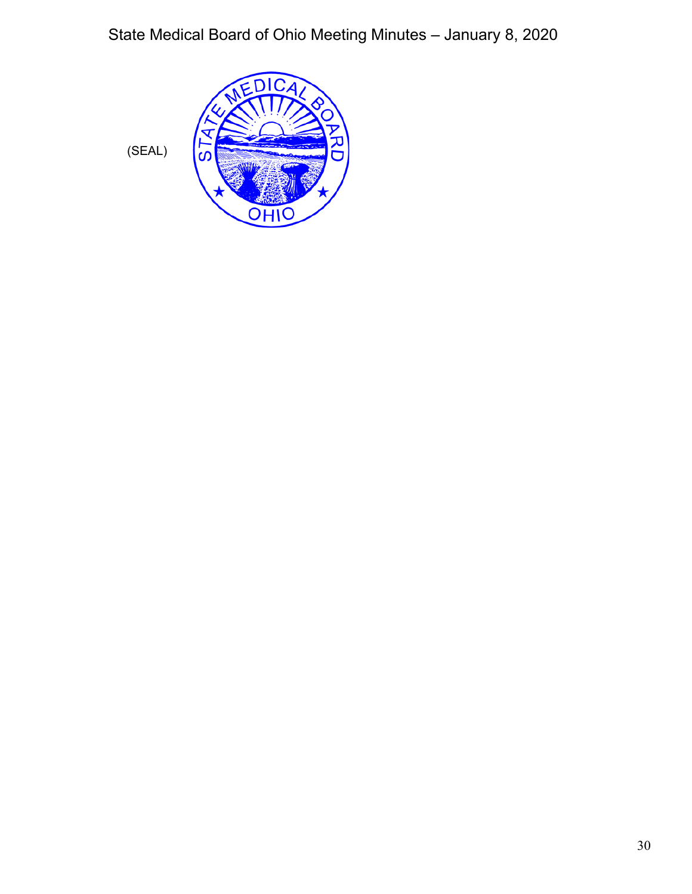(SEAL)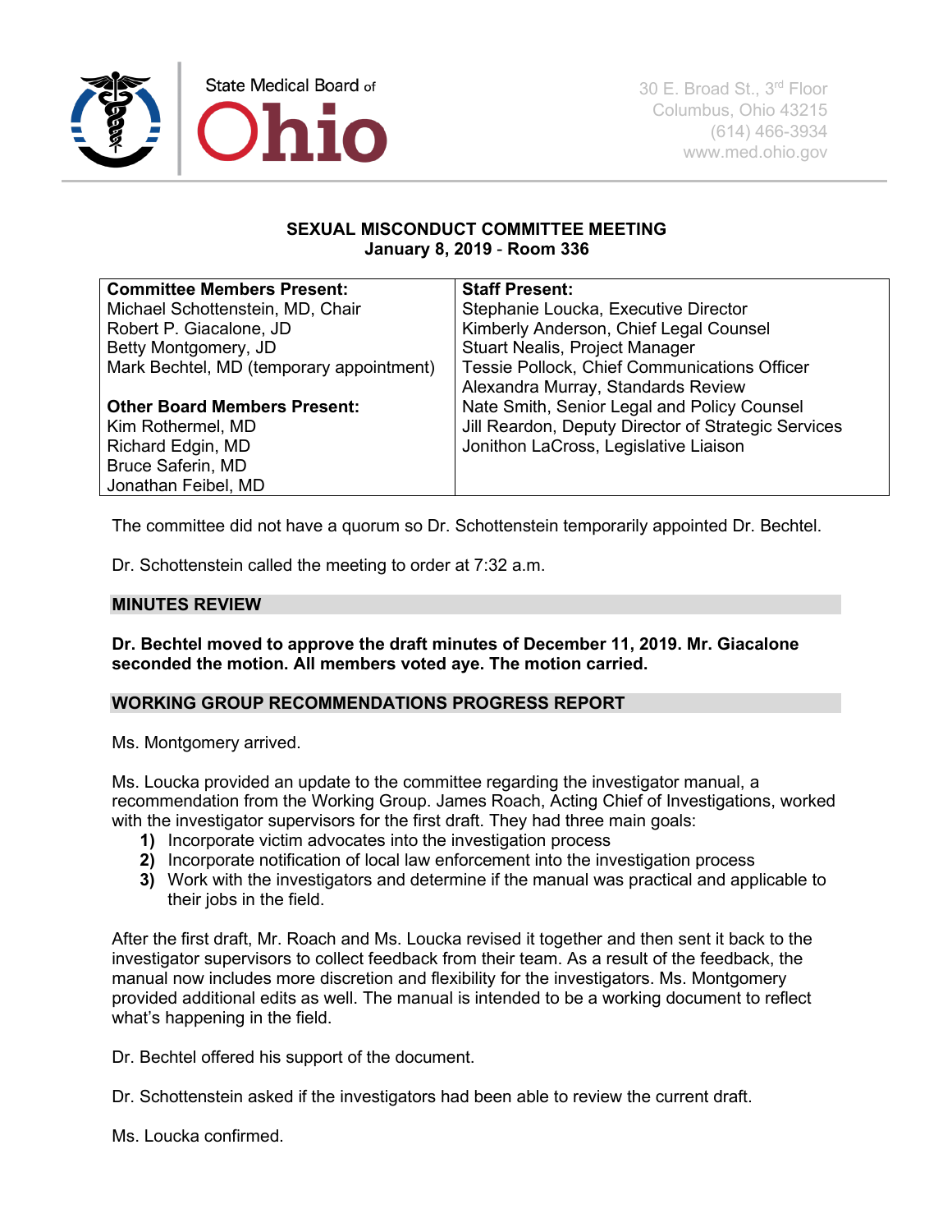State Medical Board of Ohio

30 E. Broad St., 3rd Floor
Columbus, Ohio 43215
(614) 466-3934
www.med.ohio.gov

**SEXUAL MISCONDUCT COMMITTEE MEETING**
**January 8, 2019 - Room 336**

| **Committee Members Present:** | **Staff Present:** |
| --- | --- |
| Michael Schottenstein, MD, Chair | Stephanie Loucka, Executive Director |
| Robert P. Giacalone, JD | Kimberly Anderson, Chief Legal Counsel |
| Betty Montgomery, JD | Stuart Nealis, Project Manager |
| Mark Bechtel, MD (temporary appointment) | Tessie Pollock, Chief Communications Officer |
| | Alexandra Murray, Standards Review |
| **Other Board Members Present:** | Nate Smith, Senior Legal and Policy Counsel |
| Kim Rothermel, MD | Jill Reardon, Deputy Director of Strategic Services |
| Richard Edgin, MD | Jonithon LaCross, Legislative Liaison |
| Bruce Saferin, MD | |
| Jonathan Feibel, MD | |

The committee did not have a quorum so Dr. Schottenstein temporarily appointed Dr. Bechtel.

Dr. Schottenstein called the meeting to order at 7:32 a.m.

## MINUTES REVIEW

**Dr. Bechtel moved to approve the draft minutes of December 11, 2019. Mr. Giacalone seconded the motion. All members voted aye. The motion carried.**

## WORKING GROUP RECOMMENDATIONS PROGRESS REPORT

Ms. Montgomery arrived.

Ms. Loucka provided an update to the committee regarding the investigator manual, a recommendation from the Working Group. James Roach, Acting Chief of Investigations, worked with the investigator supervisors for the first draft. They had three main goals:

1) Incorporate victim advocates into the investigation process
2) Incorporate notification of local law enforcement into the investigation process
3) Work with the investigators and determine if the manual was practical and applicable to their jobs in the field.

After the first draft, Mr. Roach and Ms. Loucka revised it together and then sent it back to the investigator supervisors to collect feedback from their team. As a result of the feedback, the manual now includes more discretion and flexibility for the investigators. Ms. Montgomery provided additional edits as well. The manual is intended to be a working document to reflect what's happening in the field.

Dr. Bechtel offered his support of the document.

Dr. Schottenstein asked if the investigators had been able to review the current draft.

Ms. Loucka confirmed.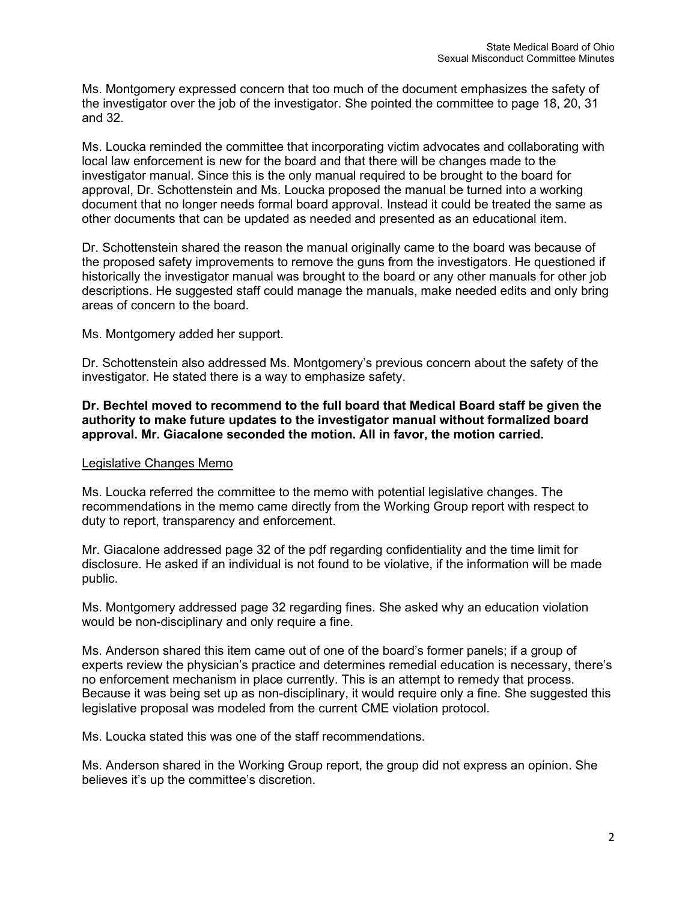Ms. Montgomery expressed concern that too much of the document emphasizes the safety of the investigator over the job of the investigator. She pointed the committee to page 18, 20, 31 and 32.

Ms. Loucka reminded the committee that incorporating victim advocates and collaborating with local law enforcement is new for the board and that there will be changes made to the investigator manual. Since this is the only manual required to be brought to the board for approval, Dr. Schottenstein and Ms. Loucka proposed the manual be turned into a working document that no longer needs formal board approval. Instead it could be treated the same as other documents that can be updated as needed and presented as an educational item.

Dr. Schottenstein shared the reason the manual originally came to the board was because of the proposed safety improvements to remove the guns from the investigators. He questioned if historically the investigator manual was brought to the board or any other manuals for other job descriptions. He suggested staff could manage the manuals, make needed edits and only bring areas of concern to the board.

Ms. Montgomery added her support.

Dr. Schottenstein also addressed Ms. Montgomery's previous concern about the safety of the investigator. He stated there is a way to emphasize safety.

**Dr. Bechtel moved to recommend to the full board that Medical Board staff be given the authority to make future updates to the investigator manual without formalized board approval. Mr. Giacalone seconded the motion. All in favor, the motion carried.**

<u>Legislative Changes Memo</u>

Ms. Loucka referred the committee to the memo with potential legislative changes. The recommendations in the memo came directly from the Working Group report with respect to duty to report, transparency and enforcement.

Mr. Giacalone addressed page 32 of the pdf regarding confidentiality and the time limit for disclosure. He asked if an individual is not found to be violative, if the information will be made public.

Ms. Montgomery addressed page 32 regarding fines. She asked why an education violation would be non-disciplinary and only require a fine.

Ms. Anderson shared this item came out of one of the board's former panels; if a group of experts review the physician's practice and determines remedial education is necessary, there's no enforcement mechanism in place currently. This is an attempt to remedy that process. Because it was being set up as non-disciplinary, it would require only a fine. She suggested this legislative proposal was modeled from the current CME violation protocol.

Ms. Loucka stated this was one of the staff recommendations.

Ms. Anderson shared in the Working Group report, the group did not express an opinion. She believes it's up the committee's discretion.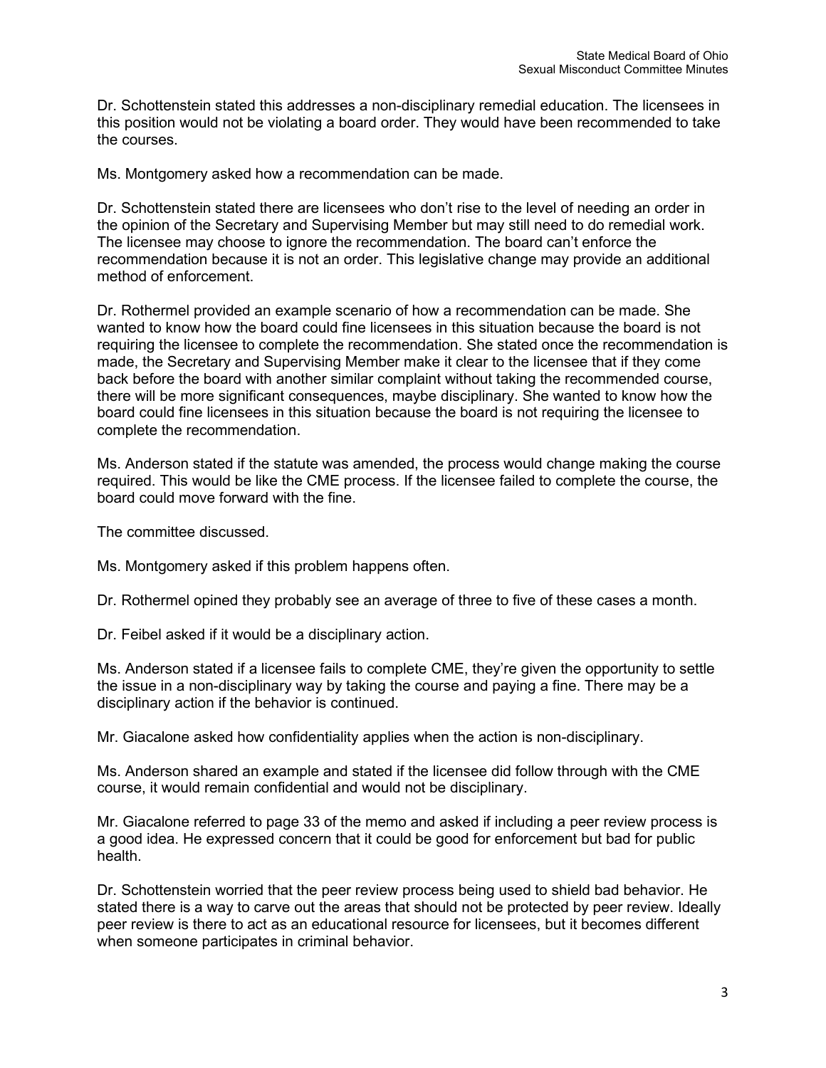Dr. Schottenstein stated this addresses a non-disciplinary remedial education. The licensees in this position would not be violating a board order. They would have been recommended to take the courses.

Ms. Montgomery asked how a recommendation can be made.

Dr. Schottenstein stated there are licensees who don't rise to the level of needing an order in the opinion of the Secretary and Supervising Member but may still need to do remedial work. The licensee may choose to ignore the recommendation. The board can't enforce the recommendation because it is not an order. This legislative change may provide an additional method of enforcement.

Dr. Rothermel provided an example scenario of how a recommendation can be made. She wanted to know how the board could fine licensees in this situation because the board is not requiring the licensee to complete the recommendation. She stated once the recommendation is made, the Secretary and Supervising Member make it clear to the licensee that if they come back before the board with another similar complaint without taking the recommended course, there will be more significant consequences, maybe disciplinary. She wanted to know how the board could fine licensees in this situation because the board is not requiring the licensee to complete the recommendation.

Ms. Anderson stated if the statute was amended, the process would change making the course required. This would be like the CME process. If the licensee failed to complete the course, the board could move forward with the fine.

The committee discussed.

Ms. Montgomery asked if this problem happens often.

Dr. Rothermel opined they probably see an average of three to five of these cases a month.

Dr. Feibel asked if it would be a disciplinary action.

Ms. Anderson stated if a licensee fails to complete CME, they're given the opportunity to settle the issue in a non-disciplinary way by taking the course and paying a fine. There may be a disciplinary action if the behavior is continued.

Mr. Giacalone asked how confidentiality applies when the action is non-disciplinary.

Ms. Anderson shared an example and stated if the licensee did follow through with the CME course, it would remain confidential and would not be disciplinary.

Mr. Giacalone referred to page 33 of the memo and asked if including a peer review process is a good idea. He expressed concern that it could be good for enforcement but bad for public health.

Dr. Schottenstein worried that the peer review process being used to shield bad behavior. He stated there is a way to carve out the areas that should not be protected by peer review. Ideally peer review is there to act as an educational resource for licensees, but it becomes different when someone participates in criminal behavior.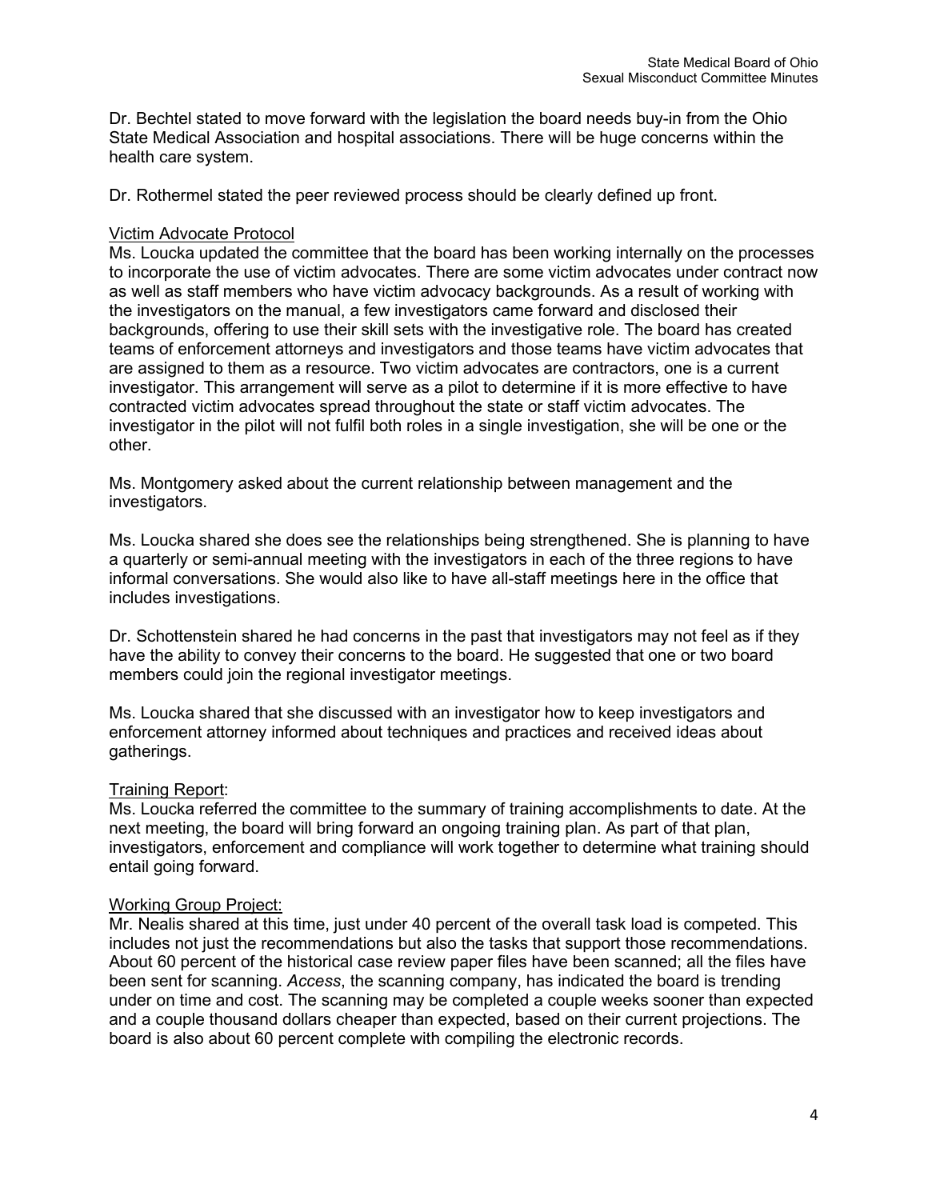Dr. Bechtel stated to move forward with the legislation the board needs buy-in from the Ohio State Medical Association and hospital associations. There will be huge concerns within the health care system.

Dr. Rothermel stated the peer reviewed process should be clearly defined up front.

<u>Victim Advocate Protocol</u>

Ms. Loucka updated the committee that the board has been working internally on the processes to incorporate the use of victim advocates. There are some victim advocates under contract now as well as staff members who have victim advocacy backgrounds. As a result of working with the investigators on the manual, a few investigators came forward and disclosed their backgrounds, offering to use their skill sets with the investigative role. The board has created teams of enforcement attorneys and investigators and those teams have victim advocates that are assigned to them as a resource. Two victim advocates are contractors, one is a current investigator. This arrangement will serve as a pilot to determine if it is more effective to have contracted victim advocates spread throughout the state or staff victim advocates. The investigator in the pilot will not fulfil both roles in a single investigation, she will be one or the other.

Ms. Montgomery asked about the current relationship between management and the investigators.

Ms. Loucka shared she does see the relationships being strengthened. She is planning to have a quarterly or semi-annual meeting with the investigators in each of the three regions to have informal conversations. She would also like to have all-staff meetings here in the office that includes investigations.

Dr. Schottenstein shared he had concerns in the past that investigators may not feel as if they have the ability to convey their concerns to the board. He suggested that one or two board members could join the regional investigator meetings.

Ms. Loucka shared that she discussed with an investigator how to keep investigators and enforcement attorney informed about techniques and practices and received ideas about gatherings.

<u>Training Report</u>:

Ms. Loucka referred the committee to the summary of training accomplishments to date. At the next meeting, the board will bring forward an ongoing training plan. As part of that plan, investigators, enforcement and compliance will work together to determine what training should entail going forward.

<u>Working Group Project:</u>

Mr. Nealis shared at this time, just under 40 percent of the overall task load is competed. This includes not just the recommendations but also the tasks that support those recommendations. About 60 percent of the historical case review paper files have been scanned; all the files have been sent for scanning. *Access*, the scanning company, has indicated the board is trending under on time and cost. The scanning may be completed a couple weeks sooner than expected and a couple thousand dollars cheaper than expected, based on their current projections. The board is also about 60 percent complete with compiling the electronic records.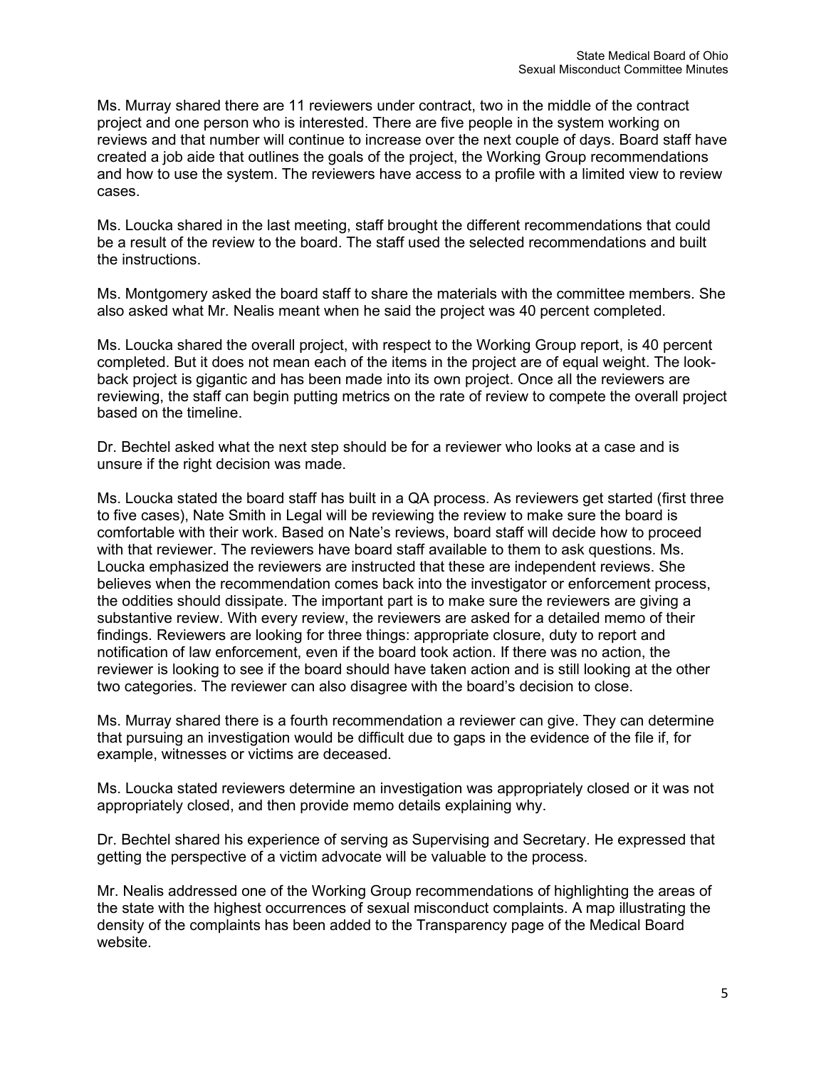Ms. Murray shared there are 11 reviewers under contract, two in the middle of the contract project and one person who is interested. There are five people in the system working on reviews and that number will continue to increase over the next couple of days. Board staff have created a job aide that outlines the goals of the project, the Working Group recommendations and how to use the system. The reviewers have access to a profile with a limited view to review cases.

Ms. Loucka shared in the last meeting, staff brought the different recommendations that could be a result of the review to the board. The staff used the selected recommendations and built the instructions.

Ms. Montgomery asked the board staff to share the materials with the committee members. She also asked what Mr. Nealis meant when he said the project was 40 percent completed.

Ms. Loucka shared the overall project, with respect to the Working Group report, is 40 percent completed. But it does not mean each of the items in the project are of equal weight. The look-back project is gigantic and has been made into its own project. Once all the reviewers are reviewing, the staff can begin putting metrics on the rate of review to compete the overall project based on the timeline.

Dr. Bechtel asked what the next step should be for a reviewer who looks at a case and is unsure if the right decision was made.

Ms. Loucka stated the board staff has built in a QA process. As reviewers get started (first three to five cases), Nate Smith in Legal will be reviewing the review to make sure the board is comfortable with their work. Based on Nate's reviews, board staff will decide how to proceed with that reviewer. The reviewers have board staff available to them to ask questions. Ms. Loucka emphasized the reviewers are instructed that these are independent reviews. She believes when the recommendation comes back into the investigator or enforcement process, the oddities should dissipate. The important part is to make sure the reviewers are giving a substantive review. With every review, the reviewers are asked for a detailed memo of their findings. Reviewers are looking for three things: appropriate closure, duty to report and notification of law enforcement, even if the board took action. If there was no action, the reviewer is looking to see if the board should have taken action and is still looking at the other two categories. The reviewer can also disagree with the board's decision to close.

Ms. Murray shared there is a fourth recommendation a reviewer can give. They can determine that pursuing an investigation would be difficult due to gaps in the evidence of the file if, for example, witnesses or victims are deceased.

Ms. Loucka stated reviewers determine an investigation was appropriately closed or it was not appropriately closed, and then provide memo details explaining why.

Dr. Bechtel shared his experience of serving as Supervising and Secretary. He expressed that getting the perspective of a victim advocate will be valuable to the process.

Mr. Nealis addressed one of the Working Group recommendations of highlighting the areas of the state with the highest occurrences of sexual misconduct complaints. A map illustrating the density of the complaints has been added to the Transparency page of the Medical Board website.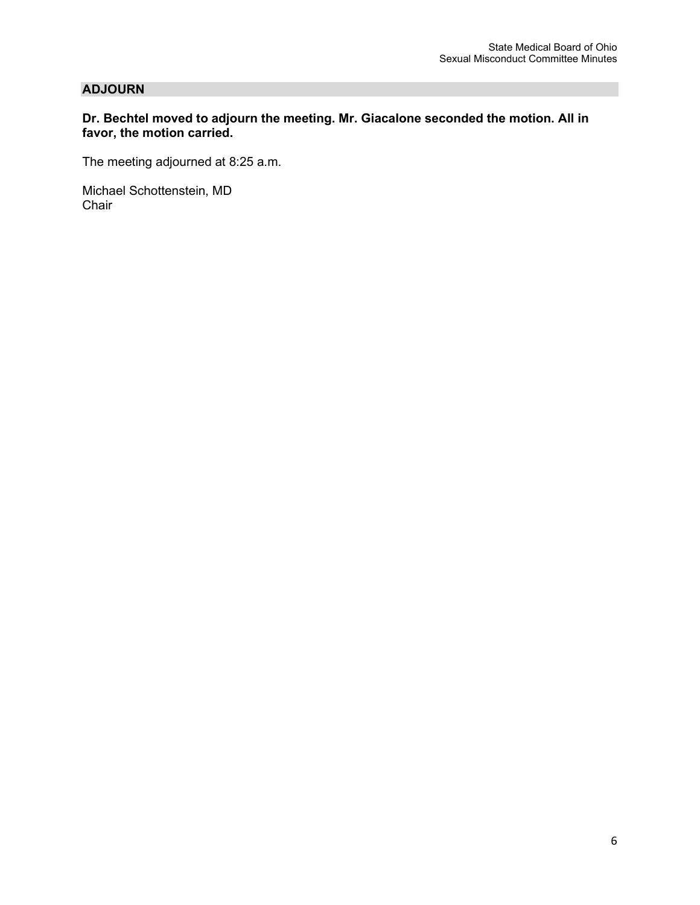## ADJOURN

**Dr. Bechtel moved to adjourn the meeting. Mr. Giacalone seconded the motion. All in favor, the motion carried.**

The meeting adjourned at 8:25 a.m.

Michael Schottenstein, MD
Chair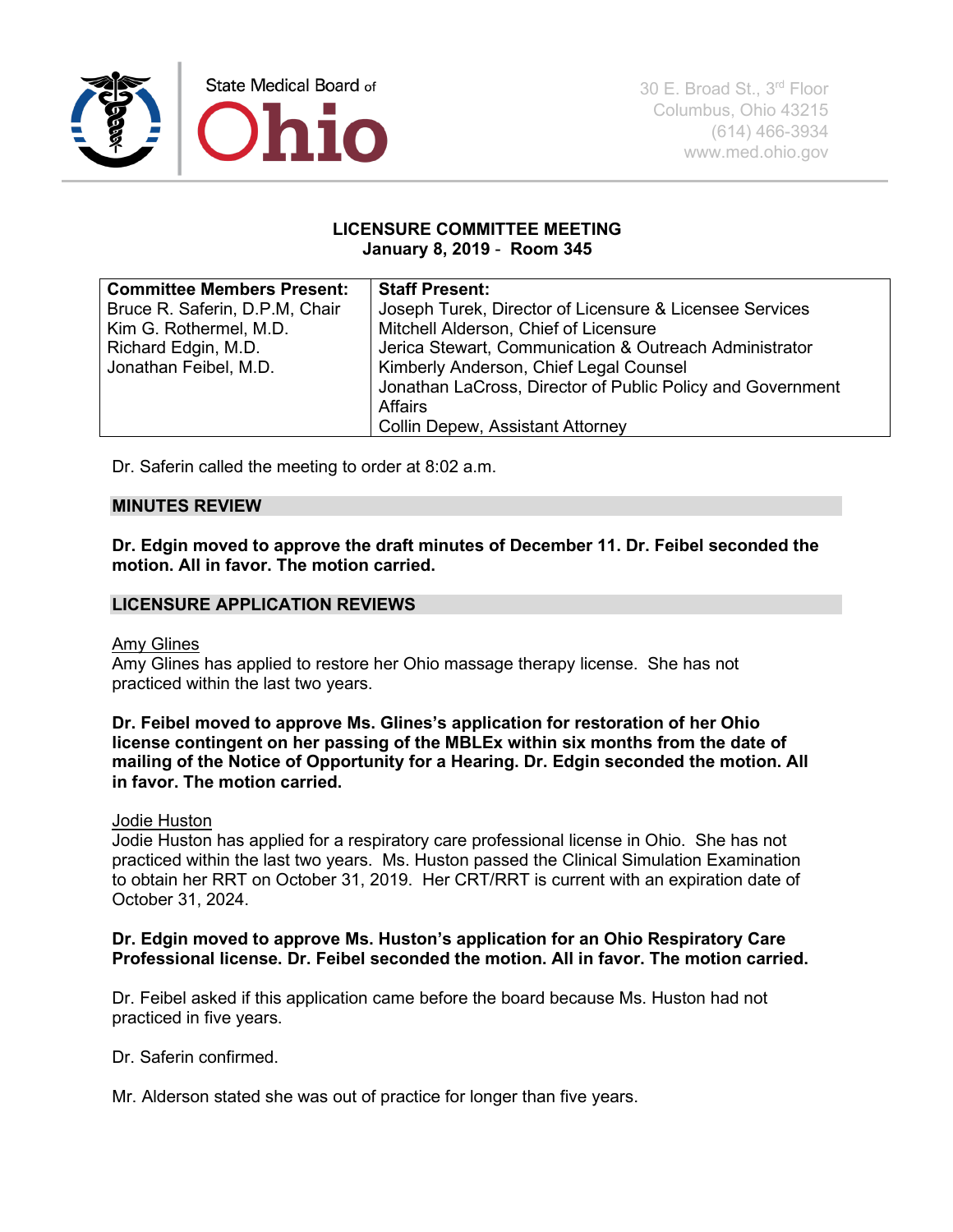State Medical Board of Ohio

30 E. Broad St., 3rd Floor
Columbus, Ohio 43215
(614) 466-3934
www.med.ohio.gov

**LICENSURE COMMITTEE MEETING**
**January 8, 2019 - Room 345**

| **Committee Members Present:** | **Staff Present:** |
|---|---|
| Bruce R. Saferin, D.P.M, Chair<br>Kim G. Rothermel, M.D.<br>Richard Edgin, M.D.<br>Jonathan Feibel, M.D. | Joseph Turek, Director of Licensure & Licensee Services<br>Mitchell Alderson, Chief of Licensure<br>Jerica Stewart, Communication & Outreach Administrator<br>Kimberly Anderson, Chief Legal Counsel<br>Jonathan LaCross, Director of Public Policy and Government Affairs<br>Collin Depew, Assistant Attorney |

Dr. Saferin called the meeting to order at 8:02 a.m.

## MINUTES REVIEW

**Dr. Edgin moved to approve the draft minutes of December 11. Dr. Feibel seconded the motion. All in favor. The motion carried.**

## LICENSURE APPLICATION REVIEWS

Amy Glines
Amy Glines has applied to restore her Ohio massage therapy license. She has not practiced within the last two years.

**Dr. Feibel moved to approve Ms. Glines's application for restoration of her Ohio license contingent on her passing of the MBLEx within six months from the date of mailing of the Notice of Opportunity for a Hearing. Dr. Edgin seconded the motion. All in favor. The motion carried.**

Jodie Huston
Jodie Huston has applied for a respiratory care professional license in Ohio. She has not practiced within the last two years. Ms. Huston passed the Clinical Simulation Examination to obtain her RRT on October 31, 2019. Her CRT/RRT is current with an expiration date of October 31, 2024.

**Dr. Edgin moved to approve Ms. Huston's application for an Ohio Respiratory Care Professional license. Dr. Feibel seconded the motion. All in favor. The motion carried.**

Dr. Feibel asked if this application came before the board because Ms. Huston had not practiced in five years.

Dr. Saferin confirmed.

Mr. Alderson stated she was out of practice for longer than five years.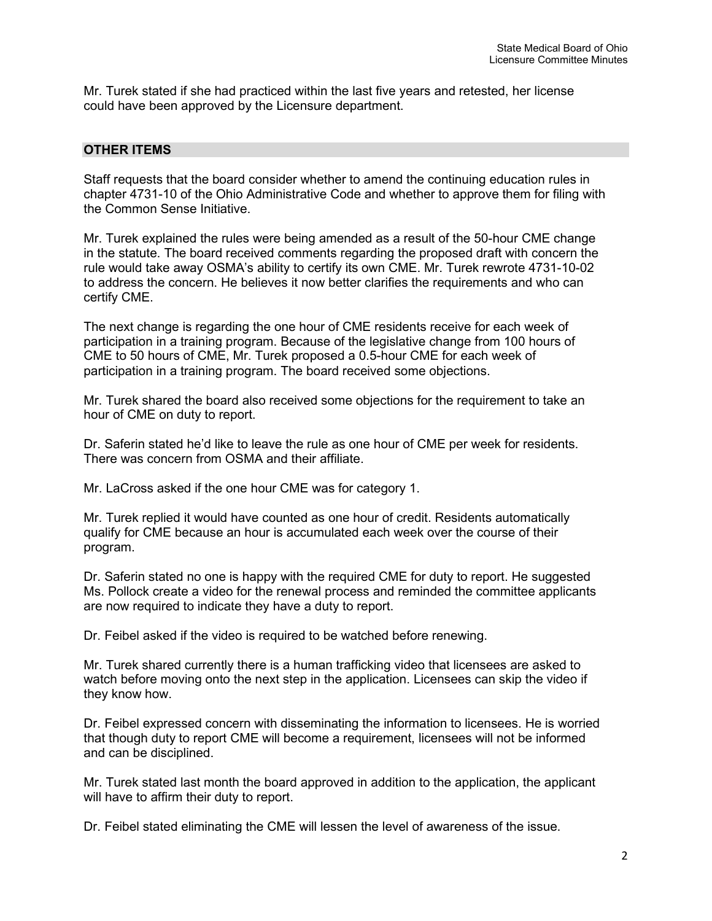Mr. Turek stated if she had practiced within the last five years and retested, her license could have been approved by the Licensure department.

## OTHER ITEMS

Staff requests that the board consider whether to amend the continuing education rules in chapter 4731-10 of the Ohio Administrative Code and whether to approve them for filing with the Common Sense Initiative.

Mr. Turek explained the rules were being amended as a result of the 50-hour CME change in the statute. The board received comments regarding the proposed draft with concern the rule would take away OSMA's ability to certify its own CME. Mr. Turek rewrote 4731-10-02 to address the concern. He believes it now better clarifies the requirements and who can certify CME.

The next change is regarding the one hour of CME residents receive for each week of participation in a training program. Because of the legislative change from 100 hours of CME to 50 hours of CME, Mr. Turek proposed a 0.5-hour CME for each week of participation in a training program. The board received some objections.

Mr. Turek shared the board also received some objections for the requirement to take an hour of CME on duty to report.

Dr. Saferin stated he'd like to leave the rule as one hour of CME per week for residents. There was concern from OSMA and their affiliate.

Mr. LaCross asked if the one hour CME was for category 1.

Mr. Turek replied it would have counted as one hour of credit. Residents automatically qualify for CME because an hour is accumulated each week over the course of their program.

Dr. Saferin stated no one is happy with the required CME for duty to report. He suggested Ms. Pollock create a video for the renewal process and reminded the committee applicants are now required to indicate they have a duty to report.

Dr. Feibel asked if the video is required to be watched before renewing.

Mr. Turek shared currently there is a human trafficking video that licensees are asked to watch before moving onto the next step in the application. Licensees can skip the video if they know how.

Dr. Feibel expressed concern with disseminating the information to licensees. He is worried that though duty to report CME will become a requirement, licensees will not be informed and can be disciplined.

Mr. Turek stated last month the board approved in addition to the application, the applicant will have to affirm their duty to report.

Dr. Feibel stated eliminating the CME will lessen the level of awareness of the issue.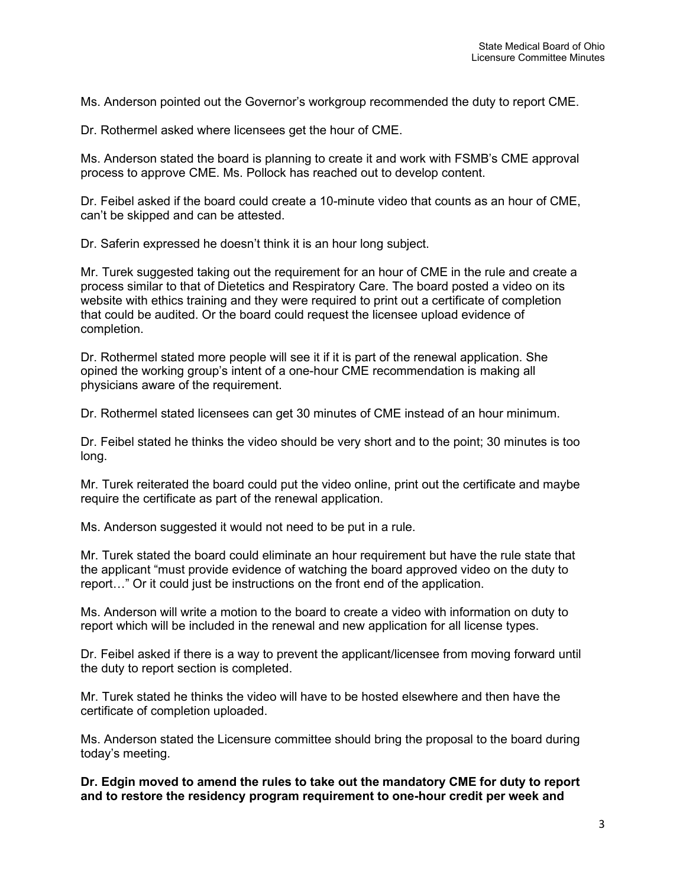Ms. Anderson pointed out the Governor's workgroup recommended the duty to report CME.

Dr. Rothermel asked where licensees get the hour of CME.

Ms. Anderson stated the board is planning to create it and work with FSMB's CME approval process to approve CME. Ms. Pollock has reached out to develop content.

Dr. Feibel asked if the board could create a 10-minute video that counts as an hour of CME, can't be skipped and can be attested.

Dr. Saferin expressed he doesn't think it is an hour long subject.

Mr. Turek suggested taking out the requirement for an hour of CME in the rule and create a process similar to that of Dietetics and Respiratory Care. The board posted a video on its website with ethics training and they were required to print out a certificate of completion that could be audited. Or the board could request the licensee upload evidence of completion.

Dr. Rothermel stated more people will see it if it is part of the renewal application. She opined the working group's intent of a one-hour CME recommendation is making all physicians aware of the requirement.

Dr. Rothermel stated licensees can get 30 minutes of CME instead of an hour minimum.

Dr. Feibel stated he thinks the video should be very short and to the point; 30 minutes is too long.

Mr. Turek reiterated the board could put the video online, print out the certificate and maybe require the certificate as part of the renewal application.

Ms. Anderson suggested it would not need to be put in a rule.

Mr. Turek stated the board could eliminate an hour requirement but have the rule state that the applicant "must provide evidence of watching the board approved video on the duty to report…" Or it could just be instructions on the front end of the application.

Ms. Anderson will write a motion to the board to create a video with information on duty to report which will be included in the renewal and new application for all license types.

Dr. Feibel asked if there is a way to prevent the applicant/licensee from moving forward until the duty to report section is completed.

Mr. Turek stated he thinks the video will have to be hosted elsewhere and then have the certificate of completion uploaded.

Ms. Anderson stated the Licensure committee should bring the proposal to the board during today's meeting.

**Dr. Edgin moved to amend the rules to take out the mandatory CME for duty to report and to restore the residency program requirement to one-hour credit per week and**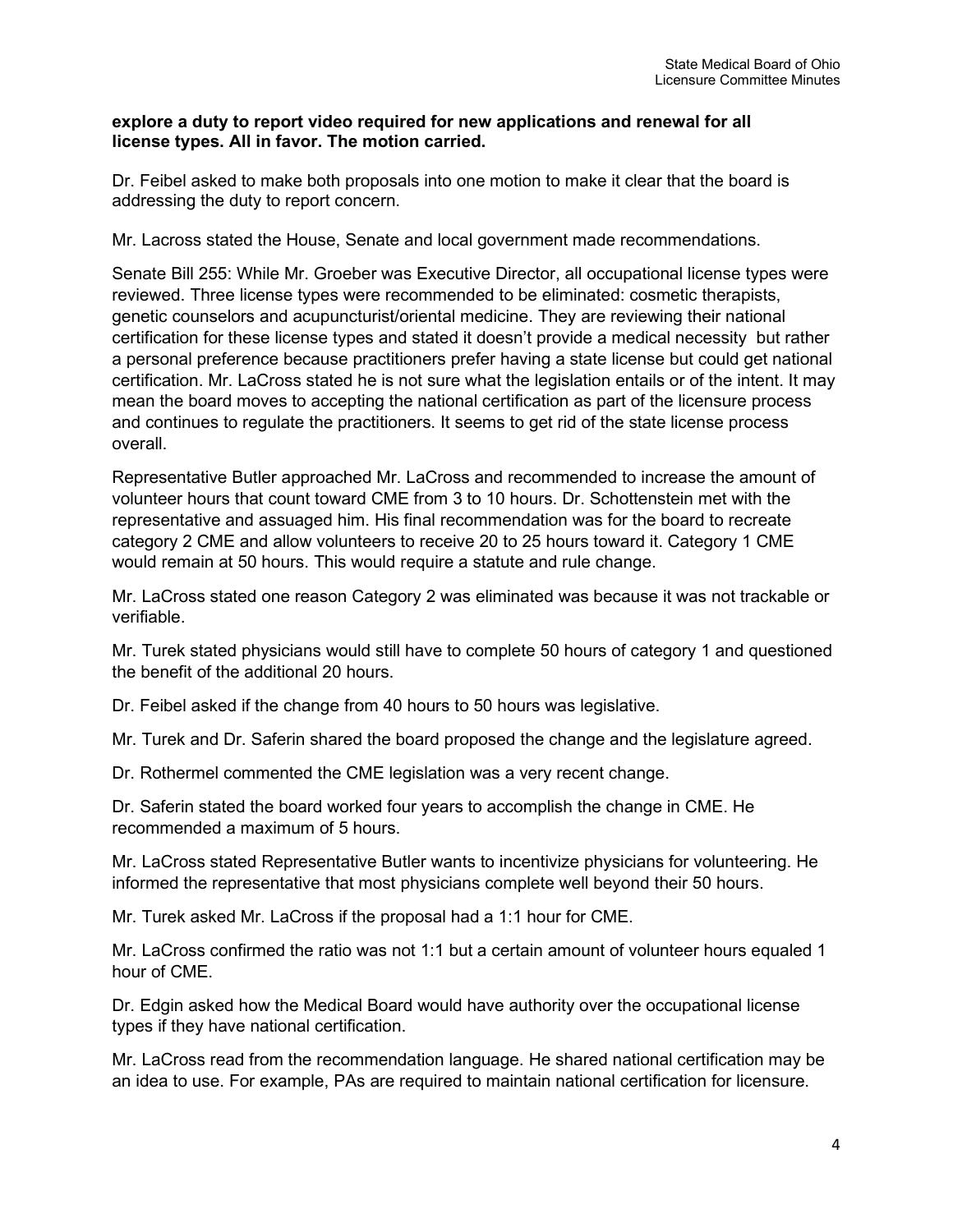**explore a duty to report video required for new applications and renewal for all license types. All in favor. The motion carried.**

Dr. Feibel asked to make both proposals into one motion to make it clear that the board is addressing the duty to report concern.

Mr. Lacross stated the House, Senate and local government made recommendations.

Senate Bill 255: While Mr. Groeber was Executive Director, all occupational license types were reviewed. Three license types were recommended to be eliminated: cosmetic therapists, genetic counselors and acupuncturist/oriental medicine. They are reviewing their national certification for these license types and stated it doesn't provide a medical necessity but rather a personal preference because practitioners prefer having a state license but could get national certification. Mr. LaCross stated he is not sure what the legislation entails or of the intent. It may mean the board moves to accepting the national certification as part of the licensure process and continues to regulate the practitioners. It seems to get rid of the state license process overall.

Representative Butler approached Mr. LaCross and recommended to increase the amount of volunteer hours that count toward CME from 3 to 10 hours. Dr. Schottenstein met with the representative and assuaged him. His final recommendation was for the board to recreate category 2 CME and allow volunteers to receive 20 to 25 hours toward it. Category 1 CME would remain at 50 hours. This would require a statute and rule change.

Mr. LaCross stated one reason Category 2 was eliminated was because it was not trackable or verifiable.

Mr. Turek stated physicians would still have to complete 50 hours of category 1 and questioned the benefit of the additional 20 hours.

Dr. Feibel asked if the change from 40 hours to 50 hours was legislative.

Mr. Turek and Dr. Saferin shared the board proposed the change and the legislature agreed.

Dr. Rothermel commented the CME legislation was a very recent change.

Dr. Saferin stated the board worked four years to accomplish the change in CME. He recommended a maximum of 5 hours.

Mr. LaCross stated Representative Butler wants to incentivize physicians for volunteering. He informed the representative that most physicians complete well beyond their 50 hours.

Mr. Turek asked Mr. LaCross if the proposal had a 1:1 hour for CME.

Mr. LaCross confirmed the ratio was not 1:1 but a certain amount of volunteer hours equaled 1 hour of CME.

Dr. Edgin asked how the Medical Board would have authority over the occupational license types if they have national certification.

Mr. LaCross read from the recommendation language. He shared national certification may be an idea to use. For example, PAs are required to maintain national certification for licensure.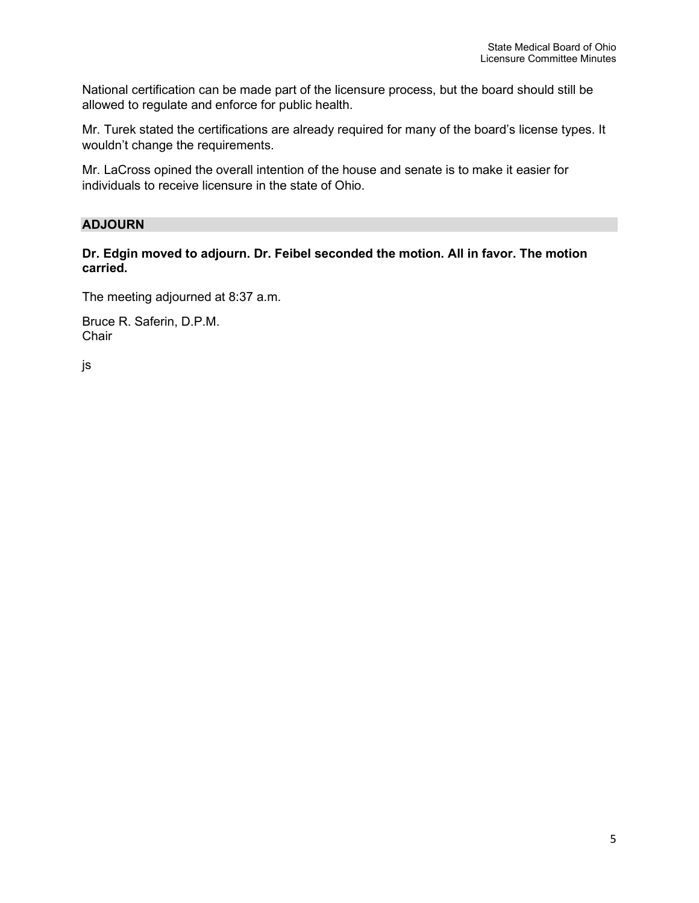National certification can be made part of the licensure process, but the board should still be allowed to regulate and enforce for public health.

Mr. Turek stated the certifications are already required for many of the board's license types. It wouldn't change the requirements.

Mr. LaCross opined the overall intention of the house and senate is to make it easier for individuals to receive licensure in the state of Ohio.

## ADJOURN

**Dr. Edgin moved to adjourn. Dr. Feibel seconded the motion. All in favor. The motion carried.**

The meeting adjourned at 8:37 a.m.

Bruce R. Saferin, D.P.M.
Chair

js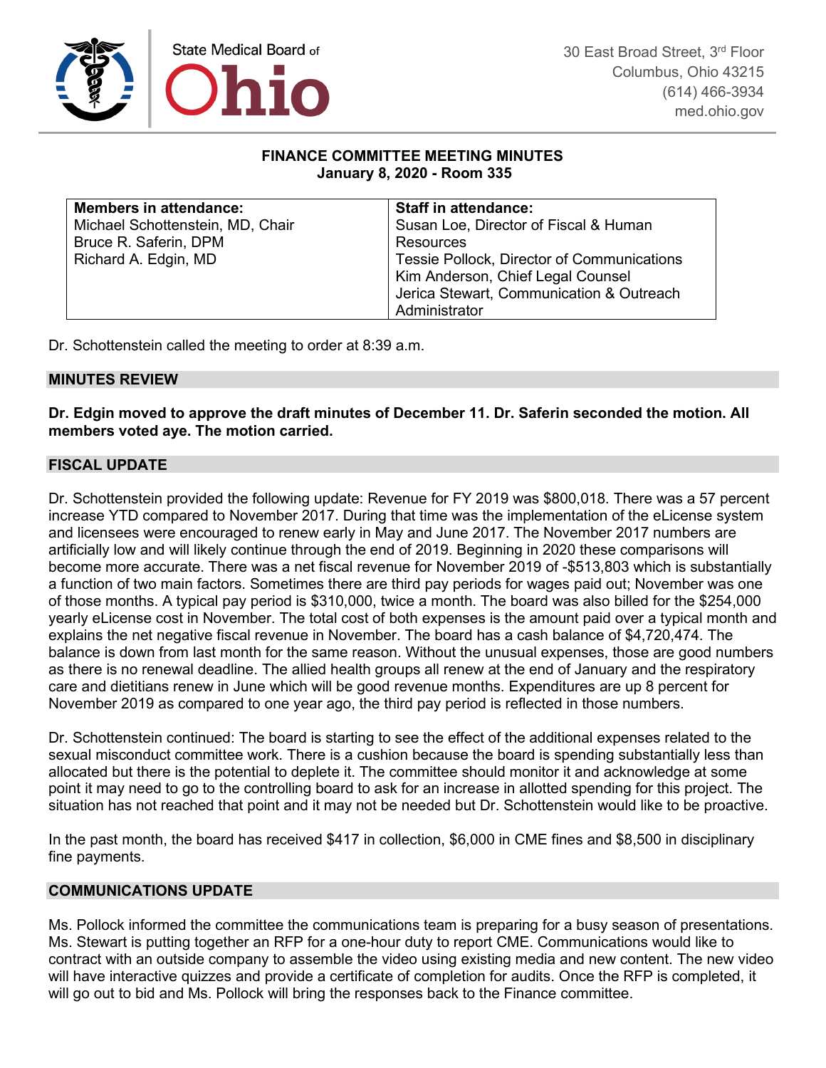State Medical Board of **Ohio**

30 East Broad Street, 3rd Floor
Columbus, Ohio 43215
(614) 466-3934
med.ohio.gov

**FINANCE COMMITTEE MEETING MINUTES**
**January 8, 2020 - Room 335**

| **Members in attendance:** | **Staff in attendance:** |
|---|---|
| Michael Schottenstein, MD, Chair<br>Bruce R. Saferin, DPM<br>Richard A. Edgin, MD | Susan Loe, Director of Fiscal & Human Resources<br>Tessie Pollock, Director of Communications<br>Kim Anderson, Chief Legal Counsel<br>Jerica Stewart, Communication & Outreach Administrator |

Dr. Schottenstein called the meeting to order at 8:39 a.m.

## MINUTES REVIEW

**Dr. Edgin moved to approve the draft minutes of December 11. Dr. Saferin seconded the motion. All members voted aye. The motion carried.**

## FISCAL UPDATE

Dr. Schottenstein provided the following update: Revenue for FY 2019 was $800,018. There was a 57 percent increase YTD compared to November 2017. During that time was the implementation of the eLicense system and licensees were encouraged to renew early in May and June 2017. The November 2017 numbers are artificially low and will likely continue through the end of 2019. Beginning in 2020 these comparisons will become more accurate. There was a net fiscal revenue for November 2019 of -$513,803 which is substantially a function of two main factors. Sometimes there are third pay periods for wages paid out; November was one of those months. A typical pay period is $310,000, twice a month. The board was also billed for the $254,000 yearly eLicense cost in November. The total cost of both expenses is the amount paid over a typical month and explains the net negative fiscal revenue in November. The board has a cash balance of $4,720,474. The balance is down from last month for the same reason. Without the unusual expenses, those are good numbers as there is no renewal deadline. The allied health groups all renew at the end of January and the respiratory care and dietitians renew in June which will be good revenue months. Expenditures are up 8 percent for November 2019 as compared to one year ago, the third pay period is reflected in those numbers.

Dr. Schottenstein continued: The board is starting to see the effect of the additional expenses related to the sexual misconduct committee work. There is a cushion because the board is spending substantially less than allocated but there is the potential to deplete it. The committee should monitor it and acknowledge at some point it may need to go to the controlling board to ask for an increase in allotted spending for this project. The situation has not reached that point and it may not be needed but Dr. Schottenstein would like to be proactive.

In the past month, the board has received $417 in collection, $6,000 in CME fines and $8,500 in disciplinary fine payments.

## COMMUNICATIONS UPDATE

Ms. Pollock informed the committee the communications team is preparing for a busy season of presentations. Ms. Stewart is putting together an RFP for a one-hour duty to report CME. Communications would like to contract with an outside company to assemble the video using existing media and new content. The new video will have interactive quizzes and provide a certificate of completion for audits. Once the RFP is completed, it will go out to bid and Ms. Pollock will bring the responses back to the Finance committee.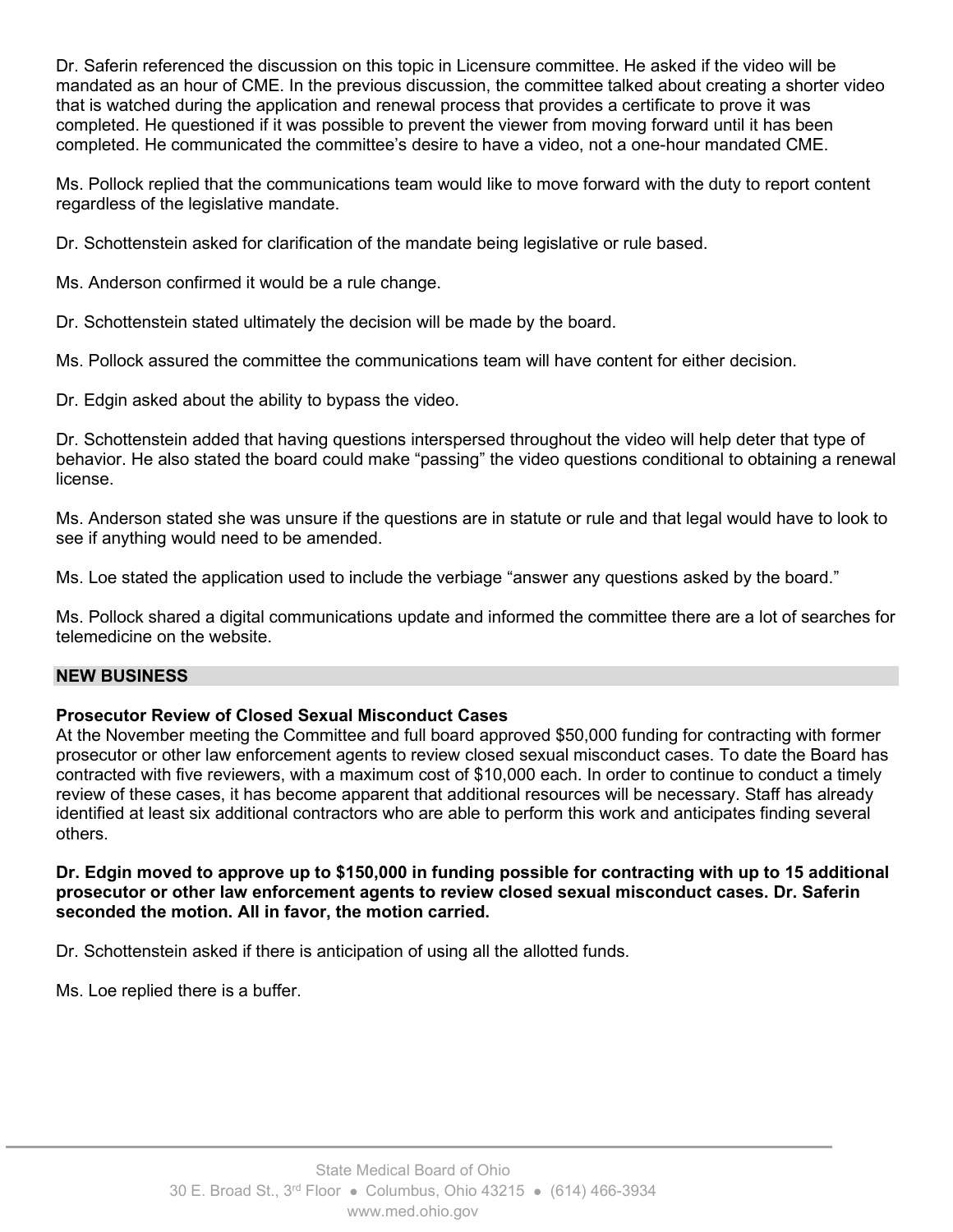Dr. Saferin referenced the discussion on this topic in Licensure committee. He asked if the video will be mandated as an hour of CME. In the previous discussion, the committee talked about creating a shorter video that is watched during the application and renewal process that provides a certificate to prove it was completed. He questioned if it was possible to prevent the viewer from moving forward until it has been completed. He communicated the committee's desire to have a video, not a one-hour mandated CME.

Ms. Pollock replied that the communications team would like to move forward with the duty to report content regardless of the legislative mandate.

Dr. Schottenstein asked for clarification of the mandate being legislative or rule based.

Ms. Anderson confirmed it would be a rule change.

Dr. Schottenstein stated ultimately the decision will be made by the board.

Ms. Pollock assured the committee the communications team will have content for either decision.

Dr. Edgin asked about the ability to bypass the video.

Dr. Schottenstein added that having questions interspersed throughout the video will help deter that type of behavior. He also stated the board could make "passing" the video questions conditional to obtaining a renewal license.

Ms. Anderson stated she was unsure if the questions are in statute or rule and that legal would have to look to see if anything would need to be amended.

Ms. Loe stated the application used to include the verbiage "answer any questions asked by the board."

Ms. Pollock shared a digital communications update and informed the committee there are a lot of searches for telemedicine on the website.

## NEW BUSINESS

**Prosecutor Review of Closed Sexual Misconduct Cases**

At the November meeting the Committee and full board approved $50,000 funding for contracting with former prosecutor or other law enforcement agents to review closed sexual misconduct cases. To date the Board has contracted with five reviewers, with a maximum cost of $10,000 each. In order to continue to conduct a timely review of these cases, it has become apparent that additional resources will be necessary. Staff has already identified at least six additional contractors who are able to perform this work and anticipates finding several others.

**Dr. Edgin moved to approve up to $150,000 in funding possible for contracting with up to 15 additional prosecutor or other law enforcement agents to review closed sexual misconduct cases. Dr. Saferin seconded the motion. All in favor, the motion carried.**

Dr. Schottenstein asked if there is anticipation of using all the allotted funds.

Ms. Loe replied there is a buffer.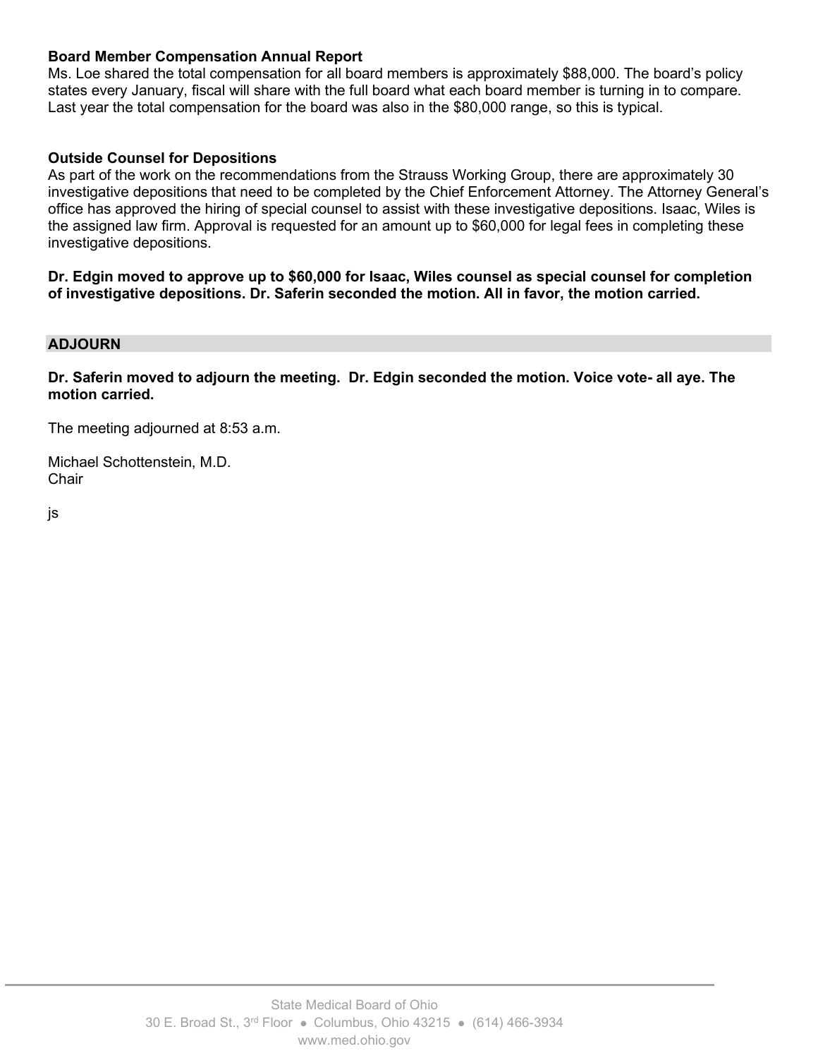**Board Member Compensation Annual Report**

Ms. Loe shared the total compensation for all board members is approximately $88,000. The board's policy states every January, fiscal will share with the full board what each board member is turning in to compare. Last year the total compensation for the board was also in the $80,000 range, so this is typical.

**Outside Counsel for Depositions**

As part of the work on the recommendations from the Strauss Working Group, there are approximately 30 investigative depositions that need to be completed by the Chief Enforcement Attorney. The Attorney General's office has approved the hiring of special counsel to assist with these investigative depositions. Isaac, Wiles is the assigned law firm. Approval is requested for an amount up to $60,000 for legal fees in completing these investigative depositions.

**Dr. Edgin moved to approve up to $60,000 for Isaac, Wiles counsel as special counsel for completion of investigative depositions. Dr. Saferin seconded the motion. All in favor, the motion carried.**

## ADJOURN

**Dr. Saferin moved to adjourn the meeting. Dr. Edgin seconded the motion. Voice vote- all aye. The motion carried.**

The meeting adjourned at 8:53 a.m.

Michael Schottenstein, M.D.
Chair

js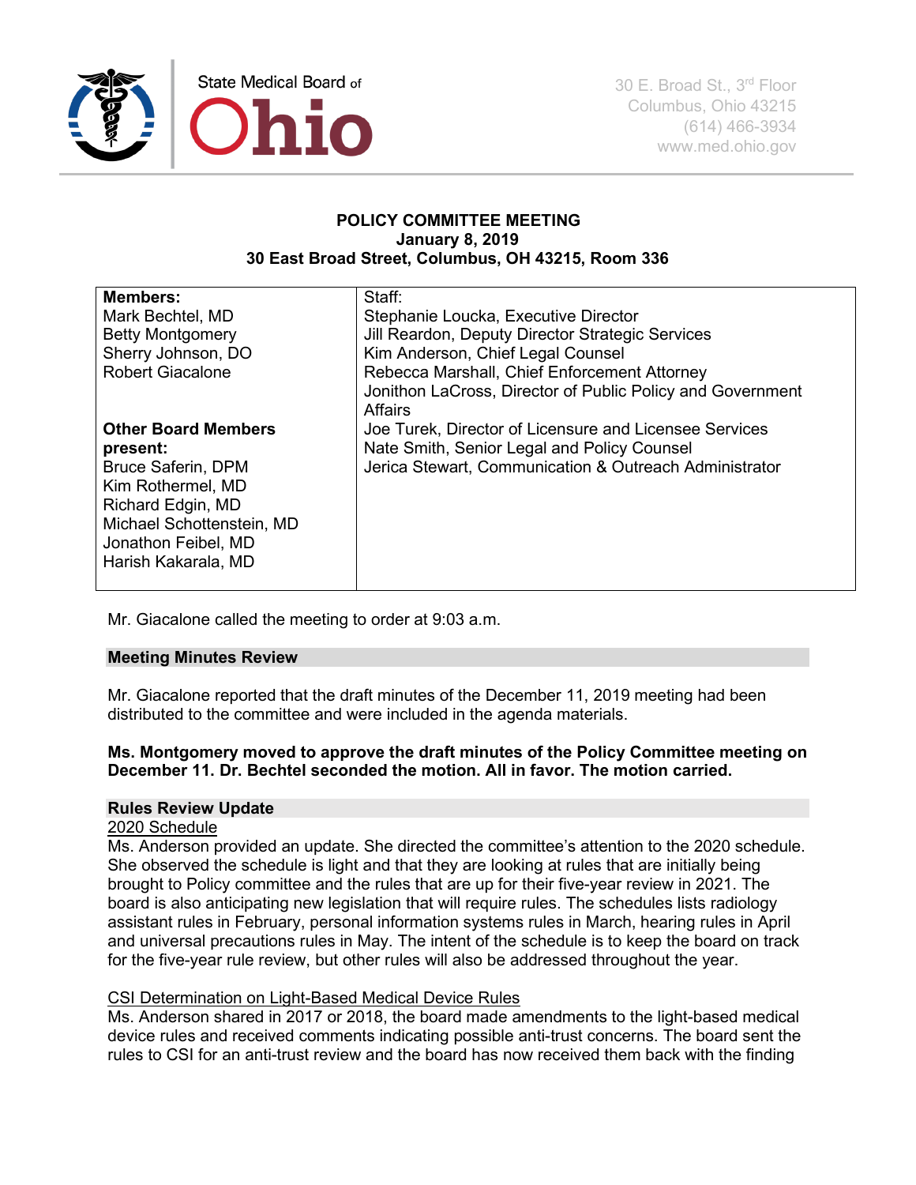State Medical Board of Ohio

30 E. Broad St., 3rd Floor
Columbus, Ohio 43215
(614) 466-3934
www.med.ohio.gov

**POLICY COMMITTEE MEETING**
**January 8, 2019**
**30 East Broad Street, Columbus, OH 43215, Room 336**

| **Members:** | Staff: |
|---|---|
| Mark Bechtel, MD | Stephanie Loucka, Executive Director |
| Betty Montgomery | Jill Reardon, Deputy Director Strategic Services |
| Sherry Johnson, DO | Kim Anderson, Chief Legal Counsel |
| Robert Giacalone | Rebecca Marshall, Chief Enforcement Attorney |
| | Jonithon LaCross, Director of Public Policy and Government Affairs |
| **Other Board Members present:** | Joe Turek, Director of Licensure and Licensee Services |
| Bruce Saferin, DPM | Nate Smith, Senior Legal and Policy Counsel |
| Kim Rothermel, MD | Jerica Stewart, Communication & Outreach Administrator |
| Richard Edgin, MD | |
| Michael Schottenstein, MD | |
| Jonathon Feibel, MD | |
| Harish Kakarala, MD | |

Mr. Giacalone called the meeting to order at 9:03 a.m.

## Meeting Minutes Review

Mr. Giacalone reported that the draft minutes of the December 11, 2019 meeting had been distributed to the committee and were included in the agenda materials.

**Ms. Montgomery moved to approve the draft minutes of the Policy Committee meeting on December 11. Dr. Bechtel seconded the motion. All in favor. The motion carried.**

## Rules Review Update

### 2020 Schedule

Ms. Anderson provided an update. She directed the committee's attention to the 2020 schedule. She observed the schedule is light and that they are looking at rules that are initially being brought to Policy committee and the rules that are up for their five-year review in 2021. The board is also anticipating new legislation that will require rules. The schedules lists radiology assistant rules in February, personal information systems rules in March, hearing rules in April and universal precautions rules in May. The intent of the schedule is to keep the board on track for the five-year rule review, but other rules will also be addressed throughout the year.

### CSI Determination on Light-Based Medical Device Rules

Ms. Anderson shared in 2017 or 2018, the board made amendments to the light-based medical device rules and received comments indicating possible anti-trust concerns. The board sent the rules to CSI for an anti-trust review and the board has now received them back with the finding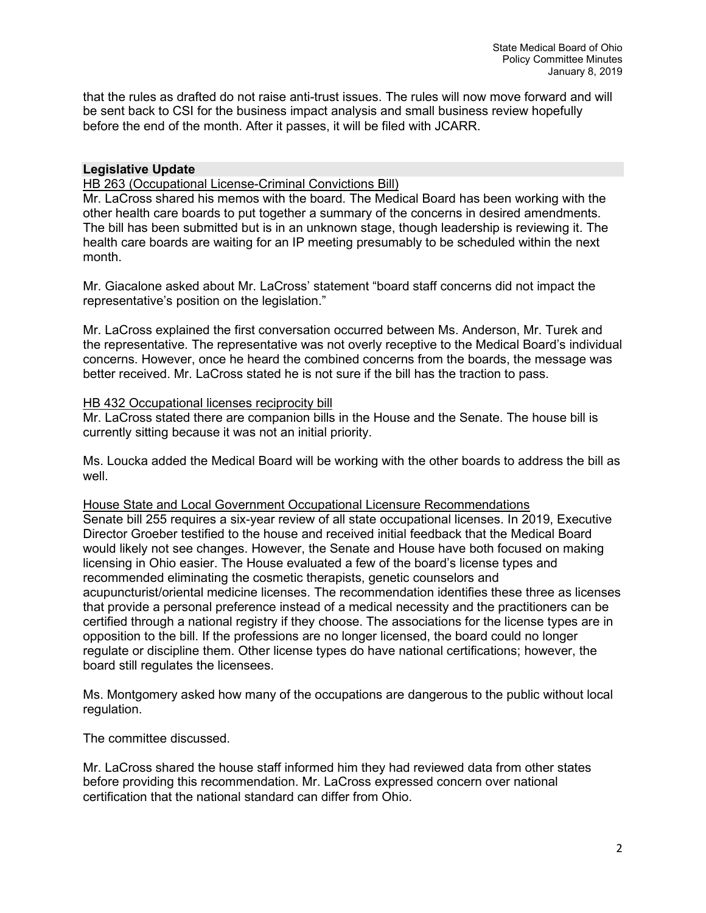that the rules as drafted do not raise anti-trust issues. The rules will now move forward and will be sent back to CSI for the business impact analysis and small business review hopefully before the end of the month. After it passes, it will be filed with JCARR.

## Legislative Update

<u>HB 263 (Occupational License-Criminal Convictions Bill)</u>

Mr. LaCross shared his memos with the board. The Medical Board has been working with the other health care boards to put together a summary of the concerns in desired amendments. The bill has been submitted but is in an unknown stage, though leadership is reviewing it. The health care boards are waiting for an IP meeting presumably to be scheduled within the next month.

Mr. Giacalone asked about Mr. LaCross' statement "board staff concerns did not impact the representative's position on the legislation."

Mr. LaCross explained the first conversation occurred between Ms. Anderson, Mr. Turek and the representative. The representative was not overly receptive to the Medical Board's individual concerns. However, once he heard the combined concerns from the boards, the message was better received. Mr. LaCross stated he is not sure if the bill has the traction to pass.

<u>HB 432 Occupational licenses reciprocity bill</u>

Mr. LaCross stated there are companion bills in the House and the Senate. The house bill is currently sitting because it was not an initial priority.

Ms. Loucka added the Medical Board will be working with the other boards to address the bill as well.

<u>House State and Local Government Occupational Licensure Recommendations</u>

Senate bill 255 requires a six-year review of all state occupational licenses. In 2019, Executive Director Groeber testified to the house and received initial feedback that the Medical Board would likely not see changes. However, the Senate and House have both focused on making licensing in Ohio easier. The House evaluated a few of the board's license types and recommended eliminating the cosmetic therapists, genetic counselors and acupuncturist/oriental medicine licenses. The recommendation identifies these three as licenses that provide a personal preference instead of a medical necessity and the practitioners can be certified through a national registry if they choose. The associations for the license types are in opposition to the bill. If the professions are no longer licensed, the board could no longer regulate or discipline them. Other license types do have national certifications; however, the board still regulates the licensees.

Ms. Montgomery asked how many of the occupations are dangerous to the public without local regulation.

The committee discussed.

Mr. LaCross shared the house staff informed him they had reviewed data from other states before providing this recommendation. Mr. LaCross expressed concern over national certification that the national standard can differ from Ohio.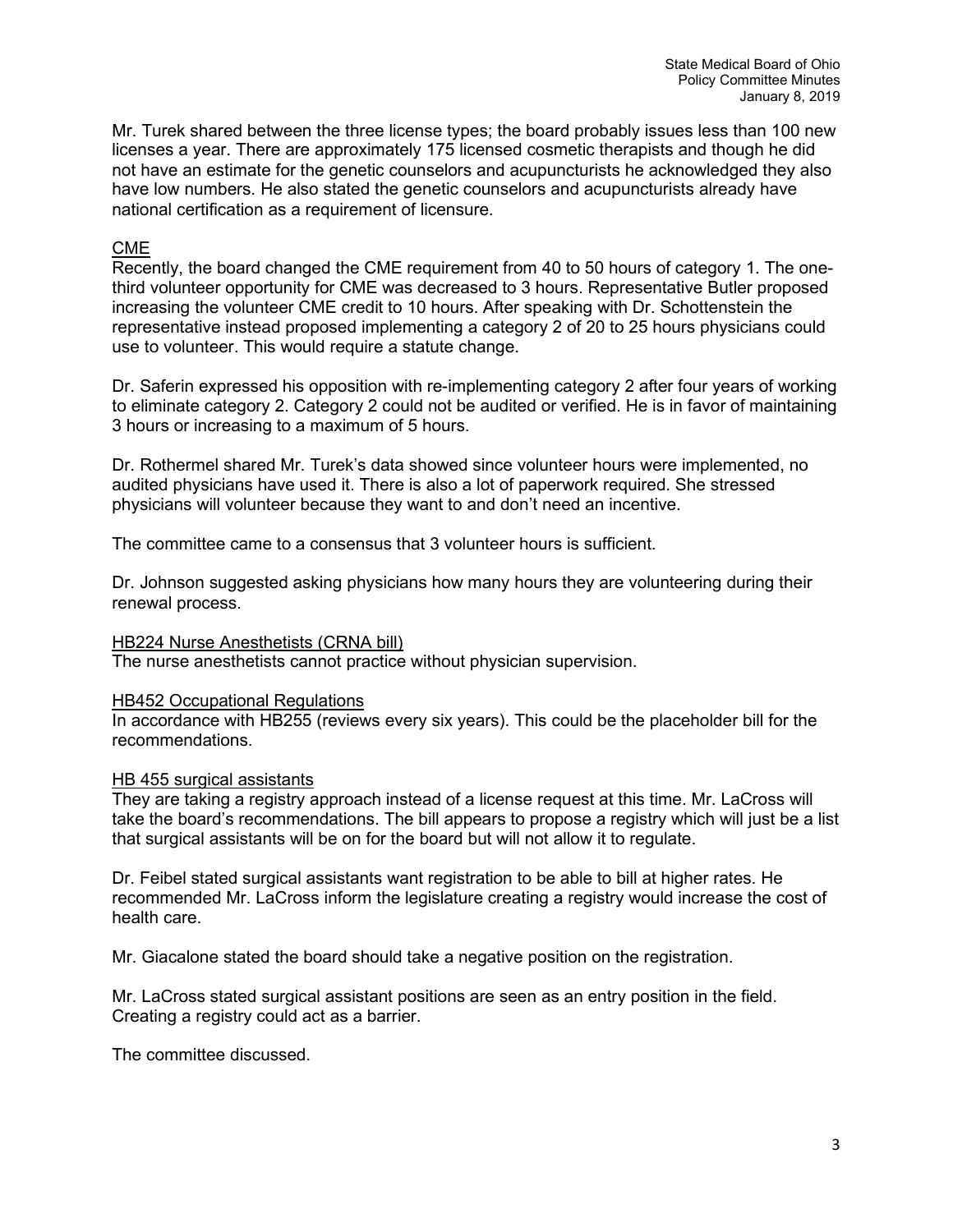Mr. Turek shared between the three license types; the board probably issues less than 100 new licenses a year. There are approximately 175 licensed cosmetic therapists and though he did not have an estimate for the genetic counselors and acupuncturists he acknowledged they also have low numbers. He also stated the genetic counselors and acupuncturists already have national certification as a requirement of licensure.

<u>CME</u>

Recently, the board changed the CME requirement from 40 to 50 hours of category 1. The one-third volunteer opportunity for CME was decreased to 3 hours. Representative Butler proposed increasing the volunteer CME credit to 10 hours. After speaking with Dr. Schottenstein the representative instead proposed implementing a category 2 of 20 to 25 hours physicians could use to volunteer. This would require a statute change.

Dr. Saferin expressed his opposition with re-implementing category 2 after four years of working to eliminate category 2. Category 2 could not be audited or verified. He is in favor of maintaining 3 hours or increasing to a maximum of 5 hours.

Dr. Rothermel shared Mr. Turek's data showed since volunteer hours were implemented, no audited physicians have used it. There is also a lot of paperwork required. She stressed physicians will volunteer because they want to and don't need an incentive.

The committee came to a consensus that 3 volunteer hours is sufficient.

Dr. Johnson suggested asking physicians how many hours they are volunteering during their renewal process.

<u>HB224 Nurse Anesthetists (CRNA bill)</u>

The nurse anesthetists cannot practice without physician supervision.

<u>HB452 Occupational Regulations</u>

In accordance with HB255 (reviews every six years). This could be the placeholder bill for the recommendations.

<u>HB 455 surgical assistants</u>

They are taking a registry approach instead of a license request at this time. Mr. LaCross will take the board's recommendations. The bill appears to propose a registry which will just be a list that surgical assistants will be on for the board but will not allow it to regulate.

Dr. Feibel stated surgical assistants want registration to be able to bill at higher rates. He recommended Mr. LaCross inform the legislature creating a registry would increase the cost of health care.

Mr. Giacalone stated the board should take a negative position on the registration.

Mr. LaCross stated surgical assistant positions are seen as an entry position in the field. Creating a registry could act as a barrier.

The committee discussed.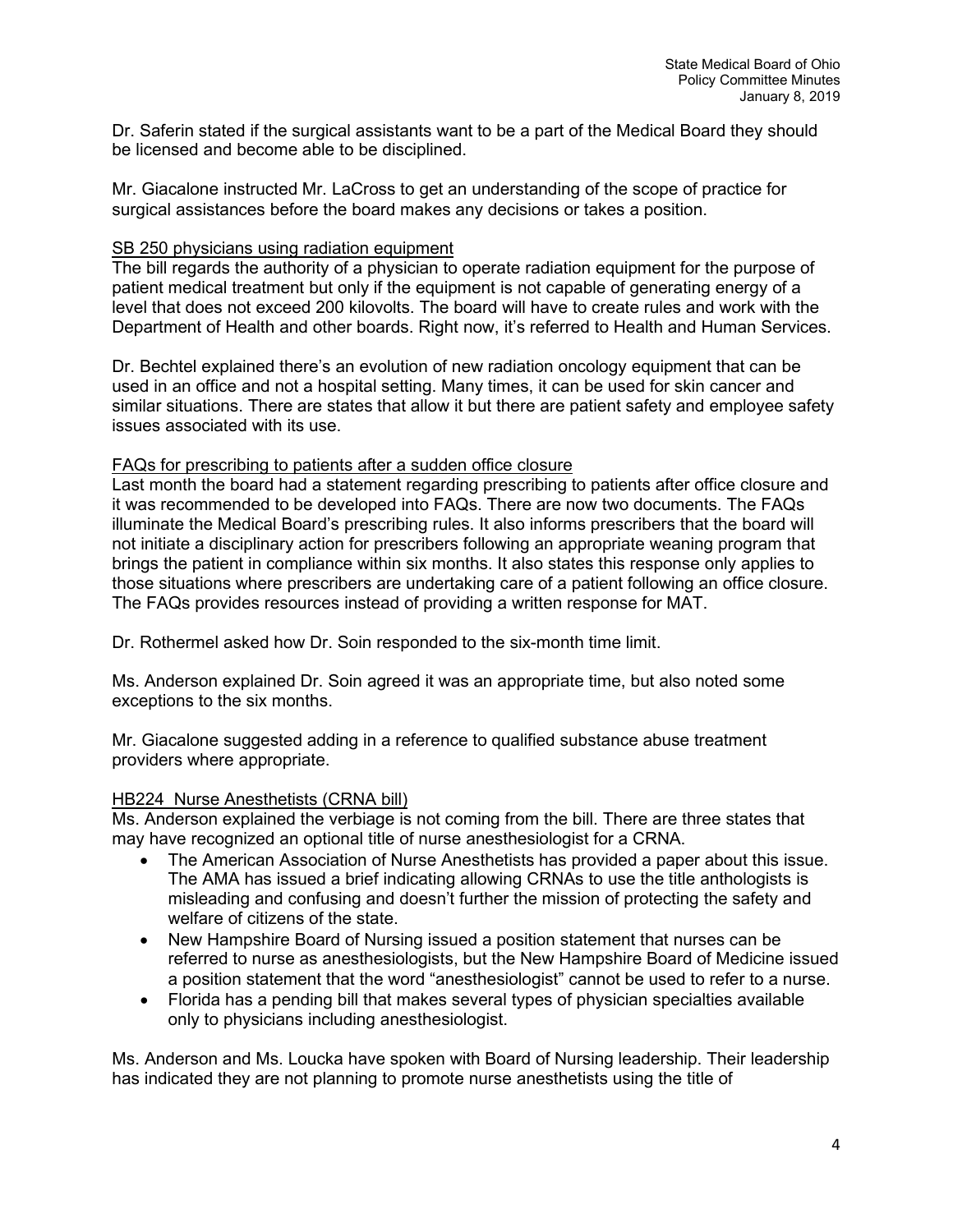Dr. Saferin stated if the surgical assistants want to be a part of the Medical Board they should be licensed and become able to be disciplined.

Mr. Giacalone instructed Mr. LaCross to get an understanding of the scope of practice for surgical assistances before the board makes any decisions or takes a position.

<u>SB 250 physicians using radiation equipment</u>

The bill regards the authority of a physician to operate radiation equipment for the purpose of patient medical treatment but only if the equipment is not capable of generating energy of a level that does not exceed 200 kilovolts. The board will have to create rules and work with the Department of Health and other boards. Right now, it's referred to Health and Human Services.

Dr. Bechtel explained there's an evolution of new radiation oncology equipment that can be used in an office and not a hospital setting. Many times, it can be used for skin cancer and similar situations. There are states that allow it but there are patient safety and employee safety issues associated with its use.

<u>FAQs for prescribing to patients after a sudden office closure</u>

Last month the board had a statement regarding prescribing to patients after office closure and it was recommended to be developed into FAQs. There are now two documents. The FAQs illuminate the Medical Board's prescribing rules. It also informs prescribers that the board will not initiate a disciplinary action for prescribers following an appropriate weaning program that brings the patient in compliance within six months. It also states this response only applies to those situations where prescribers are undertaking care of a patient following an office closure. The FAQs provides resources instead of providing a written response for MAT.

Dr. Rothermel asked how Dr. Soin responded to the six-month time limit.

Ms. Anderson explained Dr. Soin agreed it was an appropriate time, but also noted some exceptions to the six months.

Mr. Giacalone suggested adding in a reference to qualified substance abuse treatment providers where appropriate.

<u>HB224 Nurse Anesthetists (CRNA bill)</u>

Ms. Anderson explained the verbiage is not coming from the bill. There are three states that may have recognized an optional title of nurse anesthesiologist for a CRNA.

- The American Association of Nurse Anesthetists has provided a paper about this issue. The AMA has issued a brief indicating allowing CRNAs to use the title anthologists is misleading and confusing and doesn't further the mission of protecting the safety and welfare of citizens of the state.
- New Hampshire Board of Nursing issued a position statement that nurses can be referred to nurse as anesthesiologists, but the New Hampshire Board of Medicine issued a position statement that the word "anesthesiologist" cannot be used to refer to a nurse.
- Florida has a pending bill that makes several types of physician specialties available only to physicians including anesthesiologist.

Ms. Anderson and Ms. Loucka have spoken with Board of Nursing leadership. Their leadership has indicated they are not planning to promote nurse anesthetists using the title of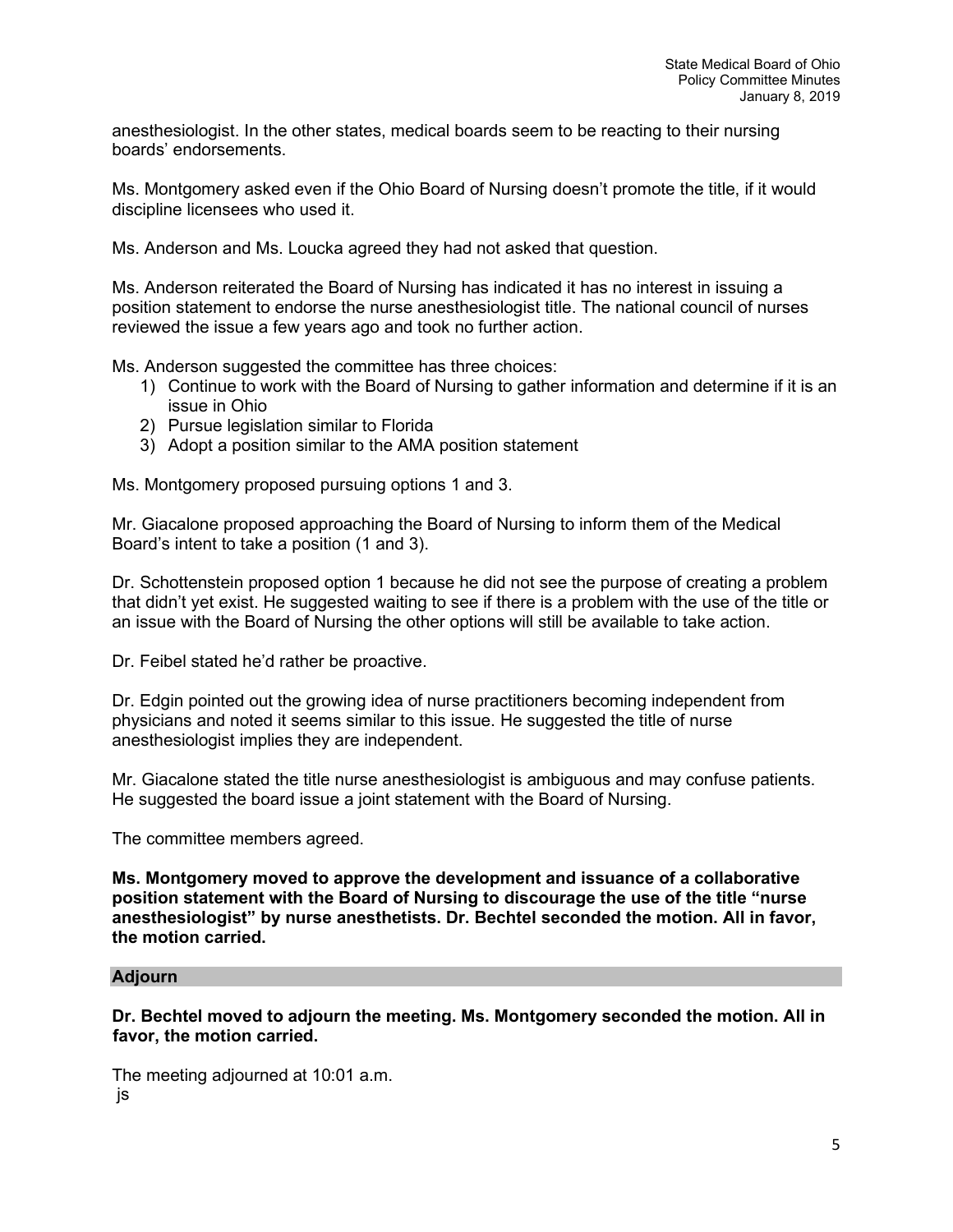anesthesiologist. In the other states, medical boards seem to be reacting to their nursing boards' endorsements.

Ms. Montgomery asked even if the Ohio Board of Nursing doesn't promote the title, if it would discipline licensees who used it.

Ms. Anderson and Ms. Loucka agreed they had not asked that question.

Ms. Anderson reiterated the Board of Nursing has indicated it has no interest in issuing a position statement to endorse the nurse anesthesiologist title. The national council of nurses reviewed the issue a few years ago and took no further action.

Ms. Anderson suggested the committee has three choices:

1) Continue to work with the Board of Nursing to gather information and determine if it is an issue in Ohio
2) Pursue legislation similar to Florida
3) Adopt a position similar to the AMA position statement

Ms. Montgomery proposed pursuing options 1 and 3.

Mr. Giacalone proposed approaching the Board of Nursing to inform them of the Medical Board's intent to take a position (1 and 3).

Dr. Schottenstein proposed option 1 because he did not see the purpose of creating a problem that didn't yet exist. He suggested waiting to see if there is a problem with the use of the title or an issue with the Board of Nursing the other options will still be available to take action.

Dr. Feibel stated he'd rather be proactive.

Dr. Edgin pointed out the growing idea of nurse practitioners becoming independent from physicians and noted it seems similar to this issue. He suggested the title of nurse anesthesiologist implies they are independent.

Mr. Giacalone stated the title nurse anesthesiologist is ambiguous and may confuse patients. He suggested the board issue a joint statement with the Board of Nursing.

The committee members agreed.

**Ms. Montgomery moved to approve the development and issuance of a collaborative position statement with the Board of Nursing to discourage the use of the title "nurse anesthesiologist" by nurse anesthetists. Dr. Bechtel seconded the motion. All in favor, the motion carried.**

## Adjourn

**Dr. Bechtel moved to adjourn the meeting. Ms. Montgomery seconded the motion. All in favor, the motion carried.**

The meeting adjourned at 10:01 a.m.
js